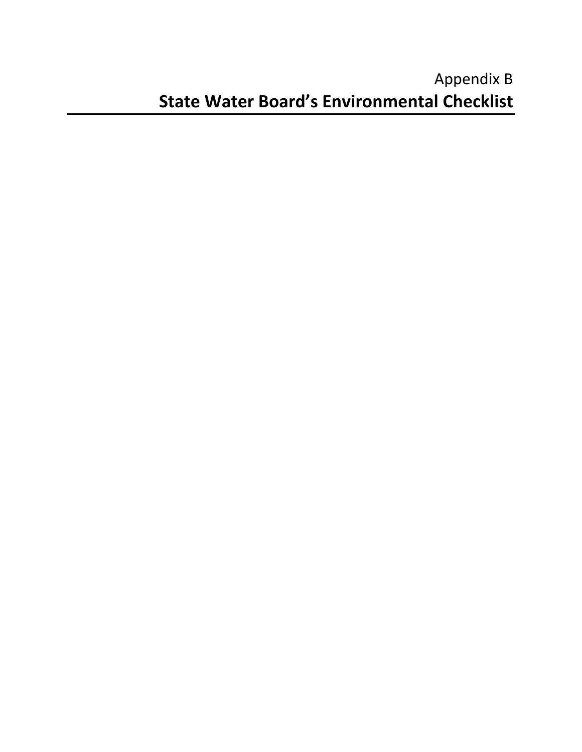Appendix B

# State Water Board's Environmental Checklist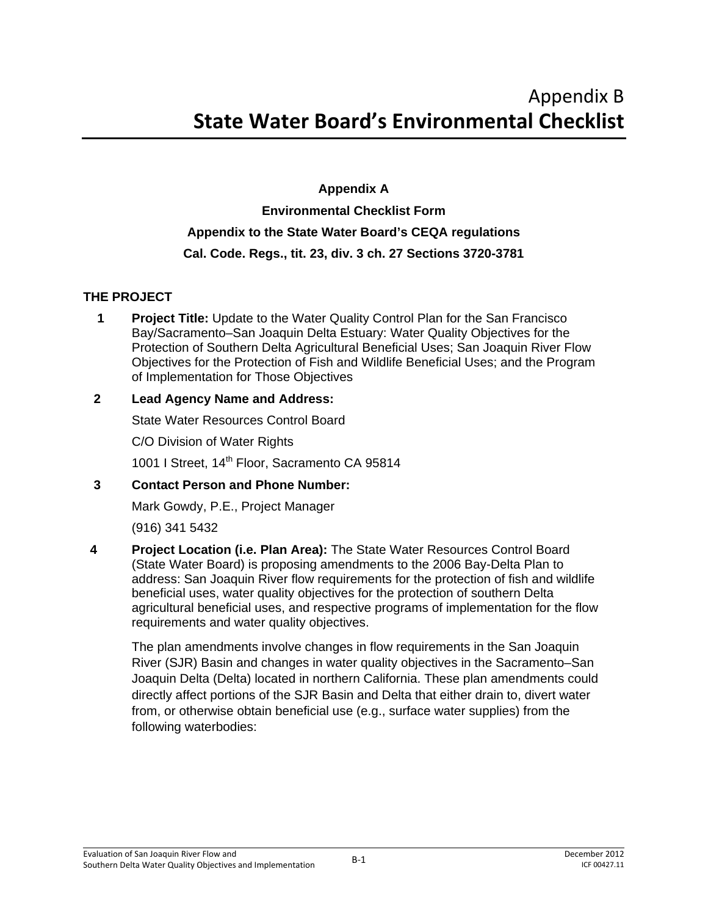# Appendix B
# State Water Board's Environmental Checklist

**Appendix A**

**Environmental Checklist Form**

**Appendix to the State Water Board's CEQA regulations**

**Cal. Code. Regs., tit. 23, div. 3 ch. 27 Sections 3720-3781**

## THE PROJECT

1 **Project Title:** Update to the Water Quality Control Plan for the San Francisco Bay/Sacramento–San Joaquin Delta Estuary: Water Quality Objectives for the Protection of Southern Delta Agricultural Beneficial Uses; San Joaquin River Flow Objectives for the Protection of Fish and Wildlife Beneficial Uses; and the Program of Implementation for Those Objectives

2 **Lead Agency Name and Address:**

State Water Resources Control Board

C/O Division of Water Rights

1001 I Street, 14th Floor, Sacramento CA 95814

3 **Contact Person and Phone Number:**

Mark Gowdy, P.E., Project Manager

(916) 341 5432

4 **Project Location (i.e. Plan Area):** The State Water Resources Control Board (State Water Board) is proposing amendments to the 2006 Bay-Delta Plan to address: San Joaquin River flow requirements for the protection of fish and wildlife beneficial uses, water quality objectives for the protection of southern Delta agricultural beneficial uses, and respective programs of implementation for the flow requirements and water quality objectives.

The plan amendments involve changes in flow requirements in the San Joaquin River (SJR) Basin and changes in water quality objectives in the Sacramento–San Joaquin Delta (Delta) located in northern California. These plan amendments could directly affect portions of the SJR Basin and Delta that either drain to, divert water from, or otherwise obtain beneficial use (e.g., surface water supplies) from the following waterbodies: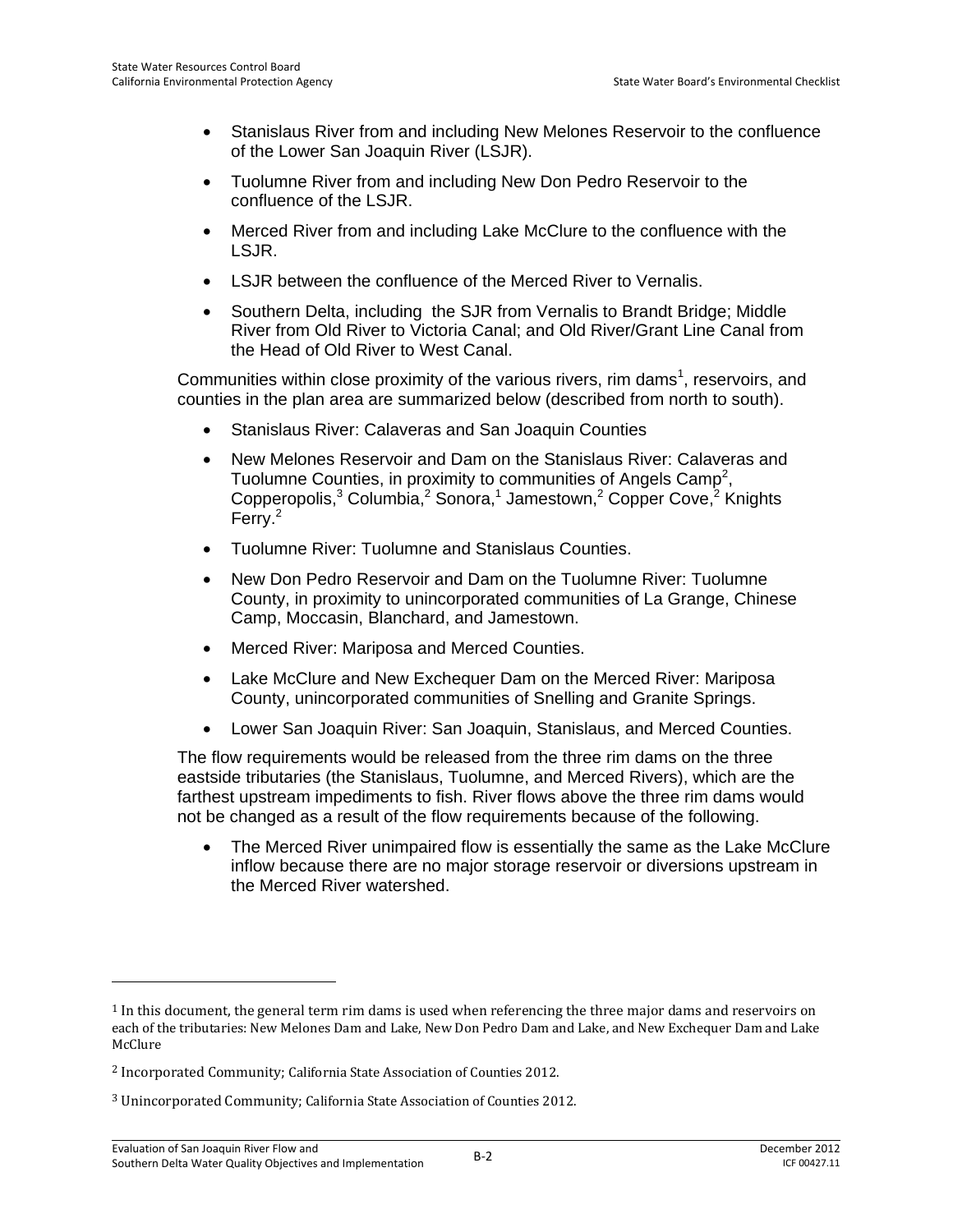- Stanislaus River from and including New Melones Reservoir to the confluence of the Lower San Joaquin River (LSJR).
- Tuolumne River from and including New Don Pedro Reservoir to the confluence of the LSJR.
- Merced River from and including Lake McClure to the confluence with the LSJR.
- LSJR between the confluence of the Merced River to Vernalis.
- Southern Delta, including the SJR from Vernalis to Brandt Bridge; Middle River from Old River to Victoria Canal; and Old River/Grant Line Canal from the Head of Old River to West Canal.

Communities within close proximity of the various rivers, rim dams[1], reservoirs, and counties in the plan area are summarized below (described from north to south).

- Stanislaus River: Calaveras and San Joaquin Counties
- New Melones Reservoir and Dam on the Stanislaus River: Calaveras and Tuolumne Counties, in proximity to communities of Angels Camp[2], Copperopolis,[3] Columbia,[2] Sonora,[1] Jamestown,[2] Copper Cove,[2] Knights Ferry.[2]
- Tuolumne River: Tuolumne and Stanislaus Counties.
- New Don Pedro Reservoir and Dam on the Tuolumne River: Tuolumne County, in proximity to unincorporated communities of La Grange, Chinese Camp, Moccasin, Blanchard, and Jamestown.
- Merced River: Mariposa and Merced Counties.
- Lake McClure and New Exchequer Dam on the Merced River: Mariposa County, unincorporated communities of Snelling and Granite Springs.
- Lower San Joaquin River: San Joaquin, Stanislaus, and Merced Counties.

The flow requirements would be released from the three rim dams on the three eastside tributaries (the Stanislaus, Tuolumne, and Merced Rivers), which are the farthest upstream impediments to fish. River flows above the three rim dams would not be changed as a result of the flow requirements because of the following.

- The Merced River unimpaired flow is essentially the same as the Lake McClure inflow because there are no major storage reservoir or diversions upstream in the Merced River watershed.

---

[1] In this document, the general term rim dams is used when referencing the three major dams and reservoirs on each of the tributaries: New Melones Dam and Lake, New Don Pedro Dam and Lake, and New Exchequer Dam and Lake McClure

[2] Incorporated Community; California State Association of Counties 2012.

[3] Unincorporated Community; California State Association of Counties 2012.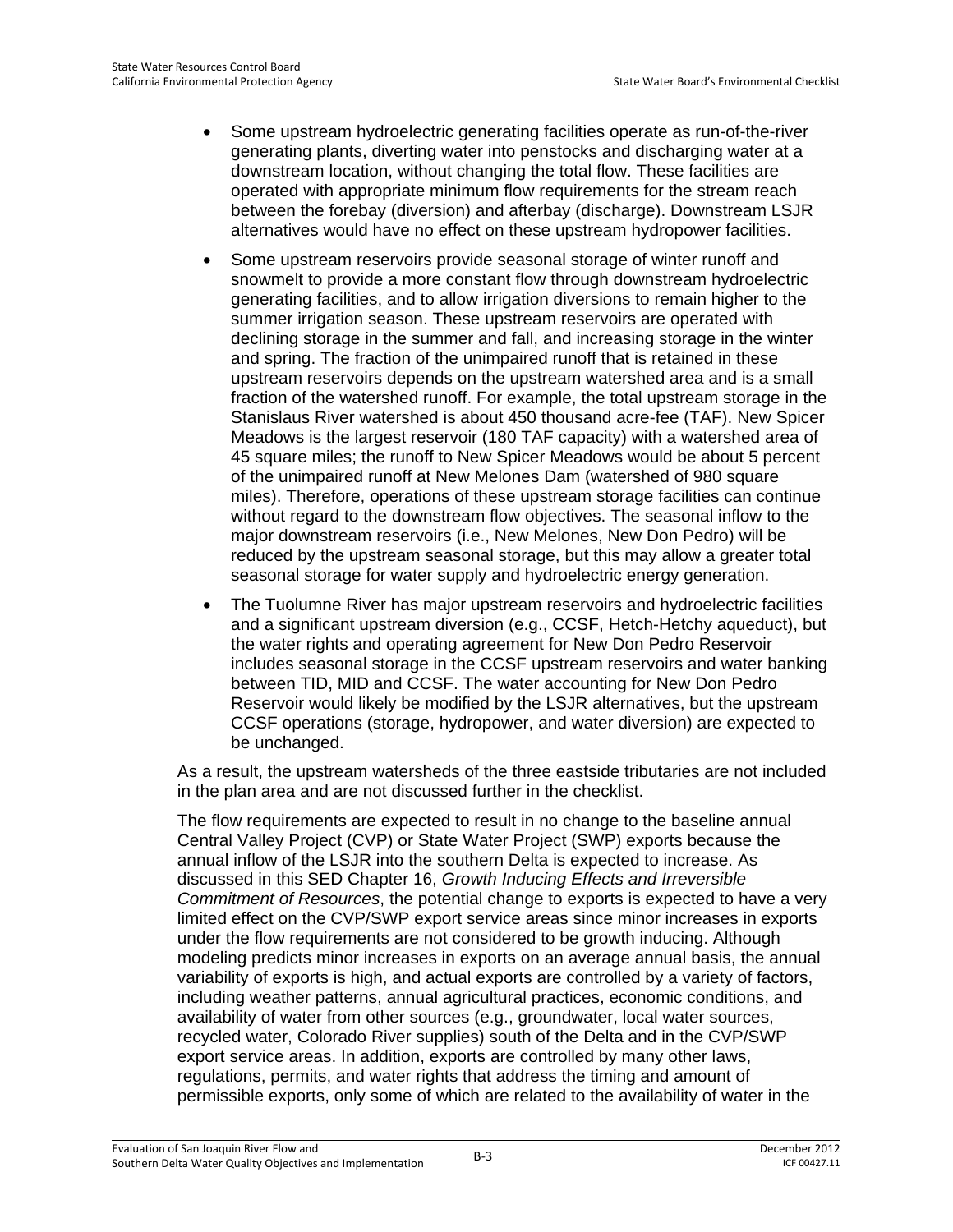- Some upstream hydroelectric generating facilities operate as run-of-the-river generating plants, diverting water into penstocks and discharging water at a downstream location, without changing the total flow. These facilities are operated with appropriate minimum flow requirements for the stream reach between the forebay (diversion) and afterbay (discharge). Downstream LSJR alternatives would have no effect on these upstream hydropower facilities.
- Some upstream reservoirs provide seasonal storage of winter runoff and snowmelt to provide a more constant flow through downstream hydroelectric generating facilities, and to allow irrigation diversions to remain higher to the summer irrigation season. These upstream reservoirs are operated with declining storage in the summer and fall, and increasing storage in the winter and spring. The fraction of the unimpaired runoff that is retained in these upstream reservoirs depends on the upstream watershed area and is a small fraction of the watershed runoff. For example, the total upstream storage in the Stanislaus River watershed is about 450 thousand acre-fee (TAF). New Spicer Meadows is the largest reservoir (180 TAF capacity) with a watershed area of 45 square miles; the runoff to New Spicer Meadows would be about 5 percent of the unimpaired runoff at New Melones Dam (watershed of 980 square miles). Therefore, operations of these upstream storage facilities can continue without regard to the downstream flow objectives. The seasonal inflow to the major downstream reservoirs (i.e., New Melones, New Don Pedro) will be reduced by the upstream seasonal storage, but this may allow a greater total seasonal storage for water supply and hydroelectric energy generation.
- The Tuolumne River has major upstream reservoirs and hydroelectric facilities and a significant upstream diversion (e.g., CCSF, Hetch-Hetchy aqueduct), but the water rights and operating agreement for New Don Pedro Reservoir includes seasonal storage in the CCSF upstream reservoirs and water banking between TID, MID and CCSF. The water accounting for New Don Pedro Reservoir would likely be modified by the LSJR alternatives, but the upstream CCSF operations (storage, hydropower, and water diversion) are expected to be unchanged.

As a result, the upstream watersheds of the three eastside tributaries are not included in the plan area and are not discussed further in the checklist.

The flow requirements are expected to result in no change to the baseline annual Central Valley Project (CVP) or State Water Project (SWP) exports because the annual inflow of the LSJR into the southern Delta is expected to increase. As discussed in this SED Chapter 16, *Growth Inducing Effects and Irreversible Commitment of Resources*, the potential change to exports is expected to have a very limited effect on the CVP/SWP export service areas since minor increases in exports under the flow requirements are not considered to be growth inducing. Although modeling predicts minor increases in exports on an average annual basis, the annual variability of exports is high, and actual exports are controlled by a variety of factors, including weather patterns, annual agricultural practices, economic conditions, and availability of water from other sources (e.g., groundwater, local water sources, recycled water, Colorado River supplies) south of the Delta and in the CVP/SWP export service areas. In addition, exports are controlled by many other laws, regulations, permits, and water rights that address the timing and amount of permissible exports, only some of which are related to the availability of water in the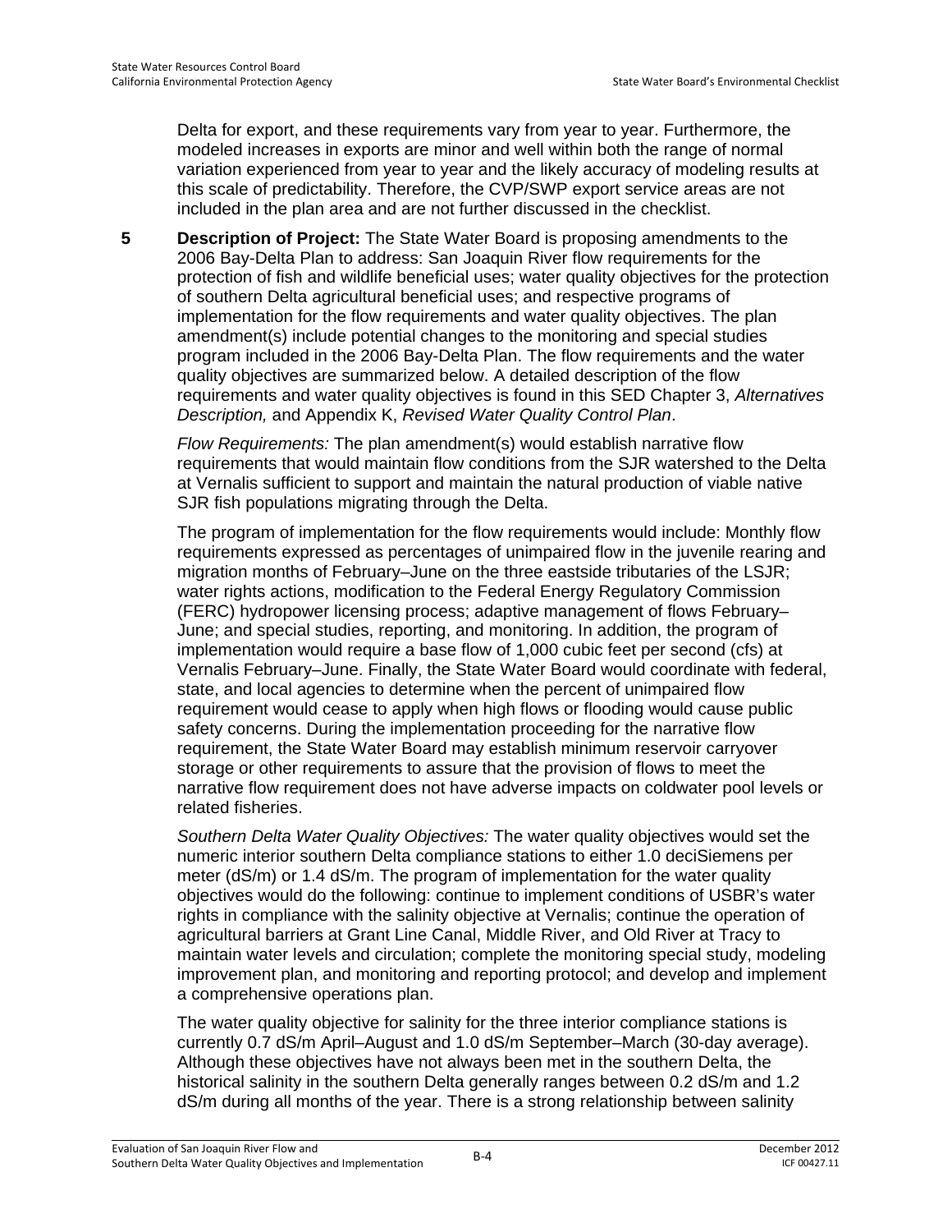Delta for export, and these requirements vary from year to year. Furthermore, the modeled increases in exports are minor and well within both the range of normal variation experienced from year to year and the likely accuracy of modeling results at this scale of predictability. Therefore, the CVP/SWP export service areas are not included in the plan area and are not further discussed in the checklist.

**5 Description of Project:** The State Water Board is proposing amendments to the 2006 Bay-Delta Plan to address: San Joaquin River flow requirements for the protection of fish and wildlife beneficial uses; water quality objectives for the protection of southern Delta agricultural beneficial uses; and respective programs of implementation for the flow requirements and water quality objectives. The plan amendment(s) include potential changes to the monitoring and special studies program included in the 2006 Bay-Delta Plan. The flow requirements and the water quality objectives are summarized below. A detailed description of the flow requirements and water quality objectives is found in this SED Chapter 3, *Alternatives Description,* and Appendix K, *Revised Water Quality Control Plan*.

*Flow Requirements:* The plan amendment(s) would establish narrative flow requirements that would maintain flow conditions from the SJR watershed to the Delta at Vernalis sufficient to support and maintain the natural production of viable native SJR fish populations migrating through the Delta.

The program of implementation for the flow requirements would include: Monthly flow requirements expressed as percentages of unimpaired flow in the juvenile rearing and migration months of February–June on the three eastside tributaries of the LSJR; water rights actions, modification to the Federal Energy Regulatory Commission (FERC) hydropower licensing process; adaptive management of flows February–June; and special studies, reporting, and monitoring. In addition, the program of implementation would require a base flow of 1,000 cubic feet per second (cfs) at Vernalis February–June. Finally, the State Water Board would coordinate with federal, state, and local agencies to determine when the percent of unimpaired flow requirement would cease to apply when high flows or flooding would cause public safety concerns. During the implementation proceeding for the narrative flow requirement, the State Water Board may establish minimum reservoir carryover storage or other requirements to assure that the provision of flows to meet the narrative flow requirement does not have adverse impacts on coldwater pool levels or related fisheries.

*Southern Delta Water Quality Objectives:* The water quality objectives would set the numeric interior southern Delta compliance stations to either 1.0 deciSiemens per meter (dS/m) or 1.4 dS/m. The program of implementation for the water quality objectives would do the following: continue to implement conditions of USBR's water rights in compliance with the salinity objective at Vernalis; continue the operation of agricultural barriers at Grant Line Canal, Middle River, and Old River at Tracy to maintain water levels and circulation; complete the monitoring special study, modeling improvement plan, and monitoring and reporting protocol; and develop and implement a comprehensive operations plan.

The water quality objective for salinity for the three interior compliance stations is currently 0.7 dS/m April–August and 1.0 dS/m September–March (30-day average). Although these objectives have not always been met in the southern Delta, the historical salinity in the southern Delta generally ranges between 0.2 dS/m and 1.2 dS/m during all months of the year. There is a strong relationship between salinity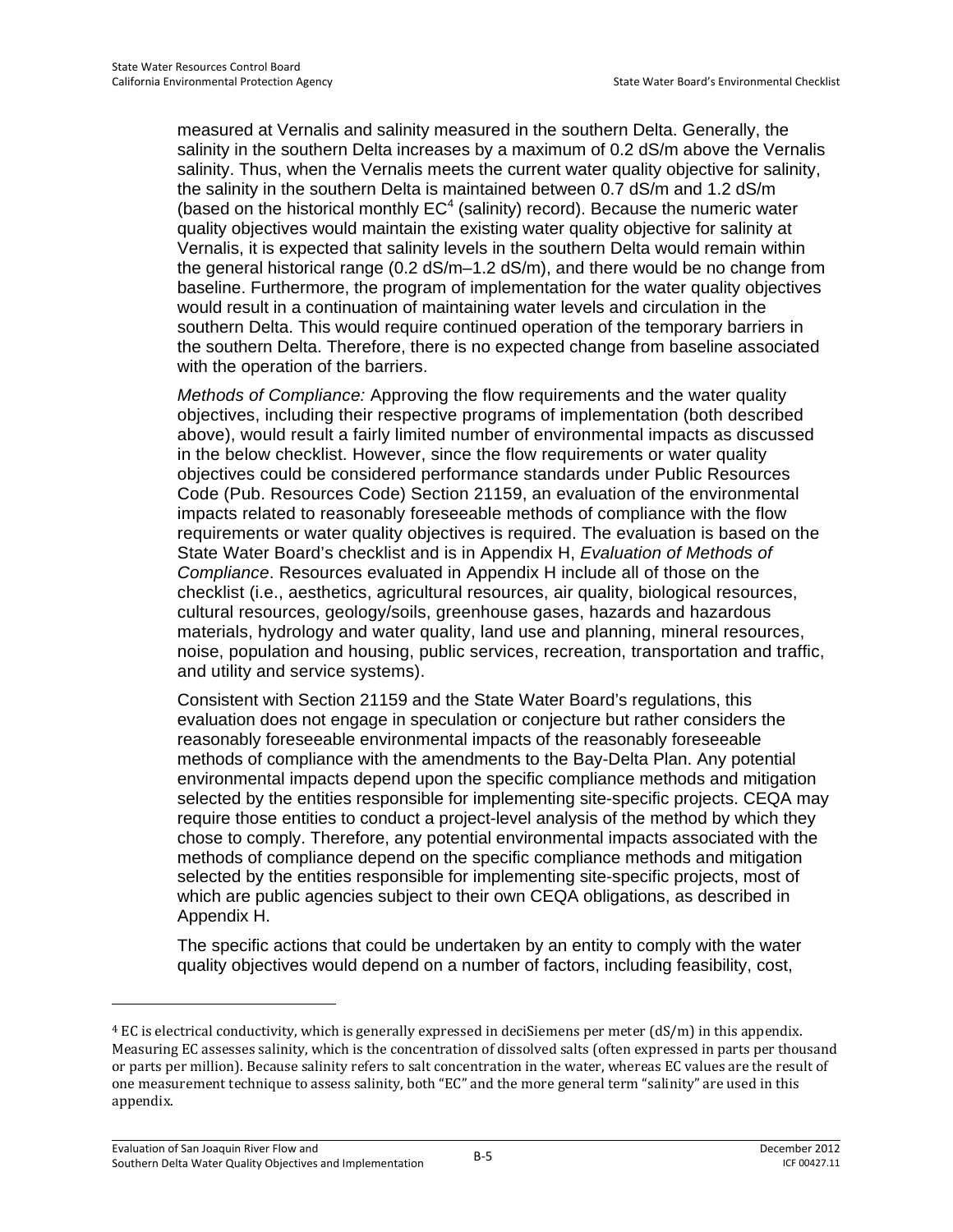measured at Vernalis and salinity measured in the southern Delta. Generally, the salinity in the southern Delta increases by a maximum of 0.2 dS/m above the Vernalis salinity. Thus, when the Vernalis meets the current water quality objective for salinity, the salinity in the southern Delta is maintained between 0.7 dS/m and 1.2 dS/m (based on the historical monthly EC[4] (salinity) record). Because the numeric water quality objectives would maintain the existing water quality objective for salinity at Vernalis, it is expected that salinity levels in the southern Delta would remain within the general historical range (0.2 dS/m–1.2 dS/m), and there would be no change from baseline. Furthermore, the program of implementation for the water quality objectives would result in a continuation of maintaining water levels and circulation in the southern Delta. This would require continued operation of the temporary barriers in the southern Delta. Therefore, there is no expected change from baseline associated with the operation of the barriers.

*Methods of Compliance:* Approving the flow requirements and the water quality objectives, including their respective programs of implementation (both described above), would result a fairly limited number of environmental impacts as discussed in the below checklist. However, since the flow requirements or water quality objectives could be considered performance standards under Public Resources Code (Pub. Resources Code) Section 21159, an evaluation of the environmental impacts related to reasonably foreseeable methods of compliance with the flow requirements or water quality objectives is required. The evaluation is based on the State Water Board's checklist and is in Appendix H, *Evaluation of Methods of Compliance*. Resources evaluated in Appendix H include all of those on the checklist (i.e., aesthetics, agricultural resources, air quality, biological resources, cultural resources, geology/soils, greenhouse gases, hazards and hazardous materials, hydrology and water quality, land use and planning, mineral resources, noise, population and housing, public services, recreation, transportation and traffic, and utility and service systems).

Consistent with Section 21159 and the State Water Board's regulations, this evaluation does not engage in speculation or conjecture but rather considers the reasonably foreseeable environmental impacts of the reasonably foreseeable methods of compliance with the amendments to the Bay-Delta Plan. Any potential environmental impacts depend upon the specific compliance methods and mitigation selected by the entities responsible for implementing site-specific projects. CEQA may require those entities to conduct a project-level analysis of the method by which they chose to comply. Therefore, any potential environmental impacts associated with the methods of compliance depend on the specific compliance methods and mitigation selected by the entities responsible for implementing site-specific projects, most of which are public agencies subject to their own CEQA obligations, as described in Appendix H.

The specific actions that could be undertaken by an entity to comply with the water quality objectives would depend on a number of factors, including feasibility, cost,

---

[4] EC is electrical conductivity, which is generally expressed in deciSiemens per meter (dS/m) in this appendix. Measuring EC assesses salinity, which is the concentration of dissolved salts (often expressed in parts per thousand or parts per million). Because salinity refers to salt concentration in the water, whereas EC values are the result of one measurement technique to assess salinity, both "EC" and the more general term "salinity" are used in this appendix.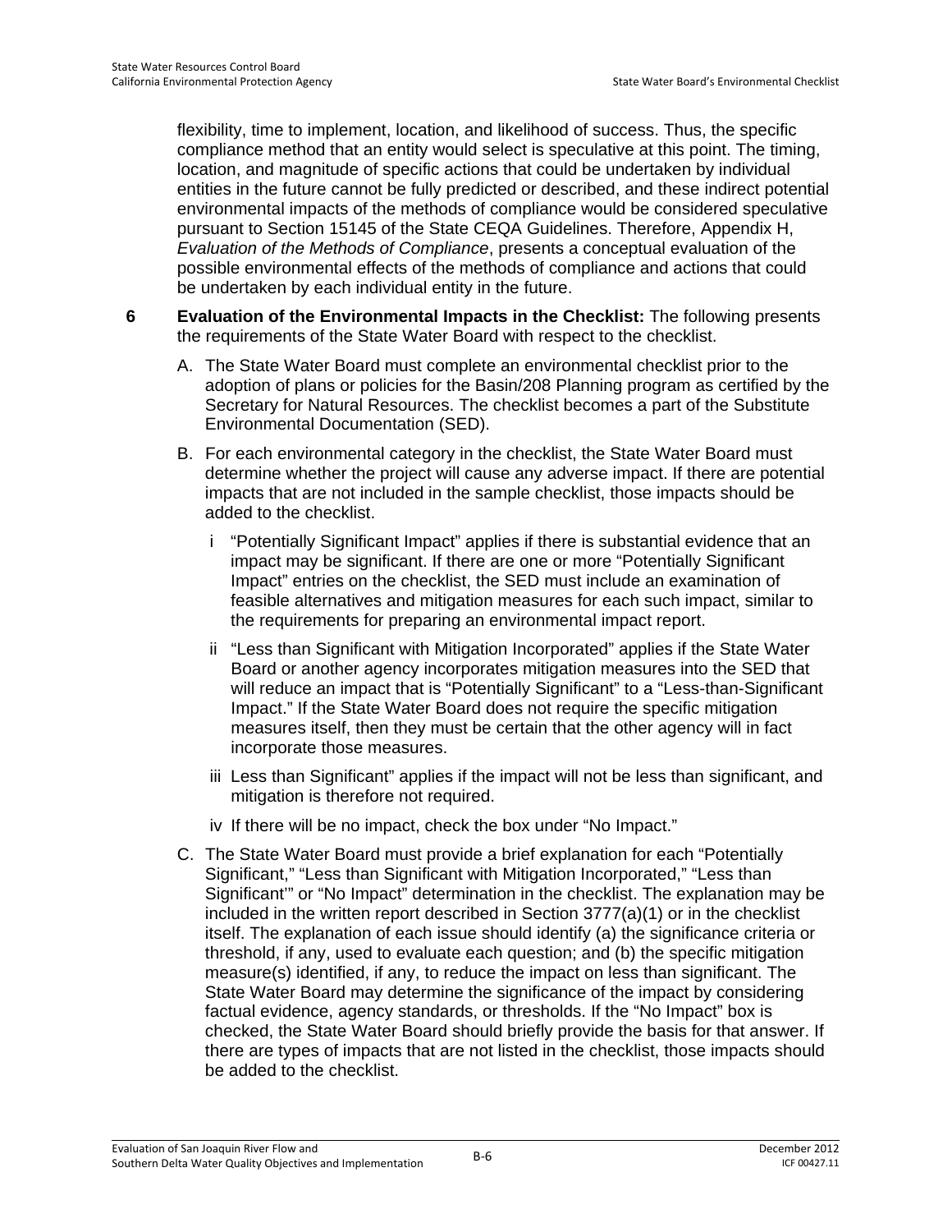flexibility, time to implement, location, and likelihood of success. Thus, the specific compliance method that an entity would select is speculative at this point. The timing, location, and magnitude of specific actions that could be undertaken by individual entities in the future cannot be fully predicted or described, and these indirect potential environmental impacts of the methods of compliance would be considered speculative pursuant to Section 15145 of the State CEQA Guidelines. Therefore, Appendix H, *Evaluation of the Methods of Compliance*, presents a conceptual evaluation of the possible environmental effects of the methods of compliance and actions that could be undertaken by each individual entity in the future.

**6 Evaluation of the Environmental Impacts in the Checklist:** The following presents the requirements of the State Water Board with respect to the checklist.

A. The State Water Board must complete an environmental checklist prior to the adoption of plans or policies for the Basin/208 Planning program as certified by the Secretary for Natural Resources. The checklist becomes a part of the Substitute Environmental Documentation (SED).

B. For each environmental category in the checklist, the State Water Board must determine whether the project will cause any adverse impact. If there are potential impacts that are not included in the sample checklist, those impacts should be added to the checklist.

   i "Potentially Significant Impact" applies if there is substantial evidence that an impact may be significant. If there are one or more "Potentially Significant Impact" entries on the checklist, the SED must include an examination of feasible alternatives and mitigation measures for each such impact, similar to the requirements for preparing an environmental impact report.

   ii "Less than Significant with Mitigation Incorporated" applies if the State Water Board or another agency incorporates mitigation measures into the SED that will reduce an impact that is "Potentially Significant" to a "Less-than-Significant Impact." If the State Water Board does not require the specific mitigation measures itself, then they must be certain that the other agency will in fact incorporate those measures.

   iii Less than Significant" applies if the impact will not be less than significant, and mitigation is therefore not required.

   iv If there will be no impact, check the box under "No Impact."

C. The State Water Board must provide a brief explanation for each "Potentially Significant," "Less than Significant with Mitigation Incorporated," "Less than Significant'" or "No Impact" determination in the checklist. The explanation may be included in the written report described in Section 3777(a)(1) or in the checklist itself. The explanation of each issue should identify (a) the significance criteria or threshold, if any, used to evaluate each question; and (b) the specific mitigation measure(s) identified, if any, to reduce the impact on less than significant. The State Water Board may determine the significance of the impact by considering factual evidence, agency standards, or thresholds. If the "No Impact" box is checked, the State Water Board should briefly provide the basis for that answer. If there are types of impacts that are not listed in the checklist, those impacts should be added to the checklist.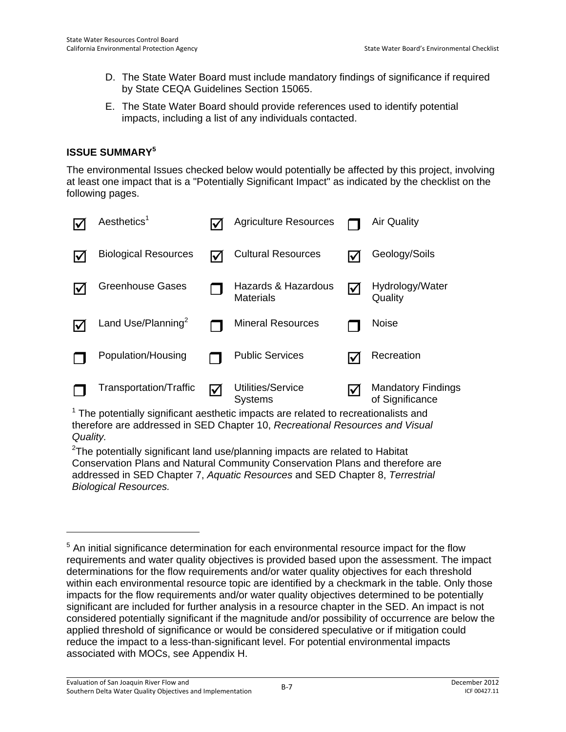D. The State Water Board must include mandatory findings of significance if required by State CEQA Guidelines Section 15065.

E. The State Water Board should provide references used to identify potential impacts, including a list of any individuals contacted.

## ISSUE SUMMARY[5]

The environmental Issues checked below would potentially be affected by this project, involving at least one impact that is a "Potentially Significant Impact" as indicated by the checklist on the following pages.

| | | | | | |
|---|---|---|---|---|---|
| ☑ | Aesthetics[1] | ☑ | Agriculture Resources | ☐ | Air Quality |
| ☑ | Biological Resources | ☑ | Cultural Resources | ☑ | Geology/Soils |
| ☑ | Greenhouse Gases | ☐ | Hazards & Hazardous Materials | ☑ | Hydrology/Water Quality |
| ☑ | Land Use/Planning[2] | ☐ | Mineral Resources | ☐ | Noise |
| ☐ | Population/Housing | ☐ | Public Services | ☑ | Recreation |
| ☐ | Transportation/Traffic | ☑ | Utilities/Service Systems | ☑ | Mandatory Findings of Significance |

[1] The potentially significant aesthetic impacts are related to recreationalists and therefore are addressed in SED Chapter 10, *Recreational Resources and Visual Quality.*

[2] The potentially significant land use/planning impacts are related to Habitat Conservation Plans and Natural Community Conservation Plans and therefore are addressed in SED Chapter 7, *Aquatic Resources* and SED Chapter 8, *Terrestrial Biological Resources.*

---

[5] An initial significance determination for each environmental resource impact for the flow requirements and water quality objectives is provided based upon the assessment. The impact determinations for the flow requirements and/or water quality objectives for each threshold within each environmental resource topic are identified by a checkmark in the table. Only those impacts for the flow requirements and/or water quality objectives determined to be potentially significant are included for further analysis in a resource chapter in the SED. An impact is not considered potentially significant if the magnitude and/or possibility of occurrence are below the applied threshold of significance or would be considered speculative or if mitigation could reduce the impact to a less-than-significant level. For potential environmental impacts associated with MOCs, see Appendix H.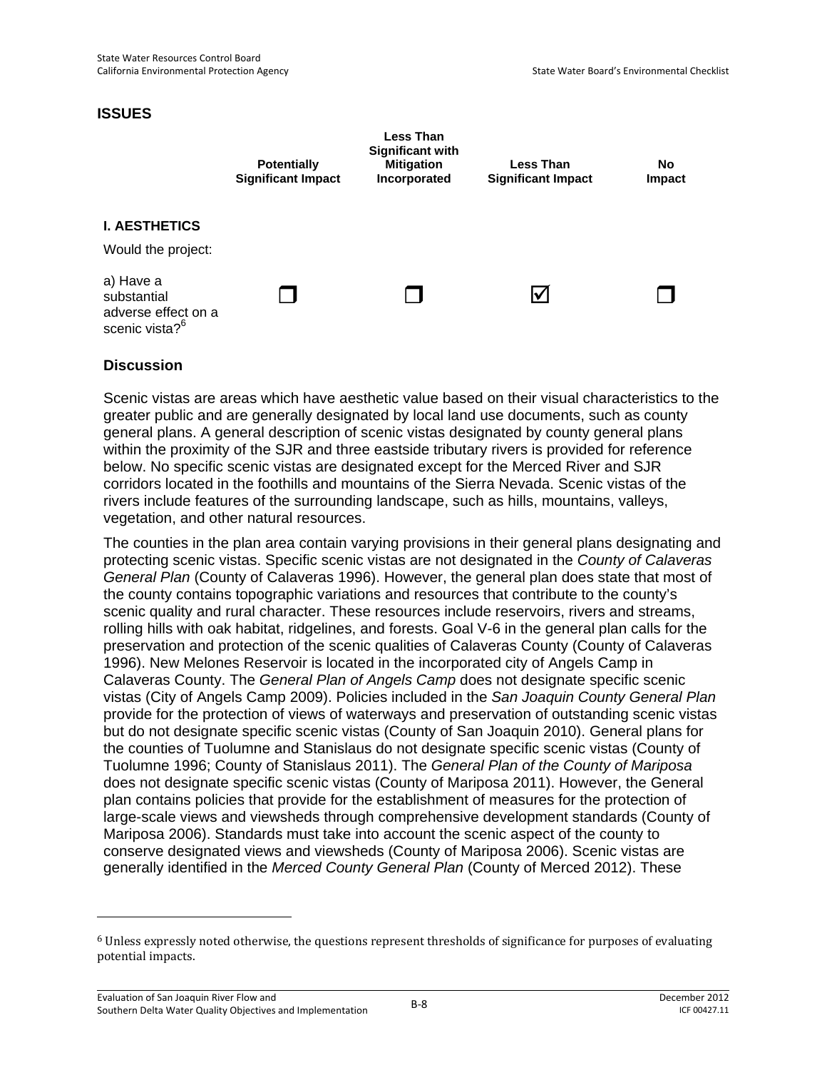## ISSUES

| | Potentially Significant Impact | Less Than Significant with Mitigation Incorporated | Less Than Significant Impact | No Impact |
|---|---|---|---|---|
| **I. AESTHETICS** | | | | |
| Would the project: | | | | |
| a) Have a substantial adverse effect on a scenic vista?[6] | ☐ | ☐ | ☑ | ☐ |

### Discussion

Scenic vistas are areas which have aesthetic value based on their visual characteristics to the greater public and are generally designated by local land use documents, such as county general plans. A general description of scenic vistas designated by county general plans within the proximity of the SJR and three eastside tributary rivers is provided for reference below. No specific scenic vistas are designated except for the Merced River and SJR corridors located in the foothills and mountains of the Sierra Nevada. Scenic vistas of the rivers include features of the surrounding landscape, such as hills, mountains, valleys, vegetation, and other natural resources.

The counties in the plan area contain varying provisions in their general plans designating and protecting scenic vistas. Specific scenic vistas are not designated in the *County of Calaveras General Plan* (County of Calaveras 1996). However, the general plan does state that most of the county contains topographic variations and resources that contribute to the county's scenic quality and rural character. These resources include reservoirs, rivers and streams, rolling hills with oak habitat, ridgelines, and forests. Goal V-6 in the general plan calls for the preservation and protection of the scenic qualities of Calaveras County (County of Calaveras 1996). New Melones Reservoir is located in the incorporated city of Angels Camp in Calaveras County. The *General Plan of Angels Camp* does not designate specific scenic vistas (City of Angels Camp 2009). Policies included in the *San Joaquin County General Plan* provide for the protection of views of waterways and preservation of outstanding scenic vistas but do not designate specific scenic vistas (County of San Joaquin 2010). General plans for the counties of Tuolumne and Stanislaus do not designate specific scenic vistas (County of Tuolumne 1996; County of Stanislaus 2011). The *General Plan of the County of Mariposa* does not designate specific scenic vistas (County of Mariposa 2011). However, the General plan contains policies that provide for the establishment of measures for the protection of large-scale views and viewsheds through comprehensive development standards (County of Mariposa 2006). Standards must take into account the scenic aspect of the county to conserve designated views and viewsheds (County of Mariposa 2006). Scenic vistas are generally identified in the *Merced County General Plan* (County of Merced 2012). These

---

[6] Unless expressly noted otherwise, the questions represent thresholds of significance for purposes of evaluating potential impacts.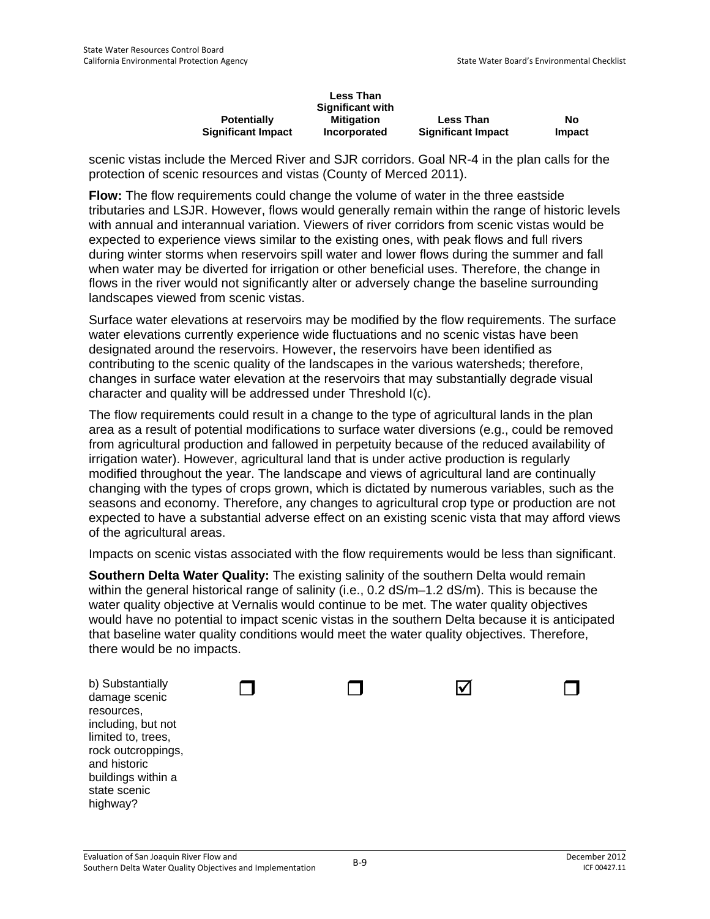| | Potentially Significant Impact | Less Than Significant with Mitigation Incorporated | Less Than Significant Impact | No Impact |
|---|---|---|---|---|

scenic vistas include the Merced River and SJR corridors. Goal NR-4 in the plan calls for the protection of scenic resources and vistas (County of Merced 2011).

**Flow:** The flow requirements could change the volume of water in the three eastside tributaries and LSJR. However, flows would generally remain within the range of historic levels with annual and interannual variation. Viewers of river corridors from scenic vistas would be expected to experience views similar to the existing ones, with peak flows and full rivers during winter storms when reservoirs spill water and lower flows during the summer and fall when water may be diverted for irrigation or other beneficial uses. Therefore, the change in flows in the river would not significantly alter or adversely change the baseline surrounding landscapes viewed from scenic vistas.

Surface water elevations at reservoirs may be modified by the flow requirements. The surface water elevations currently experience wide fluctuations and no scenic vistas have been designated around the reservoirs. However, the reservoirs have been identified as contributing to the scenic quality of the landscapes in the various watersheds; therefore, changes in surface water elevation at the reservoirs that may substantially degrade visual character and quality will be addressed under Threshold I(c).

The flow requirements could result in a change to the type of agricultural lands in the plan area as a result of potential modifications to surface water diversions (e.g., could be removed from agricultural production and fallowed in perpetuity because of the reduced availability of irrigation water). However, agricultural land that is under active production is regularly modified throughout the year. The landscape and views of agricultural land are continually changing with the types of crops grown, which is dictated by numerous variables, such as the seasons and economy. Therefore, any changes to agricultural crop type or production are not expected to have a substantial adverse effect on an existing scenic vista that may afford views of the agricultural areas.

Impacts on scenic vistas associated with the flow requirements would be less than significant.

**Southern Delta Water Quality:** The existing salinity of the southern Delta would remain within the general historical range of salinity (i.e., 0.2 dS/m–1.2 dS/m). This is because the water quality objective at Vernalis would continue to be met. The water quality objectives would have no potential to impact scenic vistas in the southern Delta because it is anticipated that baseline water quality conditions would meet the water quality objectives. Therefore, there would be no impacts.

| | Potentially Significant Impact | Less Than Significant with Mitigation Incorporated | Less Than Significant Impact | No Impact |
|---|---|---|---|---|
| b) Substantially damage scenic resources, including, but not limited to, trees, rock outcroppings, and historic buildings within a state scenic highway? | ☐ | ☐ | ☑ | ☐ |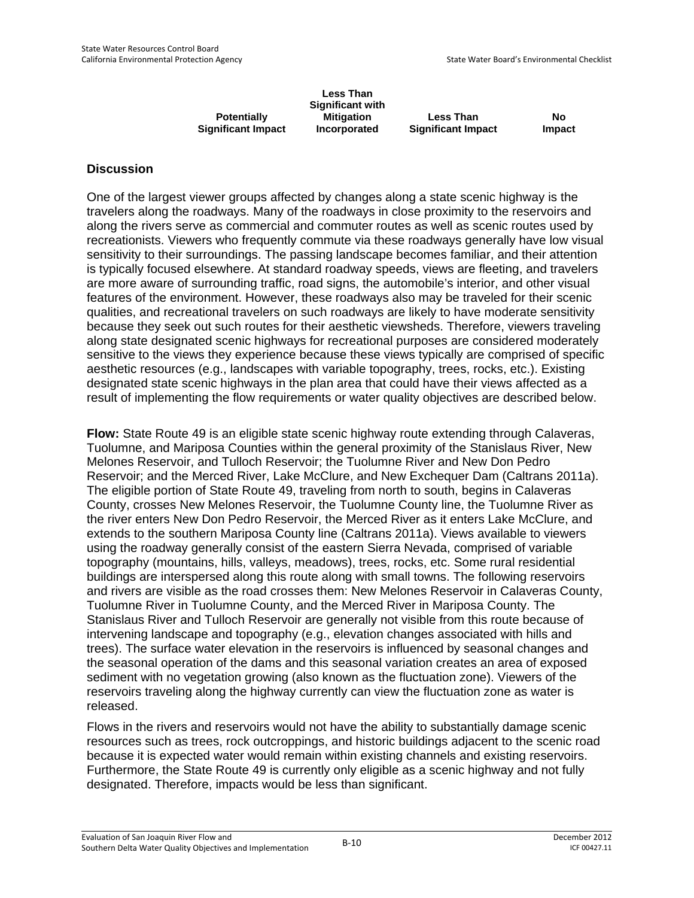| Potentially Significant Impact | Less Than Significant with Mitigation Incorporated | Less Than Significant Impact | No Impact |
|---|---|---|---|

### Discussion

One of the largest viewer groups affected by changes along a state scenic highway is the travelers along the roadways. Many of the roadways in close proximity to the reservoirs and along the rivers serve as commercial and commuter routes as well as scenic routes used by recreationists. Viewers who frequently commute via these roadways generally have low visual sensitivity to their surroundings. The passing landscape becomes familiar, and their attention is typically focused elsewhere. At standard roadway speeds, views are fleeting, and travelers are more aware of surrounding traffic, road signs, the automobile's interior, and other visual features of the environment. However, these roadways also may be traveled for their scenic qualities, and recreational travelers on such roadways are likely to have moderate sensitivity because they seek out such routes for their aesthetic viewsheds. Therefore, viewers traveling along state designated scenic highways for recreational purposes are considered moderately sensitive to the views they experience because these views typically are comprised of specific aesthetic resources (e.g., landscapes with variable topography, trees, rocks, etc.). Existing designated state scenic highways in the plan area that could have their views affected as a result of implementing the flow requirements or water quality objectives are described below.

**Flow:** State Route 49 is an eligible state scenic highway route extending through Calaveras, Tuolumne, and Mariposa Counties within the general proximity of the Stanislaus River, New Melones Reservoir, and Tulloch Reservoir; the Tuolumne River and New Don Pedro Reservoir; and the Merced River, Lake McClure, and New Exchequer Dam (Caltrans 2011a). The eligible portion of State Route 49, traveling from north to south, begins in Calaveras County, crosses New Melones Reservoir, the Tuolumne County line, the Tuolumne River as the river enters New Don Pedro Reservoir, the Merced River as it enters Lake McClure, and extends to the southern Mariposa County line (Caltrans 2011a). Views available to viewers using the roadway generally consist of the eastern Sierra Nevada, comprised of variable topography (mountains, hills, valleys, meadows), trees, rocks, etc. Some rural residential buildings are interspersed along this route along with small towns. The following reservoirs and rivers are visible as the road crosses them: New Melones Reservoir in Calaveras County, Tuolumne River in Tuolumne County, and the Merced River in Mariposa County. The Stanislaus River and Tulloch Reservoir are generally not visible from this route because of intervening landscape and topography (e.g., elevation changes associated with hills and trees). The surface water elevation in the reservoirs is influenced by seasonal changes and the seasonal operation of the dams and this seasonal variation creates an area of exposed sediment with no vegetation growing (also known as the fluctuation zone). Viewers of the reservoirs traveling along the highway currently can view the fluctuation zone as water is released.

Flows in the rivers and reservoirs would not have the ability to substantially damage scenic resources such as trees, rock outcroppings, and historic buildings adjacent to the scenic road because it is expected water would remain within existing channels and existing reservoirs. Furthermore, the State Route 49 is currently only eligible as a scenic highway and not fully designated. Therefore, impacts would be less than significant.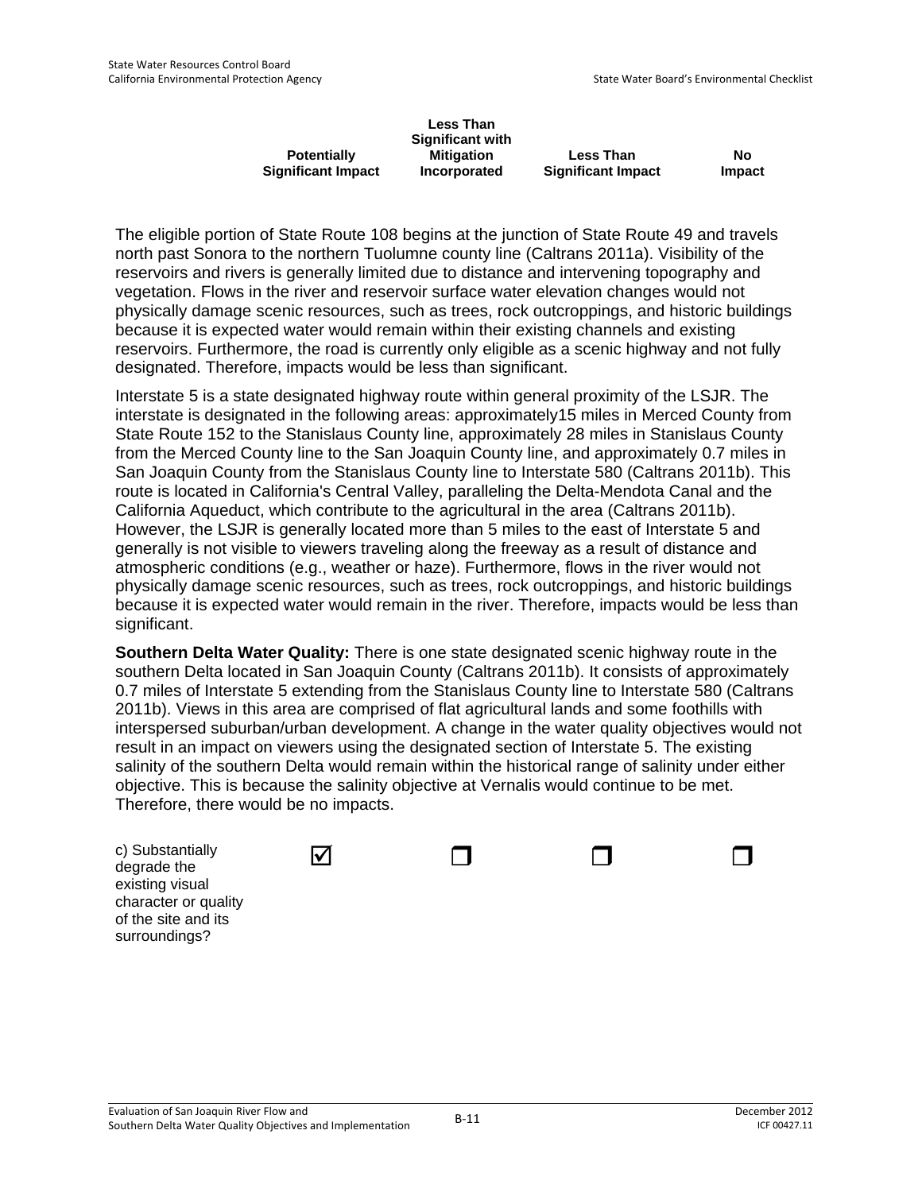| | Potentially Significant Impact | Less Than Significant with Mitigation Incorporated | Less Than Significant Impact | No Impact |
|---|---|---|---|---|

The eligible portion of State Route 108 begins at the junction of State Route 49 and travels north past Sonora to the northern Tuolumne county line (Caltrans 2011a). Visibility of the reservoirs and rivers is generally limited due to distance and intervening topography and vegetation. Flows in the river and reservoir surface water elevation changes would not physically damage scenic resources, such as trees, rock outcroppings, and historic buildings because it is expected water would remain within their existing channels and existing reservoirs. Furthermore, the road is currently only eligible as a scenic highway and not fully designated. Therefore, impacts would be less than significant.

Interstate 5 is a state designated highway route within general proximity of the LSJR. The interstate is designated in the following areas: approximately15 miles in Merced County from State Route 152 to the Stanislaus County line, approximately 28 miles in Stanislaus County from the Merced County line to the San Joaquin County line, and approximately 0.7 miles in San Joaquin County from the Stanislaus County line to Interstate 580 (Caltrans 2011b). This route is located in California's Central Valley, paralleling the Delta-Mendota Canal and the California Aqueduct, which contribute to the agricultural in the area (Caltrans 2011b). However, the LSJR is generally located more than 5 miles to the east of Interstate 5 and generally is not visible to viewers traveling along the freeway as a result of distance and atmospheric conditions (e.g., weather or haze). Furthermore, flows in the river would not physically damage scenic resources, such as trees, rock outcroppings, and historic buildings because it is expected water would remain in the river. Therefore, impacts would be less than significant.

**Southern Delta Water Quality:** There is one state designated scenic highway route in the southern Delta located in San Joaquin County (Caltrans 2011b). It consists of approximately 0.7 miles of Interstate 5 extending from the Stanislaus County line to Interstate 580 (Caltrans 2011b). Views in this area are comprised of flat agricultural lands and some foothills with interspersed suburban/urban development. A change in the water quality objectives would not result in an impact on viewers using the designated section of Interstate 5. The existing salinity of the southern Delta would remain within the historical range of salinity under either objective. This is because the salinity objective at Vernalis would continue to be met. Therefore, there would be no impacts.

| | Potentially Significant Impact | Less Than Significant with Mitigation Incorporated | Less Than Significant Impact | No Impact |
|---|---|---|---|---|
| c) Substantially degrade the existing visual character or quality of the site and its surroundings? | ☑ | ☐ | ☐ | ☐ |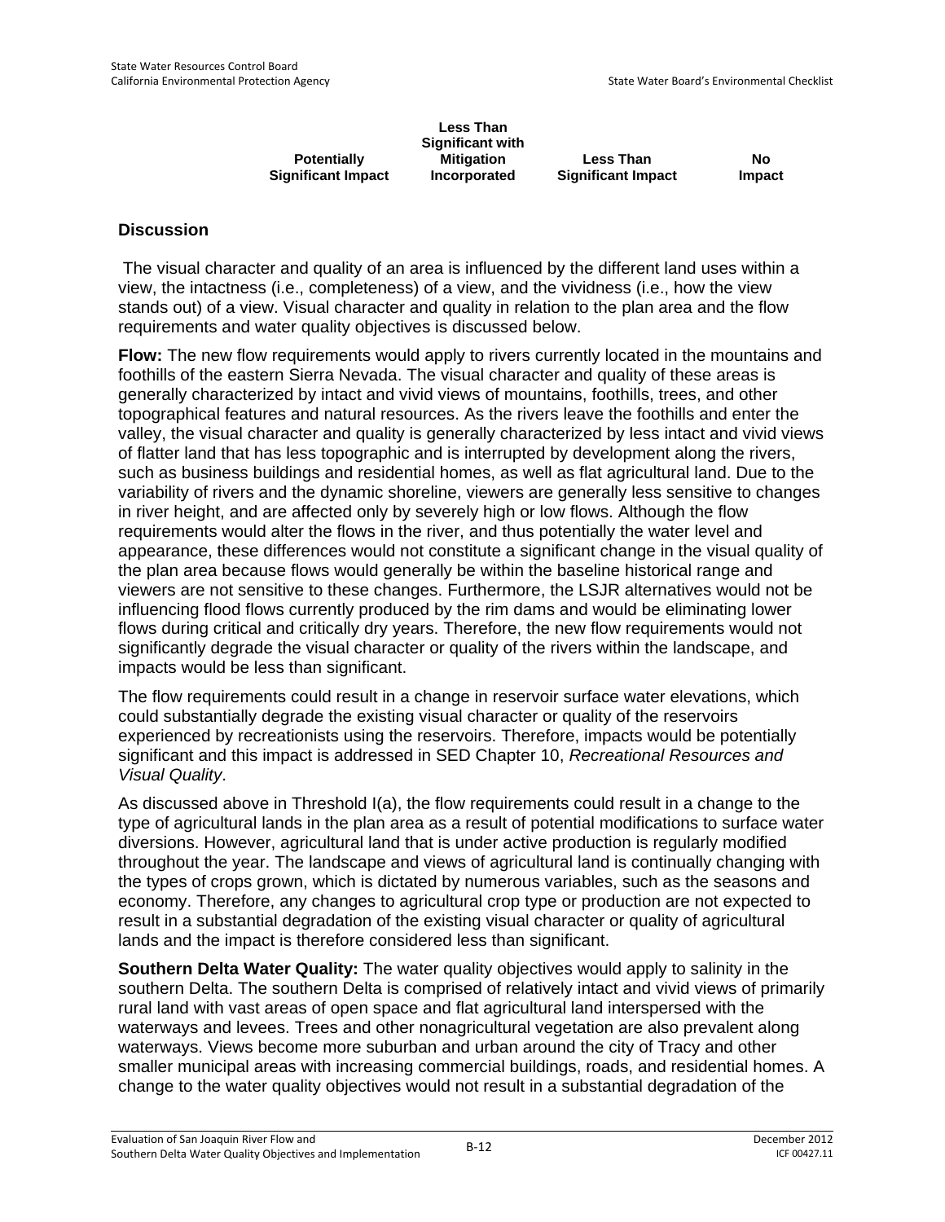| Potentially Significant Impact | Less Than Significant with Mitigation Incorporated | Less Than Significant Impact | No Impact |
|---|---|---|---|

## Discussion

The visual character and quality of an area is influenced by the different land uses within a view, the intactness (i.e., completeness) of a view, and the vividness (i.e., how the view stands out) of a view. Visual character and quality in relation to the plan area and the flow requirements and water quality objectives is discussed below.

**Flow:** The new flow requirements would apply to rivers currently located in the mountains and foothills of the eastern Sierra Nevada. The visual character and quality of these areas is generally characterized by intact and vivid views of mountains, foothills, trees, and other topographical features and natural resources. As the rivers leave the foothills and enter the valley, the visual character and quality is generally characterized by less intact and vivid views of flatter land that has less topographic and is interrupted by development along the rivers, such as business buildings and residential homes, as well as flat agricultural land. Due to the variability of rivers and the dynamic shoreline, viewers are generally less sensitive to changes in river height, and are affected only by severely high or low flows. Although the flow requirements would alter the flows in the river, and thus potentially the water level and appearance, these differences would not constitute a significant change in the visual quality of the plan area because flows would generally be within the baseline historical range and viewers are not sensitive to these changes. Furthermore, the LSJR alternatives would not be influencing flood flows currently produced by the rim dams and would be eliminating lower flows during critical and critically dry years. Therefore, the new flow requirements would not significantly degrade the visual character or quality of the rivers within the landscape, and impacts would be less than significant.

The flow requirements could result in a change in reservoir surface water elevations, which could substantially degrade the existing visual character or quality of the reservoirs experienced by recreationists using the reservoirs. Therefore, impacts would be potentially significant and this impact is addressed in SED Chapter 10, *Recreational Resources and Visual Quality*.

As discussed above in Threshold I(a), the flow requirements could result in a change to the type of agricultural lands in the plan area as a result of potential modifications to surface water diversions. However, agricultural land that is under active production is regularly modified throughout the year. The landscape and views of agricultural land is continually changing with the types of crops grown, which is dictated by numerous variables, such as the seasons and economy. Therefore, any changes to agricultural crop type or production are not expected to result in a substantial degradation of the existing visual character or quality of agricultural lands and the impact is therefore considered less than significant.

**Southern Delta Water Quality:** The water quality objectives would apply to salinity in the southern Delta. The southern Delta is comprised of relatively intact and vivid views of primarily rural land with vast areas of open space and flat agricultural land interspersed with the waterways and levees. Trees and other nonagricultural vegetation are also prevalent along waterways. Views become more suburban and urban around the city of Tracy and other smaller municipal areas with increasing commercial buildings, roads, and residential homes. A change to the water quality objectives would not result in a substantial degradation of the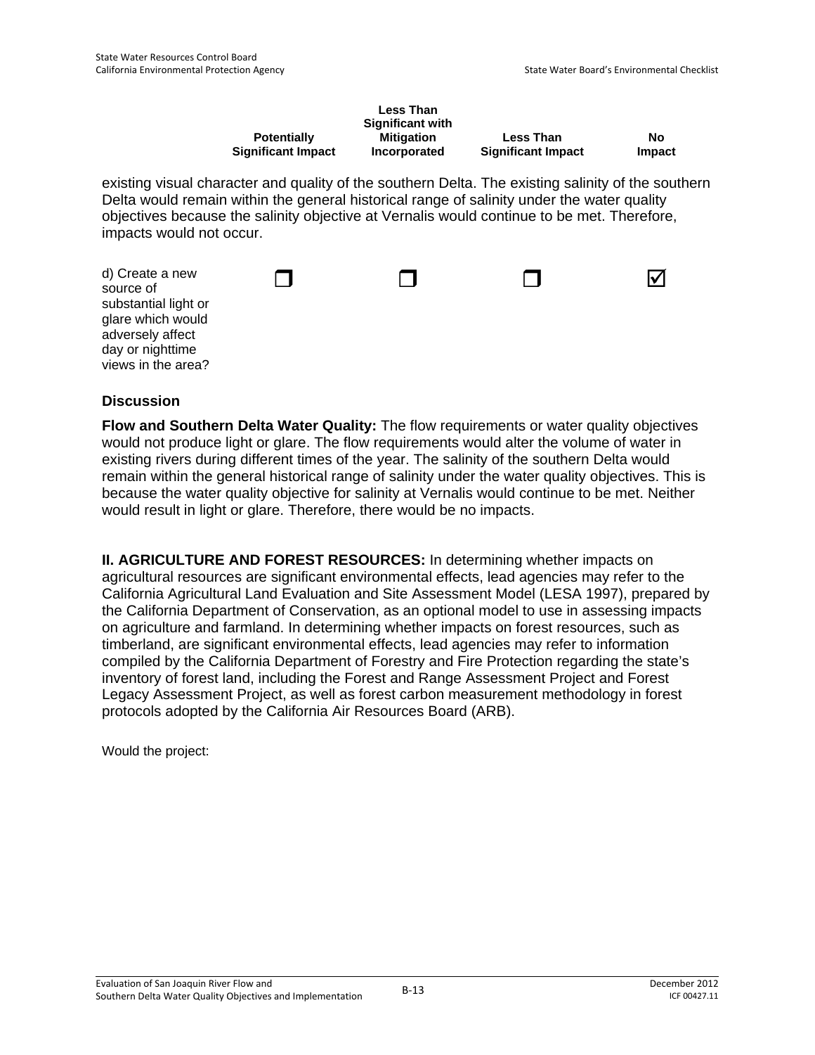| | Potentially Significant Impact | Less Than Significant with Mitigation Incorporated | Less Than Significant Impact | No Impact |
|---|---|---|---|---|

existing visual character and quality of the southern Delta. The existing salinity of the southern Delta would remain within the general historical range of salinity under the water quality objectives because the salinity objective at Vernalis would continue to be met. Therefore, impacts would not occur.

| | Potentially Significant Impact | Less Than Significant with Mitigation Incorporated | Less Than Significant Impact | No Impact |
|---|---|---|---|---|
| d) Create a new source of substantial light or glare which would adversely affect day or nighttime views in the area? | ☐ | ☐ | ☐ | ☑ |

### Discussion

**Flow and Southern Delta Water Quality:** The flow requirements or water quality objectives would not produce light or glare. The flow requirements would alter the volume of water in existing rivers during different times of the year. The salinity of the southern Delta would remain within the general historical range of salinity under the water quality objectives. This is because the water quality objective for salinity at Vernalis would continue to be met. Neither would result in light or glare. Therefore, there would be no impacts.

**II. AGRICULTURE AND FOREST RESOURCES:** In determining whether impacts on agricultural resources are significant environmental effects, lead agencies may refer to the California Agricultural Land Evaluation and Site Assessment Model (LESA 1997), prepared by the California Department of Conservation, as an optional model to use in assessing impacts on agriculture and farmland. In determining whether impacts on forest resources, such as timberland, are significant environmental effects, lead agencies may refer to information compiled by the California Department of Forestry and Fire Protection regarding the state's inventory of forest land, including the Forest and Range Assessment Project and Forest Legacy Assessment Project, as well as forest carbon measurement methodology in forest protocols adopted by the California Air Resources Board (ARB).

Would the project: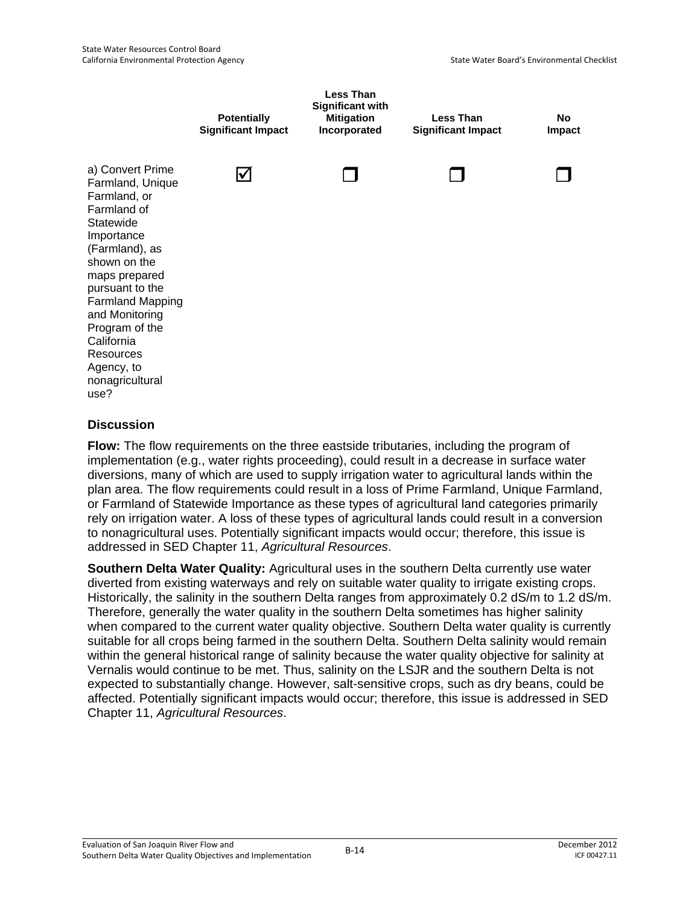| | Potentially Significant Impact | Less Than Significant with Mitigation Incorporated | Less Than Significant Impact | No Impact |
|---|---|---|---|---|
| a) Convert Prime Farmland, Unique Farmland, or Farmland of Statewide Importance (Farmland), as shown on the maps prepared pursuant to the Farmland Mapping and Monitoring Program of the California Resources Agency, to nonagricultural use? | ☑ | ❐ | ❐ | ❐ |

### Discussion

**Flow:** The flow requirements on the three eastside tributaries, including the program of implementation (e.g., water rights proceeding), could result in a decrease in surface water diversions, many of which are used to supply irrigation water to agricultural lands within the plan area. The flow requirements could result in a loss of Prime Farmland, Unique Farmland, or Farmland of Statewide Importance as these types of agricultural land categories primarily rely on irrigation water. A loss of these types of agricultural lands could result in a conversion to nonagricultural uses. Potentially significant impacts would occur; therefore, this issue is addressed in SED Chapter 11, *Agricultural Resources*.

**Southern Delta Water Quality:** Agricultural uses in the southern Delta currently use water diverted from existing waterways and rely on suitable water quality to irrigate existing crops. Historically, the salinity in the southern Delta ranges from approximately 0.2 dS/m to 1.2 dS/m. Therefore, generally the water quality in the southern Delta sometimes has higher salinity when compared to the current water quality objective. Southern Delta water quality is currently suitable for all crops being farmed in the southern Delta. Southern Delta salinity would remain within the general historical range of salinity because the water quality objective for salinity at Vernalis would continue to be met. Thus, salinity on the LSJR and the southern Delta is not expected to substantially change. However, salt-sensitive crops, such as dry beans, could be affected. Potentially significant impacts would occur; therefore, this issue is addressed in SED Chapter 11, *Agricultural Resources*.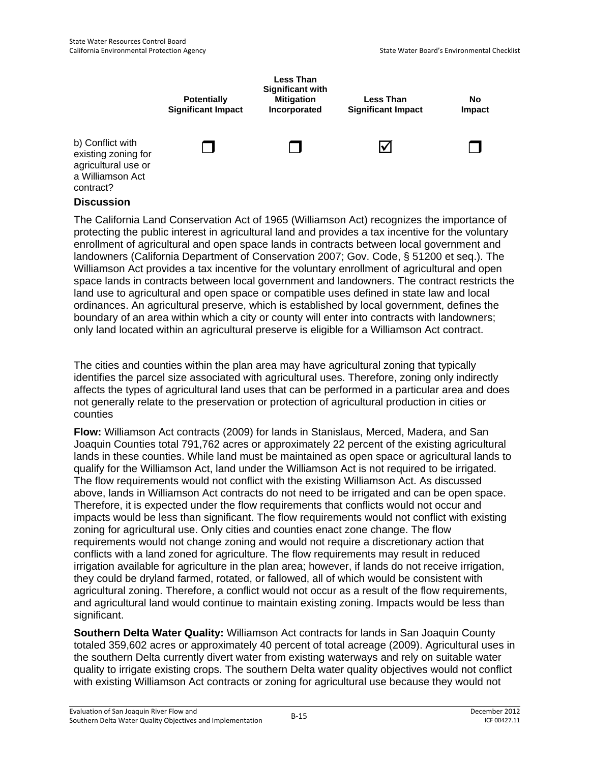| | Potentially Significant Impact | Less Than Significant with Mitigation Incorporated | Less Than Significant Impact | No Impact |
|---|---|---|---|---|
| b) Conflict with existing zoning for agricultural use or a Williamson Act contract? | ☐ | ☐ | ☑ | ☐ |

**Discussion**

The California Land Conservation Act of 1965 (Williamson Act) recognizes the importance of protecting the public interest in agricultural land and provides a tax incentive for the voluntary enrollment of agricultural and open space lands in contracts between local government and landowners (California Department of Conservation 2007; Gov. Code, § 51200 et seq.). The Williamson Act provides a tax incentive for the voluntary enrollment of agricultural and open space lands in contracts between local government and landowners. The contract restricts the land use to agricultural and open space or compatible uses defined in state law and local ordinances. An agricultural preserve, which is established by local government, defines the boundary of an area within which a city or county will enter into contracts with landowners; only land located within an agricultural preserve is eligible for a Williamson Act contract.

The cities and counties within the plan area may have agricultural zoning that typically identifies the parcel size associated with agricultural uses. Therefore, zoning only indirectly affects the types of agricultural land uses that can be performed in a particular area and does not generally relate to the preservation or protection of agricultural production in cities or counties

**Flow:** Williamson Act contracts (2009) for lands in Stanislaus, Merced, Madera, and San Joaquin Counties total 791,762 acres or approximately 22 percent of the existing agricultural lands in these counties. While land must be maintained as open space or agricultural lands to qualify for the Williamson Act, land under the Williamson Act is not required to be irrigated. The flow requirements would not conflict with the existing Williamson Act. As discussed above, lands in Williamson Act contracts do not need to be irrigated and can be open space. Therefore, it is expected under the flow requirements that conflicts would not occur and impacts would be less than significant. The flow requirements would not conflict with existing zoning for agricultural use. Only cities and counties enact zone change. The flow requirements would not change zoning and would not require a discretionary action that conflicts with a land zoned for agriculture. The flow requirements may result in reduced irrigation available for agriculture in the plan area; however, if lands do not receive irrigation, they could be dryland farmed, rotated, or fallowed, all of which would be consistent with agricultural zoning. Therefore, a conflict would not occur as a result of the flow requirements, and agricultural land would continue to maintain existing zoning. Impacts would be less than significant.

**Southern Delta Water Quality:** Williamson Act contracts for lands in San Joaquin County totaled 359,602 acres or approximately 40 percent of total acreage (2009). Agricultural uses in the southern Delta currently divert water from existing waterways and rely on suitable water quality to irrigate existing crops. The southern Delta water quality objectives would not conflict with existing Williamson Act contracts or zoning for agricultural use because they would not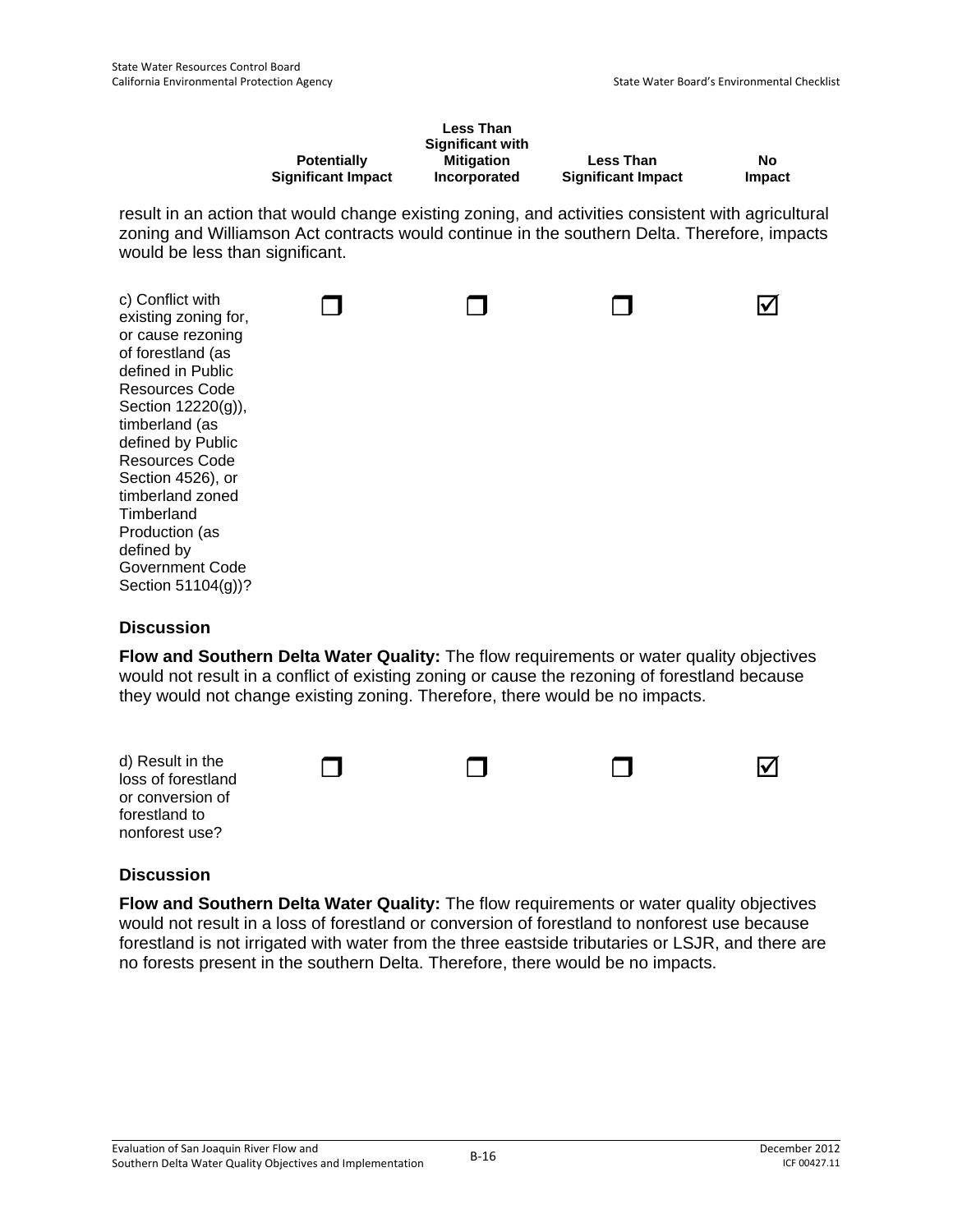| | Potentially Significant Impact | Less Than Significant with Mitigation Incorporated | Less Than Significant Impact | No Impact |
|---|---|---|---|---|

result in an action that would change existing zoning, and activities consistent with agricultural zoning and Williamson Act contracts would continue in the southern Delta. Therefore, impacts would be less than significant.

| | Potentially Significant Impact | Less Than Significant with Mitigation Incorporated | Less Than Significant Impact | No Impact |
|---|---|---|---|---|
| c) Conflict with existing zoning for, or cause rezoning of forestland (as defined in Public Resources Code Section 12220(g)), timberland (as defined by Public Resources Code Section 4526), or timberland zoned Timberland Production (as defined by Government Code Section 51104(g))? | ☐ | ☐ | ☐ | ☑ |

**Discussion**

**Flow and Southern Delta Water Quality:** The flow requirements or water quality objectives would not result in a conflict of existing zoning or cause the rezoning of forestland because they would not change existing zoning. Therefore, there would be no impacts.

| | Potentially Significant Impact | Less Than Significant with Mitigation Incorporated | Less Than Significant Impact | No Impact |
|---|---|---|---|---|
| d) Result in the loss of forestland or conversion of forestland to nonforest use? | ☐ | ☐ | ☐ | ☑ |

**Discussion**

**Flow and Southern Delta Water Quality:** The flow requirements or water quality objectives would not result in a loss of forestland or conversion of forestland to nonforest use because forestland is not irrigated with water from the three eastside tributaries or LSJR, and there are no forests present in the southern Delta. Therefore, there would be no impacts.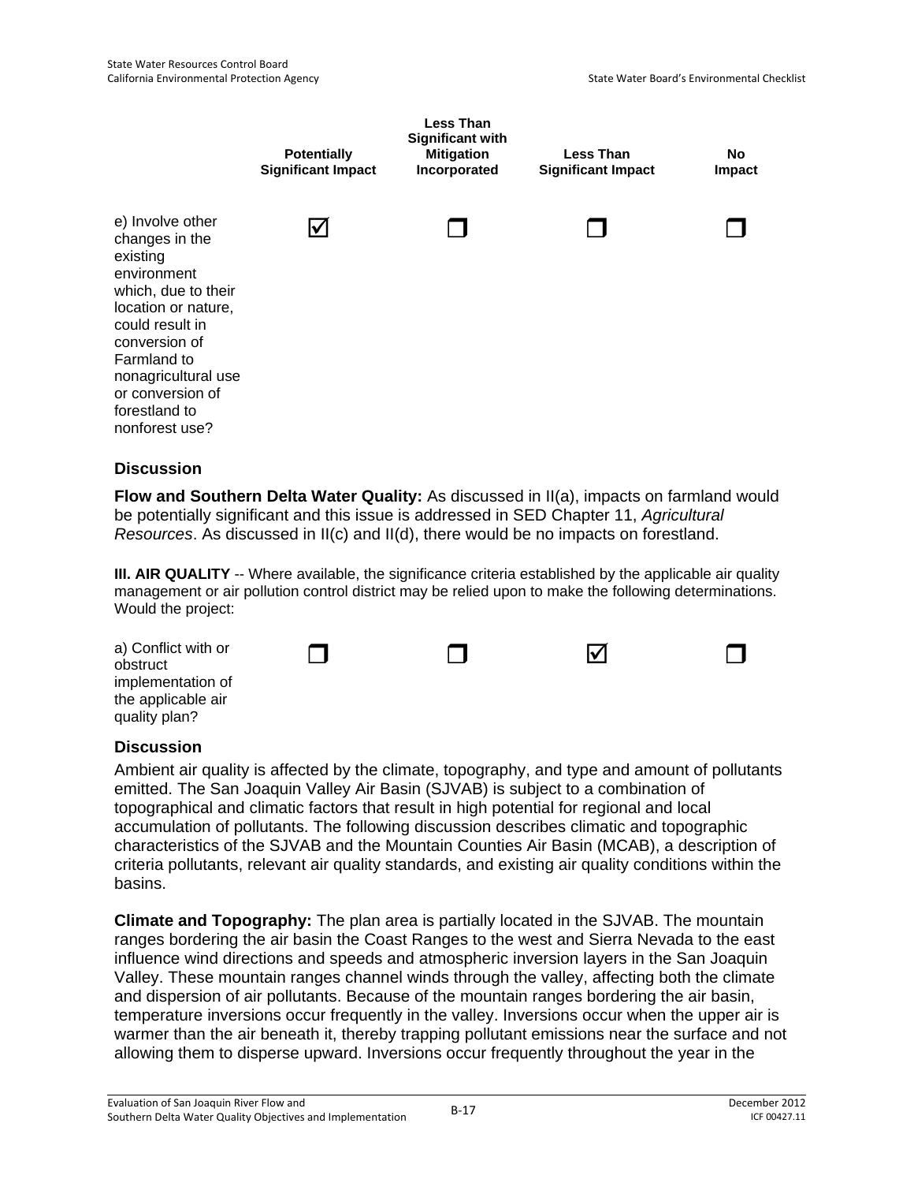| | Potentially Significant Impact | Less Than Significant with Mitigation Incorporated | Less Than Significant Impact | No Impact |
|---|---|---|---|---|
| e) Involve other changes in the existing environment which, due to their location or nature, could result in conversion of Farmland to nonagricultural use or conversion of forestland to nonforest use? | ☑ | ❒ | ❒ | ❒ |

### Discussion

**Flow and Southern Delta Water Quality:** As discussed in II(a), impacts on farmland would be potentially significant and this issue is addressed in SED Chapter 11, *Agricultural Resources*. As discussed in II(c) and II(d), there would be no impacts on forestland.

**III. AIR QUALITY** -- Where available, the significance criteria established by the applicable air quality management or air pollution control district may be relied upon to make the following determinations. Would the project:

| | Potentially Significant Impact | Less Than Significant with Mitigation Incorporated | Less Than Significant Impact | No Impact |
|---|---|---|---|---|
| a) Conflict with or obstruct implementation of the applicable air quality plan? | ❒ | ❒ | ☑ | ❒ |

### Discussion

Ambient air quality is affected by the climate, topography, and type and amount of pollutants emitted. The San Joaquin Valley Air Basin (SJVAB) is subject to a combination of topographical and climatic factors that result in high potential for regional and local accumulation of pollutants. The following discussion describes climatic and topographic characteristics of the SJVAB and the Mountain Counties Air Basin (MCAB), a description of criteria pollutants, relevant air quality standards, and existing air quality conditions within the basins.

**Climate and Topography:** The plan area is partially located in the SJVAB. The mountain ranges bordering the air basin the Coast Ranges to the west and Sierra Nevada to the east influence wind directions and speeds and atmospheric inversion layers in the San Joaquin Valley. These mountain ranges channel winds through the valley, affecting both the climate and dispersion of air pollutants. Because of the mountain ranges bordering the air basin, temperature inversions occur frequently in the valley. Inversions occur when the upper air is warmer than the air beneath it, thereby trapping pollutant emissions near the surface and not allowing them to disperse upward. Inversions occur frequently throughout the year in the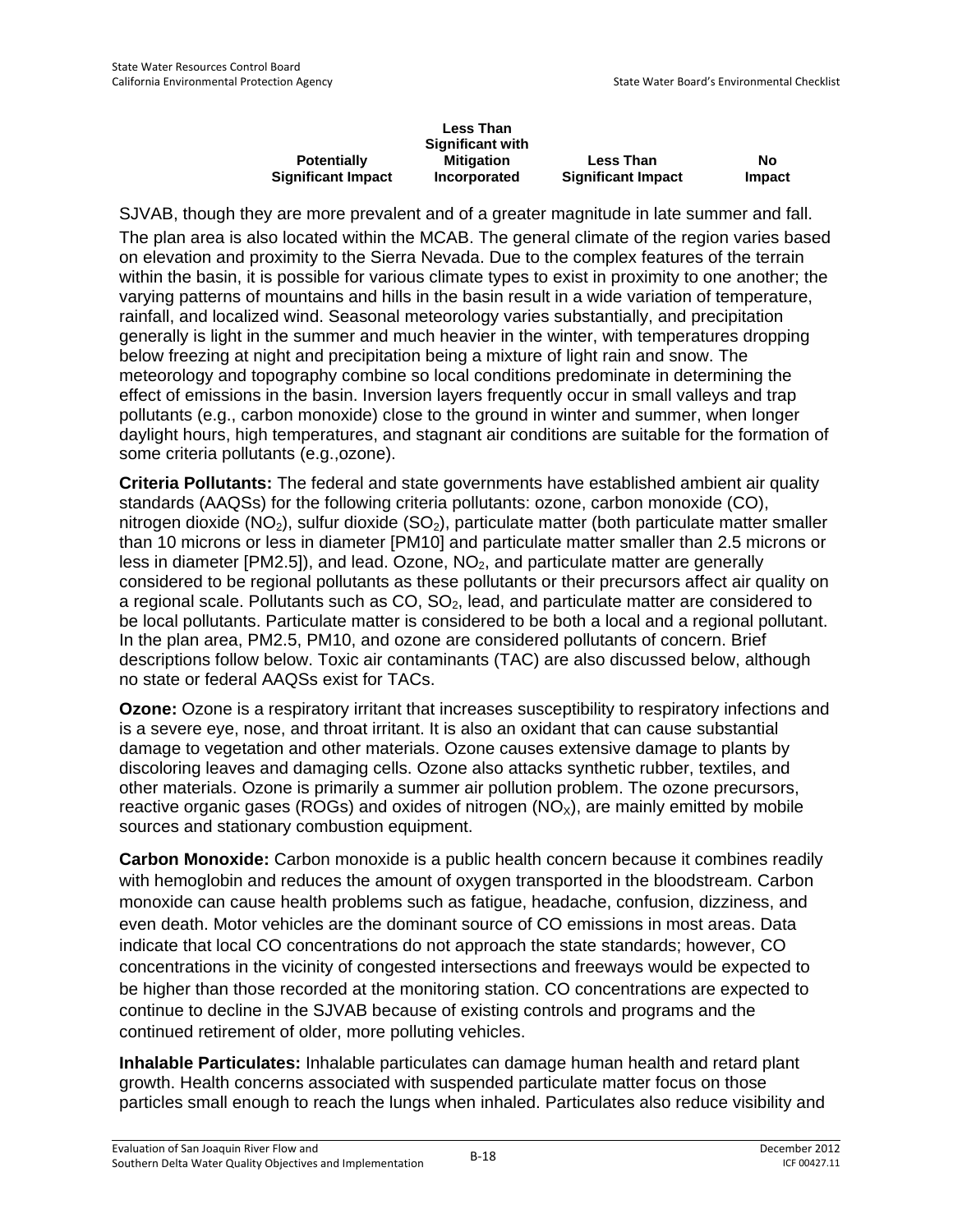| | Potentially Significant Impact | Less Than Significant with Mitigation Incorporated | Less Than Significant Impact | No Impact |
|---|---|---|---|---|

SJVAB, though they are more prevalent and of a greater magnitude in late summer and fall.

The plan area is also located within the MCAB. The general climate of the region varies based on elevation and proximity to the Sierra Nevada. Due to the complex features of the terrain within the basin, it is possible for various climate types to exist in proximity to one another; the varying patterns of mountains and hills in the basin result in a wide variation of temperature, rainfall, and localized wind. Seasonal meteorology varies substantially, and precipitation generally is light in the summer and much heavier in the winter, with temperatures dropping below freezing at night and precipitation being a mixture of light rain and snow. The meteorology and topography combine so local conditions predominate in determining the effect of emissions in the basin. Inversion layers frequently occur in small valleys and trap pollutants (e.g., carbon monoxide) close to the ground in winter and summer, when longer daylight hours, high temperatures, and stagnant air conditions are suitable for the formation of some criteria pollutants (e.g.,ozone).

**Criteria Pollutants:** The federal and state governments have established ambient air quality standards (AAQSs) for the following criteria pollutants: ozone, carbon monoxide (CO), nitrogen dioxide ($NO_2$), sulfur dioxide ($SO_2$), particulate matter (both particulate matter smaller than 10 microns or less in diameter [PM10] and particulate matter smaller than 2.5 microns or less in diameter [PM2.5]), and lead. Ozone, $NO_2$, and particulate matter are generally considered to be regional pollutants as these pollutants or their precursors affect air quality on a regional scale. Pollutants such as CO, $SO_2$, lead, and particulate matter are considered to be local pollutants. Particulate matter is considered to be both a local and a regional pollutant. In the plan area, PM2.5, PM10, and ozone are considered pollutants of concern. Brief descriptions follow below. Toxic air contaminants (TAC) are also discussed below, although no state or federal AAQSs exist for TACs.

**Ozone:** Ozone is a respiratory irritant that increases susceptibility to respiratory infections and is a severe eye, nose, and throat irritant. It is also an oxidant that can cause substantial damage to vegetation and other materials. Ozone causes extensive damage to plants by discoloring leaves and damaging cells. Ozone also attacks synthetic rubber, textiles, and other materials. Ozone is primarily a summer air pollution problem. The ozone precursors, reactive organic gases (ROGs) and oxides of nitrogen ($NO_X$), are mainly emitted by mobile sources and stationary combustion equipment.

**Carbon Monoxide:** Carbon monoxide is a public health concern because it combines readily with hemoglobin and reduces the amount of oxygen transported in the bloodstream. Carbon monoxide can cause health problems such as fatigue, headache, confusion, dizziness, and even death. Motor vehicles are the dominant source of CO emissions in most areas. Data indicate that local CO concentrations do not approach the state standards; however, CO concentrations in the vicinity of congested intersections and freeways would be expected to be higher than those recorded at the monitoring station. CO concentrations are expected to continue to decline in the SJVAB because of existing controls and programs and the continued retirement of older, more polluting vehicles.

**Inhalable Particulates:** Inhalable particulates can damage human health and retard plant growth. Health concerns associated with suspended particulate matter focus on those particles small enough to reach the lungs when inhaled. Particulates also reduce visibility and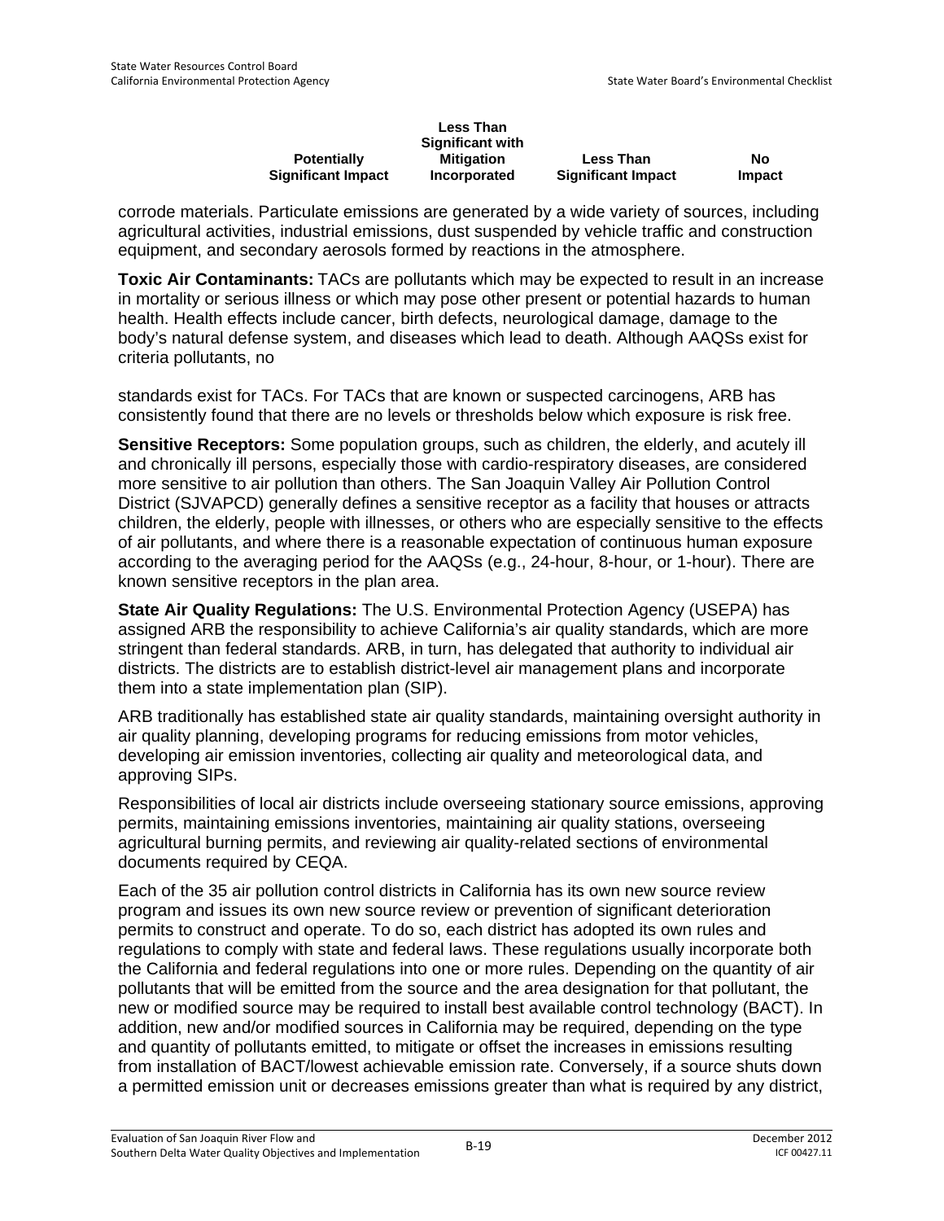| Potentially Significant Impact | Less Than Significant with Mitigation Incorporated | Less Than Significant Impact | No Impact |
|---|---|---|---|

corrode materials. Particulate emissions are generated by a wide variety of sources, including agricultural activities, industrial emissions, dust suspended by vehicle traffic and construction equipment, and secondary aerosols formed by reactions in the atmosphere.

**Toxic Air Contaminants:** TACs are pollutants which may be expected to result in an increase in mortality or serious illness or which may pose other present or potential hazards to human health. Health effects include cancer, birth defects, neurological damage, damage to the body's natural defense system, and diseases which lead to death. Although AAQSs exist for criteria pollutants, no standards exist for TACs. For TACs that are known or suspected carcinogens, ARB has consistently found that there are no levels or thresholds below which exposure is risk free.

**Sensitive Receptors:** Some population groups, such as children, the elderly, and acutely ill and chronically ill persons, especially those with cardio-respiratory diseases, are considered more sensitive to air pollution than others. The San Joaquin Valley Air Pollution Control District (SJVAPCD) generally defines a sensitive receptor as a facility that houses or attracts children, the elderly, people with illnesses, or others who are especially sensitive to the effects of air pollutants, and where there is a reasonable expectation of continuous human exposure according to the averaging period for the AAQSs (e.g., 24-hour, 8-hour, or 1-hour). There are known sensitive receptors in the plan area.

**State Air Quality Regulations:** The U.S. Environmental Protection Agency (USEPA) has assigned ARB the responsibility to achieve California's air quality standards, which are more stringent than federal standards. ARB, in turn, has delegated that authority to individual air districts. The districts are to establish district-level air management plans and incorporate them into a state implementation plan (SIP).

ARB traditionally has established state air quality standards, maintaining oversight authority in air quality planning, developing programs for reducing emissions from motor vehicles, developing air emission inventories, collecting air quality and meteorological data, and approving SIPs.

Responsibilities of local air districts include overseeing stationary source emissions, approving permits, maintaining emissions inventories, maintaining air quality stations, overseeing agricultural burning permits, and reviewing air quality-related sections of environmental documents required by CEQA.

Each of the 35 air pollution control districts in California has its own new source review program and issues its own new source review or prevention of significant deterioration permits to construct and operate. To do so, each district has adopted its own rules and regulations to comply with state and federal laws. These regulations usually incorporate both the California and federal regulations into one or more rules. Depending on the quantity of air pollutants that will be emitted from the source and the area designation for that pollutant, the new or modified source may be required to install best available control technology (BACT). In addition, new and/or modified sources in California may be required, depending on the type and quantity of pollutants emitted, to mitigate or offset the increases in emissions resulting from installation of BACT/lowest achievable emission rate. Conversely, if a source shuts down a permitted emission unit or decreases emissions greater than what is required by any district,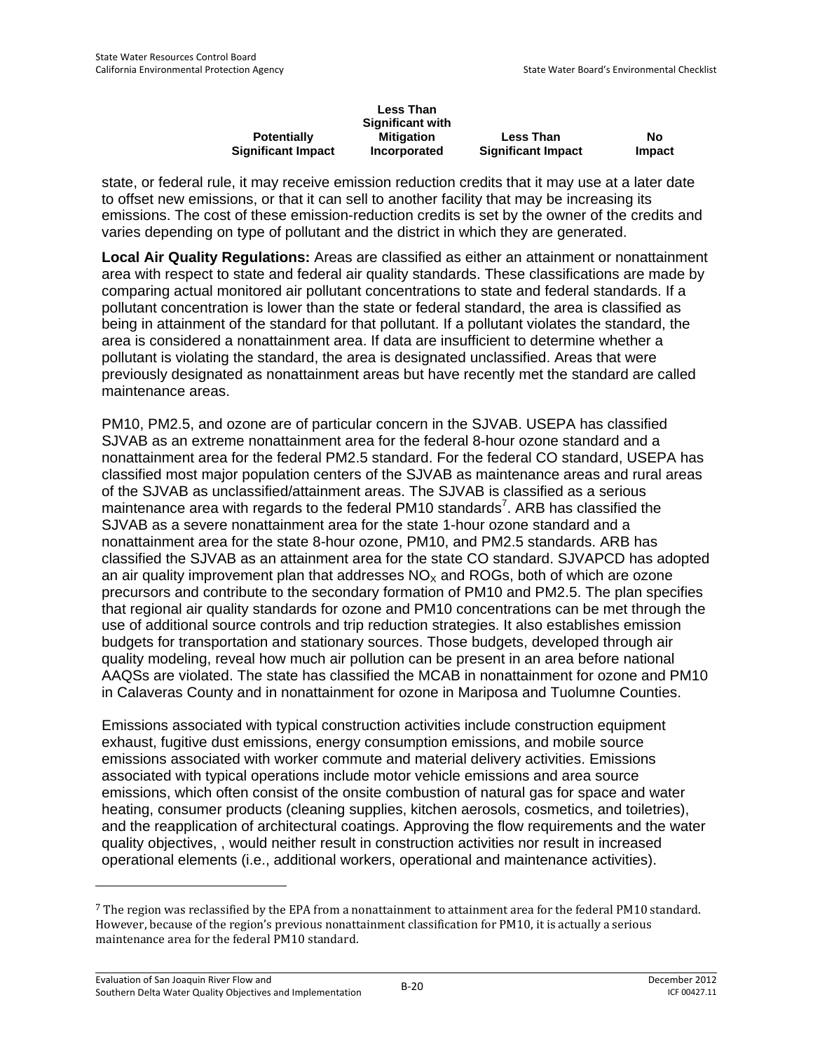| Potentially Significant Impact | Less Than Significant with Mitigation Incorporated | Less Than Significant Impact | No Impact |
|---|---|---|---|

state, or federal rule, it may receive emission reduction credits that it may use at a later date to offset new emissions, or that it can sell to another facility that may be increasing its emissions. The cost of these emission-reduction credits is set by the owner of the credits and varies depending on type of pollutant and the district in which they are generated.

**Local Air Quality Regulations:** Areas are classified as either an attainment or nonattainment area with respect to state and federal air quality standards. These classifications are made by comparing actual monitored air pollutant concentrations to state and federal standards. If a pollutant concentration is lower than the state or federal standard, the area is classified as being in attainment of the standard for that pollutant. If a pollutant violates the standard, the area is considered a nonattainment area. If data are insufficient to determine whether a pollutant is violating the standard, the area is designated unclassified. Areas that were previously designated as nonattainment areas but have recently met the standard are called maintenance areas.

PM10, PM2.5, and ozone are of particular concern in the SJVAB. USEPA has classified SJVAB as an extreme nonattainment area for the federal 8-hour ozone standard and a nonattainment area for the federal PM2.5 standard. For the federal CO standard, USEPA has classified most major population centers of the SJVAB as maintenance areas and rural areas of the SJVAB as unclassified/attainment areas. The SJVAB is classified as a serious maintenance area with regards to the federal PM10 standards[7]. ARB has classified the SJVAB as a severe nonattainment area for the state 1-hour ozone standard and a nonattainment area for the state 8-hour ozone, PM10, and PM2.5 standards. ARB has classified the SJVAB as an attainment area for the state CO standard. SJVAPCD has adopted an air quality improvement plan that addresses $NO_X$ and ROGs, both of which are ozone precursors and contribute to the secondary formation of PM10 and PM2.5. The plan specifies that regional air quality standards for ozone and PM10 concentrations can be met through the use of additional source controls and trip reduction strategies. It also establishes emission budgets for transportation and stationary sources. Those budgets, developed through air quality modeling, reveal how much air pollution can be present in an area before national AAQSs are violated. The state has classified the MCAB in nonattainment for ozone and PM10 in Calaveras County and in nonattainment for ozone in Mariposa and Tuolumne Counties.

Emissions associated with typical construction activities include construction equipment exhaust, fugitive dust emissions, energy consumption emissions, and mobile source emissions associated with worker commute and material delivery activities. Emissions associated with typical operations include motor vehicle emissions and area source emissions, which often consist of the onsite combustion of natural gas for space and water heating, consumer products (cleaning supplies, kitchen aerosols, cosmetics, and toiletries), and the reapplication of architectural coatings. Approving the flow requirements and the water quality objectives, , would neither result in construction activities nor result in increased operational elements (i.e., additional workers, operational and maintenance activities).

---

[7] The region was reclassified by the EPA from a nonattainment to attainment area for the federal PM10 standard. However, because of the region's previous nonattainment classification for PM10, it is actually a serious maintenance area for the federal PM10 standard.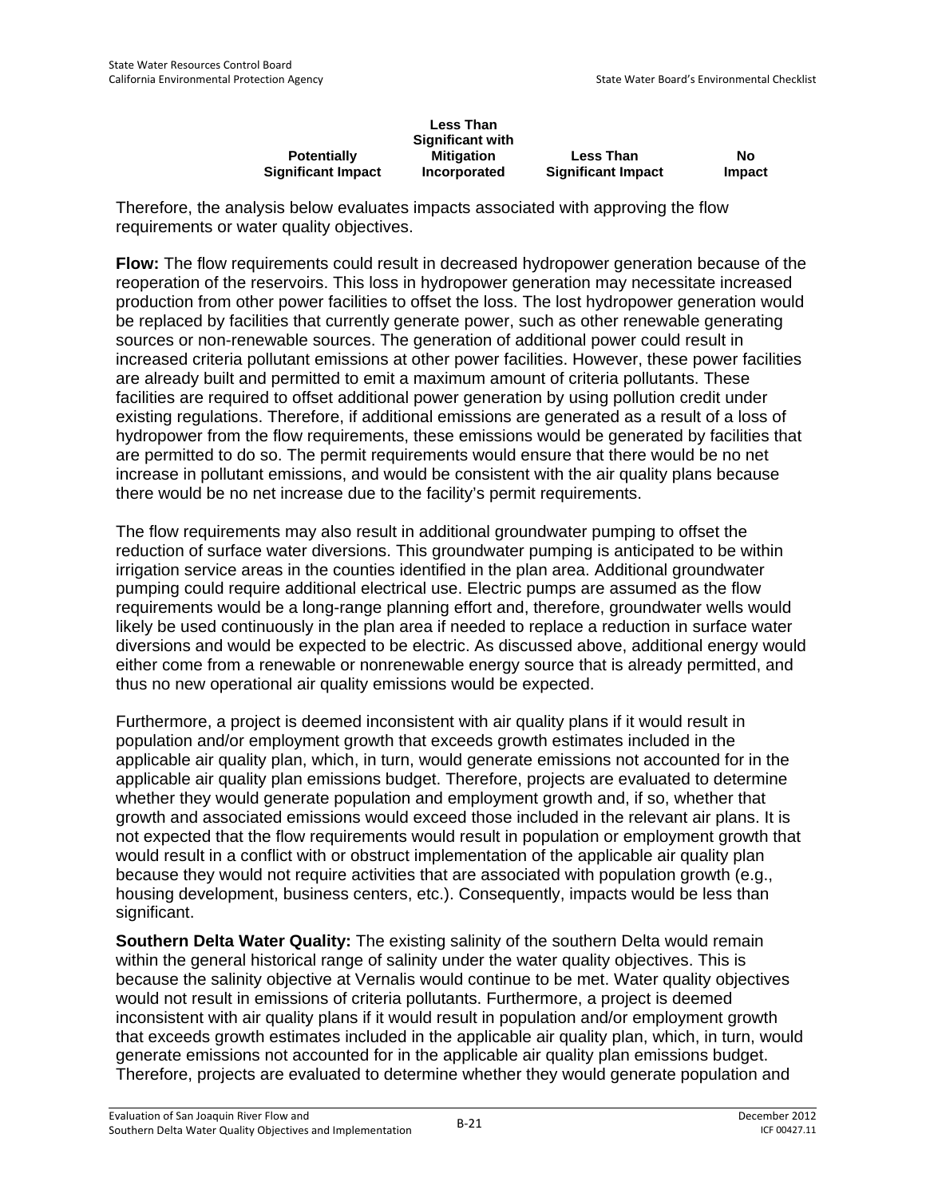| Potentially Significant Impact | Less Than Significant with Mitigation Incorporated | Less Than Significant Impact | No Impact |
|---|---|---|---|

Therefore, the analysis below evaluates impacts associated with approving the flow requirements or water quality objectives.

**Flow:** The flow requirements could result in decreased hydropower generation because of the reoperation of the reservoirs. This loss in hydropower generation may necessitate increased production from other power facilities to offset the loss. The lost hydropower generation would be replaced by facilities that currently generate power, such as other renewable generating sources or non-renewable sources. The generation of additional power could result in increased criteria pollutant emissions at other power facilities. However, these power facilities are already built and permitted to emit a maximum amount of criteria pollutants. These facilities are required to offset additional power generation by using pollution credit under existing regulations. Therefore, if additional emissions are generated as a result of a loss of hydropower from the flow requirements, these emissions would be generated by facilities that are permitted to do so. The permit requirements would ensure that there would be no net increase in pollutant emissions, and would be consistent with the air quality plans because there would be no net increase due to the facility's permit requirements.

The flow requirements may also result in additional groundwater pumping to offset the reduction of surface water diversions. This groundwater pumping is anticipated to be within irrigation service areas in the counties identified in the plan area. Additional groundwater pumping could require additional electrical use. Electric pumps are assumed as the flow requirements would be a long-range planning effort and, therefore, groundwater wells would likely be used continuously in the plan area if needed to replace a reduction in surface water diversions and would be expected to be electric. As discussed above, additional energy would either come from a renewable or nonrenewable energy source that is already permitted, and thus no new operational air quality emissions would be expected.

Furthermore, a project is deemed inconsistent with air quality plans if it would result in population and/or employment growth that exceeds growth estimates included in the applicable air quality plan, which, in turn, would generate emissions not accounted for in the applicable air quality plan emissions budget. Therefore, projects are evaluated to determine whether they would generate population and employment growth and, if so, whether that growth and associated emissions would exceed those included in the relevant air plans. It is not expected that the flow requirements would result in population or employment growth that would result in a conflict with or obstruct implementation of the applicable air quality plan because they would not require activities that are associated with population growth (e.g., housing development, business centers, etc.). Consequently, impacts would be less than significant.

**Southern Delta Water Quality:** The existing salinity of the southern Delta would remain within the general historical range of salinity under the water quality objectives. This is because the salinity objective at Vernalis would continue to be met. Water quality objectives would not result in emissions of criteria pollutants. Furthermore, a project is deemed inconsistent with air quality plans if it would result in population and/or employment growth that exceeds growth estimates included in the applicable air quality plan, which, in turn, would generate emissions not accounted for in the applicable air quality plan emissions budget. Therefore, projects are evaluated to determine whether they would generate population and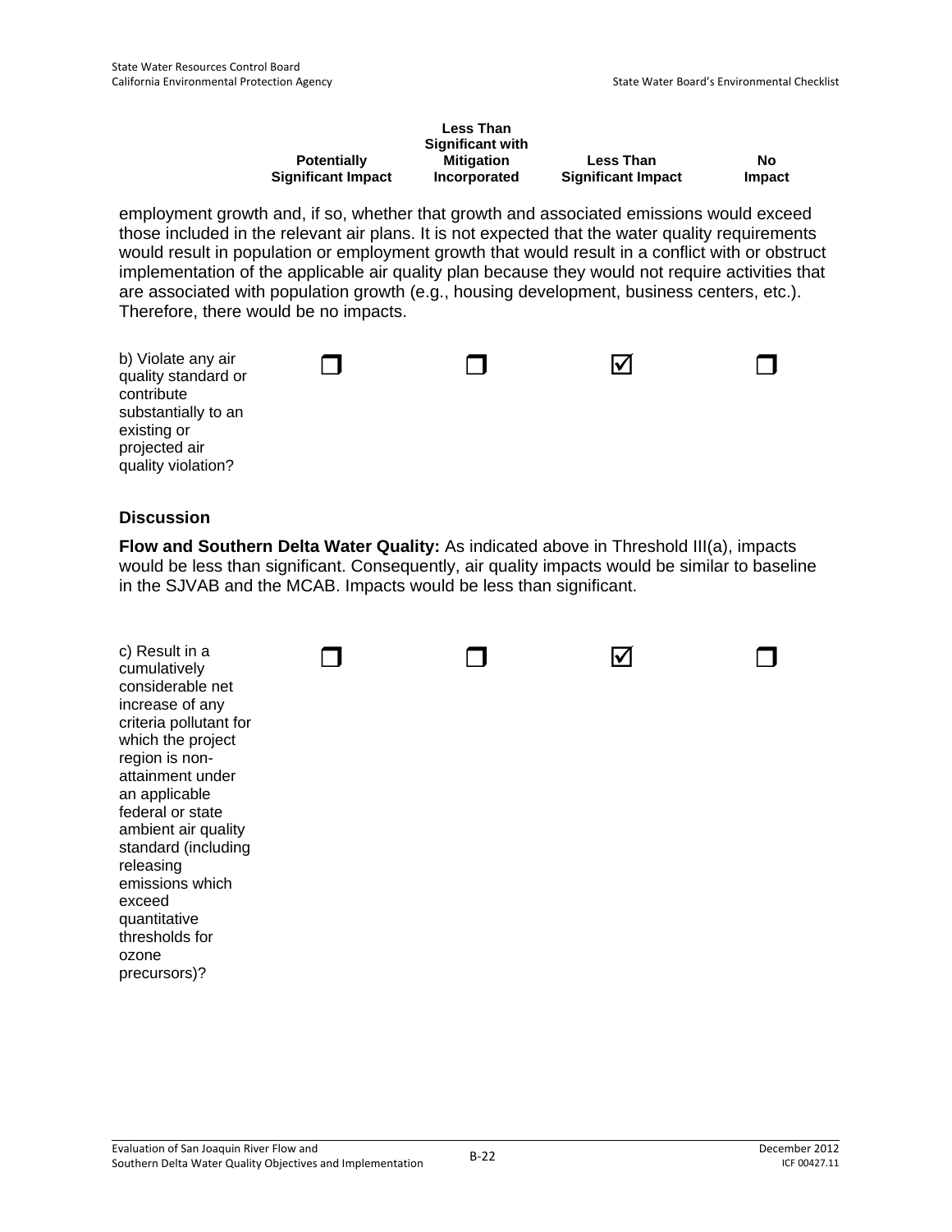| | Potentially Significant Impact | Less Than Significant with Mitigation Incorporated | Less Than Significant Impact | No Impact |
|---|---|---|---|---|

employment growth and, if so, whether that growth and associated emissions would exceed those included in the relevant air plans. It is not expected that the water quality requirements would result in population or employment growth that would result in a conflict with or obstruct implementation of the applicable air quality plan because they would not require activities that are associated with population growth (e.g., housing development, business centers, etc.). Therefore, there would be no impacts.

| | Potentially Significant Impact | Less Than Significant with Mitigation Incorporated | Less Than Significant Impact | No Impact |
|---|---|---|---|---|
| b) Violate any air quality standard or contribute substantially to an existing or projected air quality violation? | ☐ | ☐ | ☑ | ☐ |

### Discussion

**Flow and Southern Delta Water Quality:** As indicated above in Threshold III(a), impacts would be less than significant. Consequently, air quality impacts would be similar to baseline in the SJVAB and the MCAB. Impacts would be less than significant.

| | Potentially Significant Impact | Less Than Significant with Mitigation Incorporated | Less Than Significant Impact | No Impact |
|---|---|---|---|---|
| c) Result in a cumulatively considerable net increase of any criteria pollutant for which the project region is non-attainment under an applicable federal or state ambient air quality standard (including releasing emissions which exceed quantitative thresholds for ozone precursors)? | ☐ | ☐ | ☑ | ☐ |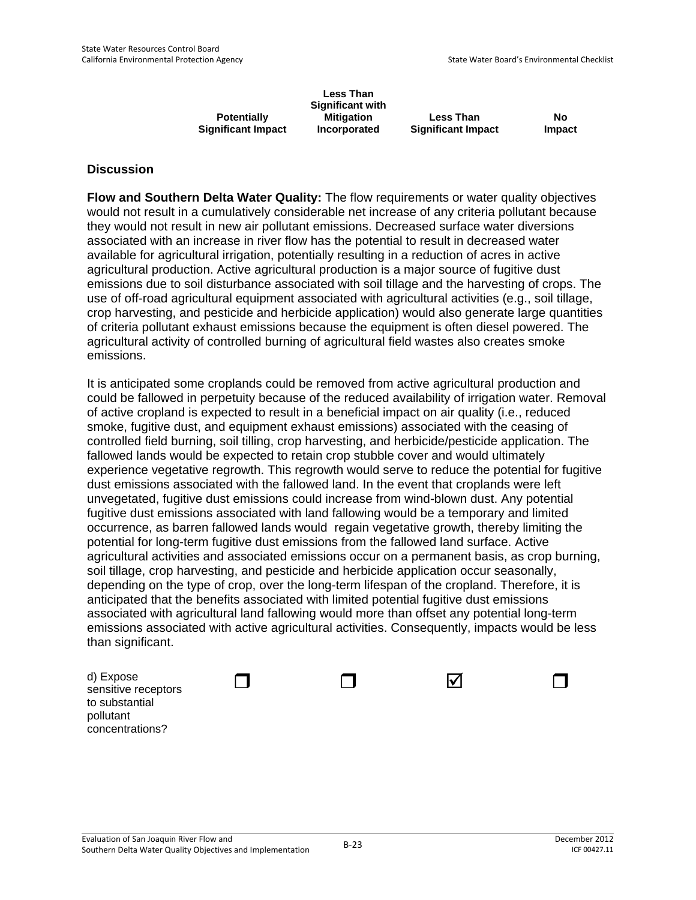| | Potentially Significant Impact | Less Than Significant with Mitigation Incorporated | Less Than Significant Impact | No Impact |
|---|---|---|---|---|

### Discussion

**Flow and Southern Delta Water Quality:** The flow requirements or water quality objectives would not result in a cumulatively considerable net increase of any criteria pollutant because they would not result in new air pollutant emissions. Decreased surface water diversions associated with an increase in river flow has the potential to result in decreased water available for agricultural irrigation, potentially resulting in a reduction of acres in active agricultural production. Active agricultural production is a major source of fugitive dust emissions due to soil disturbance associated with soil tillage and the harvesting of crops. The use of off-road agricultural equipment associated with agricultural activities (e.g., soil tillage, crop harvesting, and pesticide and herbicide application) would also generate large quantities of criteria pollutant exhaust emissions because the equipment is often diesel powered. The agricultural activity of controlled burning of agricultural field wastes also creates smoke emissions.

It is anticipated some croplands could be removed from active agricultural production and could be fallowed in perpetuity because of the reduced availability of irrigation water. Removal of active cropland is expected to result in a beneficial impact on air quality (i.e., reduced smoke, fugitive dust, and equipment exhaust emissions) associated with the ceasing of controlled field burning, soil tilling, crop harvesting, and herbicide/pesticide application. The fallowed lands would be expected to retain crop stubble cover and would ultimately experience vegetative regrowth. This regrowth would serve to reduce the potential for fugitive dust emissions associated with the fallowed land. In the event that croplands were left unvegetated, fugitive dust emissions could increase from wind-blown dust. Any potential fugitive dust emissions associated with land fallowing would be a temporary and limited occurrence, as barren fallowed lands would regain vegetative growth, thereby limiting the potential for long-term fugitive dust emissions from the fallowed land surface. Active agricultural activities and associated emissions occur on a permanent basis, as crop burning, soil tillage, crop harvesting, and pesticide and herbicide application occur seasonally, depending on the type of crop, over the long-term lifespan of the cropland. Therefore, it is anticipated that the benefits associated with limited potential fugitive dust emissions associated with agricultural land fallowing would more than offset any potential long-term emissions associated with active agricultural activities. Consequently, impacts would be less than significant.

| | Potentially Significant Impact | Less Than Significant with Mitigation Incorporated | Less Than Significant Impact | No Impact |
|---|---|---|---|---|
| d) Expose sensitive receptors to substantial pollutant concentrations? | ☐ | ☐ | ☑ | ☐ |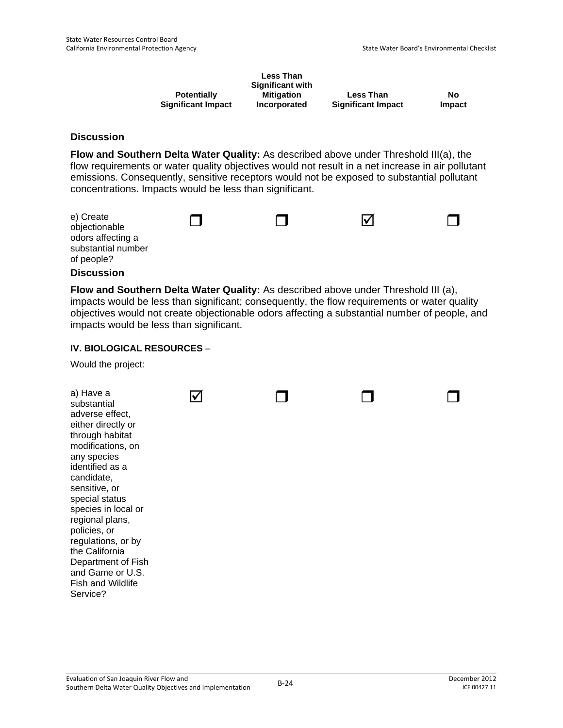| | Potentially Significant Impact | Less Than Significant with Mitigation Incorporated | Less Than Significant Impact | No Impact |
|---|---|---|---|---|

### Discussion

**Flow and Southern Delta Water Quality:** As described above under Threshold III(a), the flow requirements or water quality objectives would not result in a net increase in air pollutant emissions. Consequently, sensitive receptors would not be exposed to substantial pollutant concentrations. Impacts would be less than significant.

| | Potentially Significant Impact | Less Than Significant with Mitigation Incorporated | Less Than Significant Impact | No Impact |
|---|---|---|---|---|
| e) Create objectionable odors affecting a substantial number of people? | ☐ | ☐ | ☑ | ☐ |

### Discussion

**Flow and Southern Delta Water Quality:** As described above under Threshold III (a), impacts would be less than significant; consequently, the flow requirements or water quality objectives would not create objectionable odors affecting a substantial number of people, and impacts would be less than significant.

**IV. BIOLOGICAL RESOURCES** –

Would the project:

| | Potentially Significant Impact | Less Than Significant with Mitigation Incorporated | Less Than Significant Impact | No Impact |
|---|---|---|---|---|
| a) Have a substantial adverse effect, either directly or through habitat modifications, on any species identified as a candidate, sensitive, or special status species in local or regional plans, policies, or regulations, or by the California Department of Fish and Game or U.S. Fish and Wildlife Service? | ☑ | ☐ | ☐ | ☐ |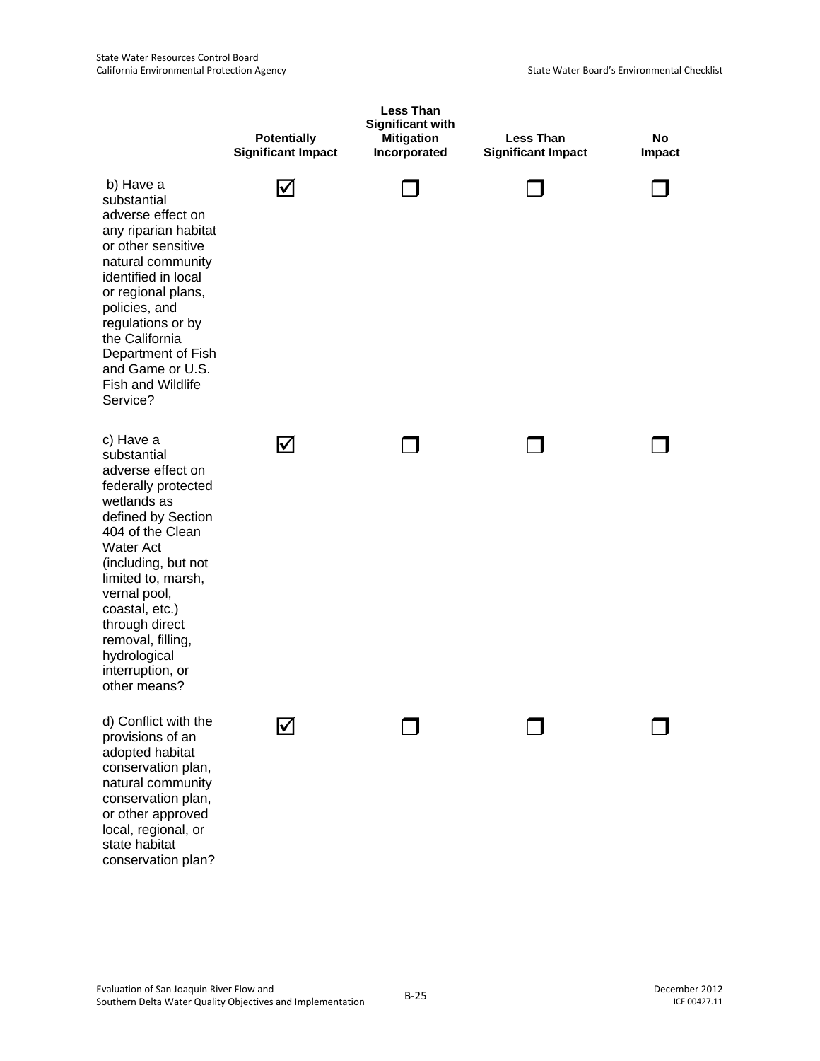| | Potentially Significant Impact | Less Than Significant with Mitigation Incorporated | Less Than Significant Impact | No Impact |
|---|---|---|---|---|
| b) Have a substantial adverse effect on any riparian habitat or other sensitive natural community identified in local or regional plans, policies, and regulations or by the California Department of Fish and Game or U.S. Fish and Wildlife Service? | ☑ | ☐ | ☐ | ☐ |
| c) Have a substantial adverse effect on federally protected wetlands as defined by Section 404 of the Clean Water Act (including, but not limited to, marsh, vernal pool, coastal, etc.) through direct removal, filling, hydrological interruption, or other means? | ☑ | ☐ | ☐ | ☐ |
| d) Conflict with the provisions of an adopted habitat conservation plan, natural community conservation plan, or other approved local, regional, or state habitat conservation plan? | ☑ | ☐ | ☐ | ☐ |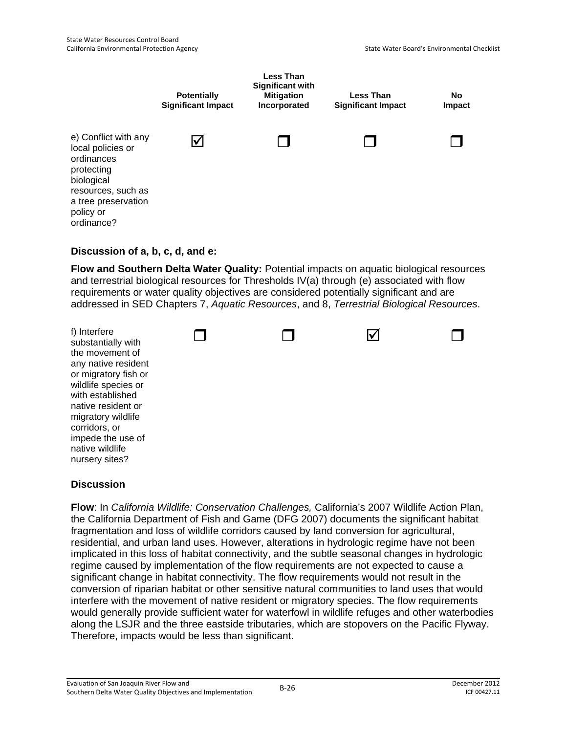| | Potentially Significant Impact | Less Than Significant with Mitigation Incorporated | Less Than Significant Impact | No Impact |
|---|---|---|---|---|
| e) Conflict with any local policies or ordinances protecting biological resources, such as a tree preservation policy or ordinance? | ☑ | ☐ | ☐ | ☐ |

**Discussion of a, b, c, d, and e:**

**Flow and Southern Delta Water Quality:** Potential impacts on aquatic biological resources and terrestrial biological resources for Thresholds IV(a) through (e) associated with flow requirements or water quality objectives are considered potentially significant and are addressed in SED Chapters 7, *Aquatic Resources*, and 8, *Terrestrial Biological Resources*.

| | Potentially Significant Impact | Less Than Significant with Mitigation Incorporated | Less Than Significant Impact | No Impact |
|---|---|---|---|---|
| f) Interfere substantially with the movement of any native resident or migratory fish or wildlife species or with established native resident or migratory wildlife corridors, or impede the use of native wildlife nursery sites? | ☐ | ☐ | ☑ | ☐ |

**Discussion**

**Flow**: In *California Wildlife: Conservation Challenges,* California's 2007 Wildlife Action Plan, the California Department of Fish and Game (DFG 2007) documents the significant habitat fragmentation and loss of wildlife corridors caused by land conversion for agricultural, residential, and urban land uses. However, alterations in hydrologic regime have not been implicated in this loss of habitat connectivity, and the subtle seasonal changes in hydrologic regime caused by implementation of the flow requirements are not expected to cause a significant change in habitat connectivity. The flow requirements would not result in the conversion of riparian habitat or other sensitive natural communities to land uses that would interfere with the movement of native resident or migratory species. The flow requirements would generally provide sufficient water for waterfowl in wildlife refuges and other waterbodies along the LSJR and the three eastside tributaries, which are stopovers on the Pacific Flyway. Therefore, impacts would be less than significant.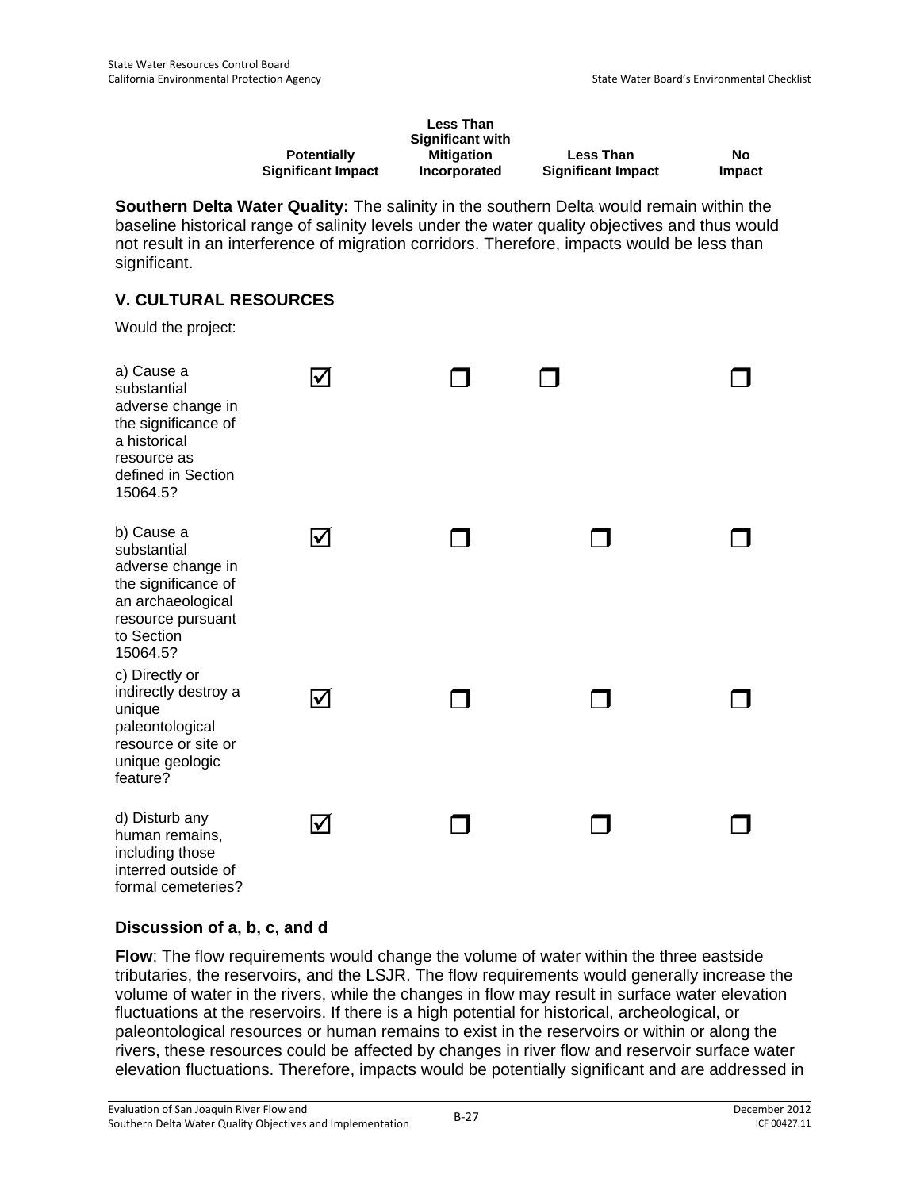| | Potentially Significant Impact | Less Than Significant with Mitigation Incorporated | Less Than Significant Impact | No Impact |
|---|---|---|---|---|

**Southern Delta Water Quality:** The salinity in the southern Delta would remain within the baseline historical range of salinity levels under the water quality objectives and thus would not result in an interference of migration corridors. Therefore, impacts would be less than significant.

## V. CULTURAL RESOURCES

Would the project:

| | Potentially Significant Impact | Less Than Significant with Mitigation Incorporated | Less Than Significant Impact | No Impact |
|---|---|---|---|---|
| a) Cause a substantial adverse change in the significance of a historical resource as defined in Section 15064.5? | ☑ | ☐ | ☐ | ☐ |
| b) Cause a substantial adverse change in the significance of an archaeological resource pursuant to Section 15064.5? | ☑ | ☐ | ☐ | ☐ |
| c) Directly or indirectly destroy a unique paleontological resource or site or unique geologic feature? | ☑ | ☐ | ☐ | ☐ |
| d) Disturb any human remains, including those interred outside of formal cemeteries? | ☑ | ☐ | ☐ | ☐ |

### Discussion of a, b, c, and d

**Flow**: The flow requirements would change the volume of water within the three eastside tributaries, the reservoirs, and the LSJR. The flow requirements would generally increase the volume of water in the rivers, while the changes in flow may result in surface water elevation fluctuations at the reservoirs. If there is a high potential for historical, archeological, or paleontological resources or human remains to exist in the reservoirs or within or along the rivers, these resources could be affected by changes in river flow and reservoir surface water elevation fluctuations. Therefore, impacts would be potentially significant and are addressed in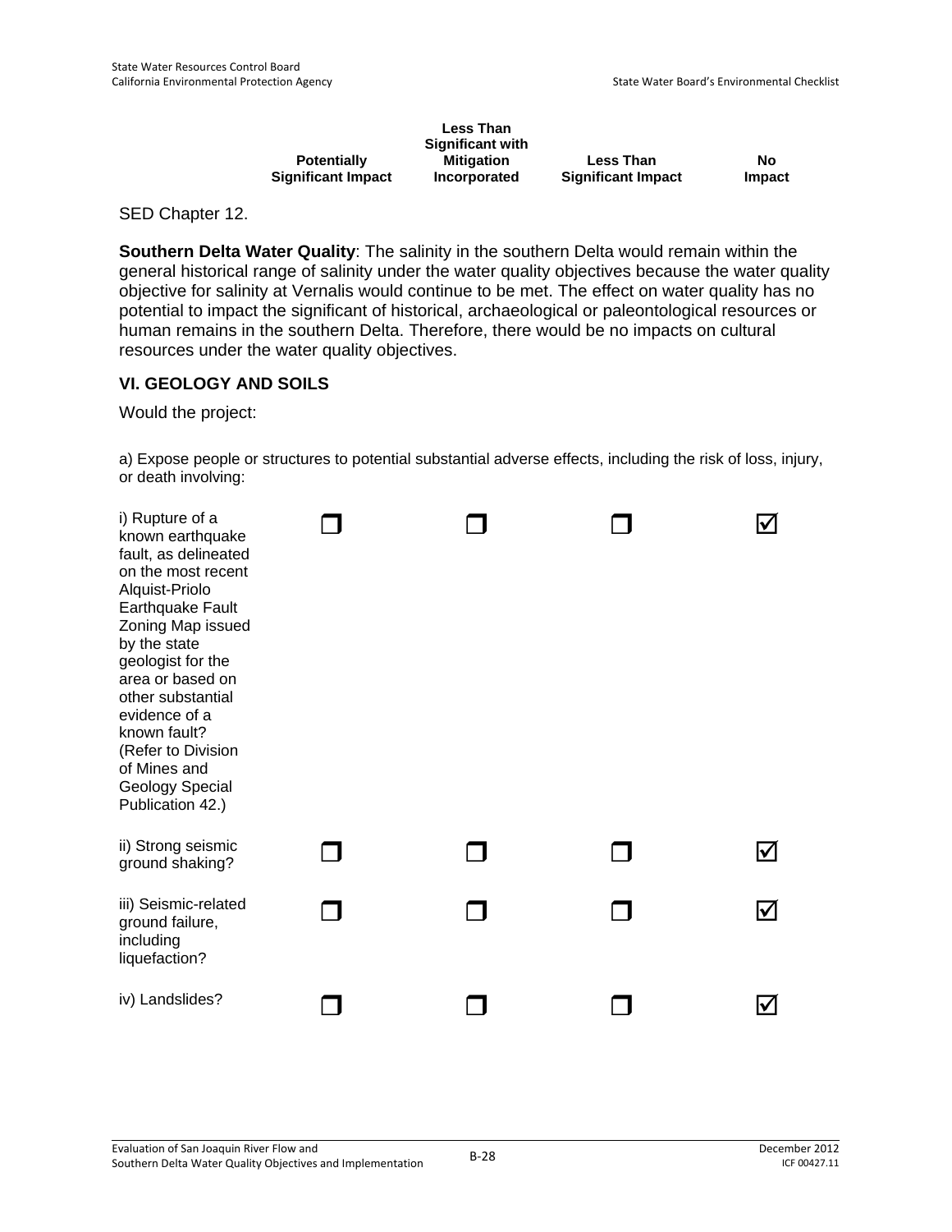| | Potentially Significant Impact | Less Than Significant with Mitigation Incorporated | Less Than Significant Impact | No Impact |
|---|---|---|---|---|

SED Chapter 12.

**Southern Delta Water Quality**: The salinity in the southern Delta would remain within the general historical range of salinity under the water quality objectives because the water quality objective for salinity at Vernalis would continue to be met. The effect on water quality has no potential to impact the significant of historical, archaeological or paleontological resources or human remains in the southern Delta. Therefore, there would be no impacts on cultural resources under the water quality objectives.

### VI. GEOLOGY AND SOILS

Would the project:

a) Expose people or structures to potential substantial adverse effects, including the risk of loss, injury, or death involving:

| | Potentially Significant Impact | Less Than Significant with Mitigation Incorporated | Less Than Significant Impact | No Impact |
|---|---|---|---|---|
| i) Rupture of a known earthquake fault, as delineated on the most recent Alquist-Priolo Earthquake Fault Zoning Map issued by the state geologist for the area or based on other substantial evidence of a known fault? (Refer to Division of Mines and Geology Special Publication 42.) | ☐ | ☐ | ☐ | ☑ |
| ii) Strong seismic ground shaking? | ☐ | ☐ | ☐ | ☑ |
| iii) Seismic-related ground failure, including liquefaction? | ☐ | ☐ | ☐ | ☑ |
| iv) Landslides? | ☐ | ☐ | ☐ | ☑ |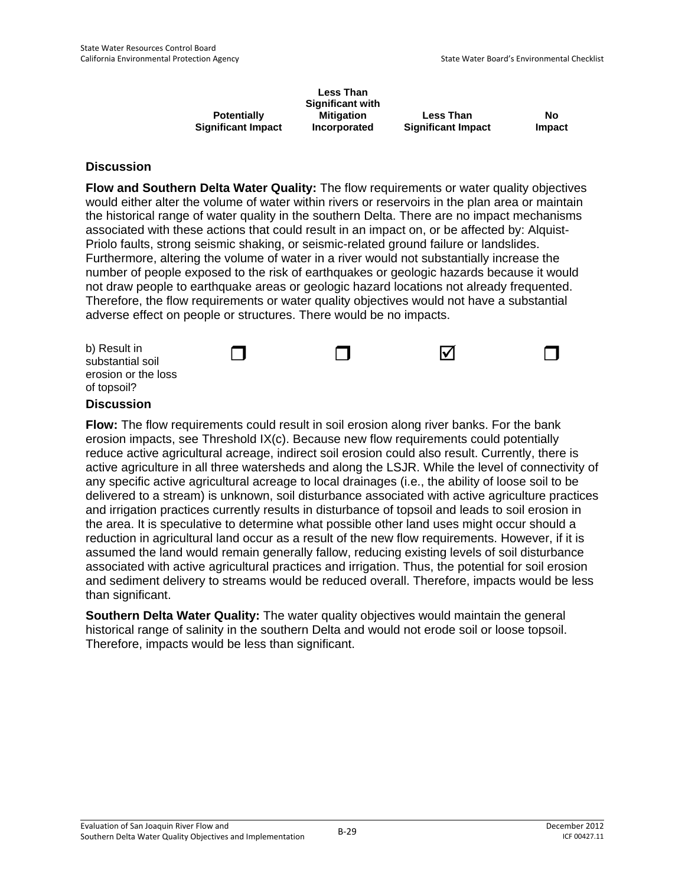| | Potentially Significant Impact | Less Than Significant with Mitigation Incorporated | Less Than Significant Impact | No Impact |
|---|---|---|---|---|

**Discussion**

**Flow and Southern Delta Water Quality:** The flow requirements or water quality objectives would either alter the volume of water within rivers or reservoirs in the plan area or maintain the historical range of water quality in the southern Delta. There are no impact mechanisms associated with these actions that could result in an impact on, or be affected by: Alquist-Priolo faults, strong seismic shaking, or seismic-related ground failure or landslides. Furthermore, altering the volume of water in a river would not substantially increase the number of people exposed to the risk of earthquakes or geologic hazards because it would not draw people to earthquake areas or geologic hazard locations not already frequented. Therefore, the flow requirements or water quality objectives would not have a substantial adverse effect on people or structures. There would be no impacts.

| | Potentially Significant Impact | Less Than Significant with Mitigation Incorporated | Less Than Significant Impact | No Impact |
|---|---|---|---|---|
| b) Result in substantial soil erosion or the loss of topsoil? | ☐ | ☐ | ☑ | ☐ |

**Discussion**

**Flow:** The flow requirements could result in soil erosion along river banks. For the bank erosion impacts, see Threshold IX(c). Because new flow requirements could potentially reduce active agricultural acreage, indirect soil erosion could also result. Currently, there is active agriculture in all three watersheds and along the LSJR. While the level of connectivity of any specific active agricultural acreage to local drainages (i.e., the ability of loose soil to be delivered to a stream) is unknown, soil disturbance associated with active agriculture practices and irrigation practices currently results in disturbance of topsoil and leads to soil erosion in the area. It is speculative to determine what possible other land uses might occur should a reduction in agricultural land occur as a result of the new flow requirements. However, if it is assumed the land would remain generally fallow, reducing existing levels of soil disturbance associated with active agricultural practices and irrigation. Thus, the potential for soil erosion and sediment delivery to streams would be reduced overall. Therefore, impacts would be less than significant.

**Southern Delta Water Quality:** The water quality objectives would maintain the general historical range of salinity in the southern Delta and would not erode soil or loose topsoil. Therefore, impacts would be less than significant.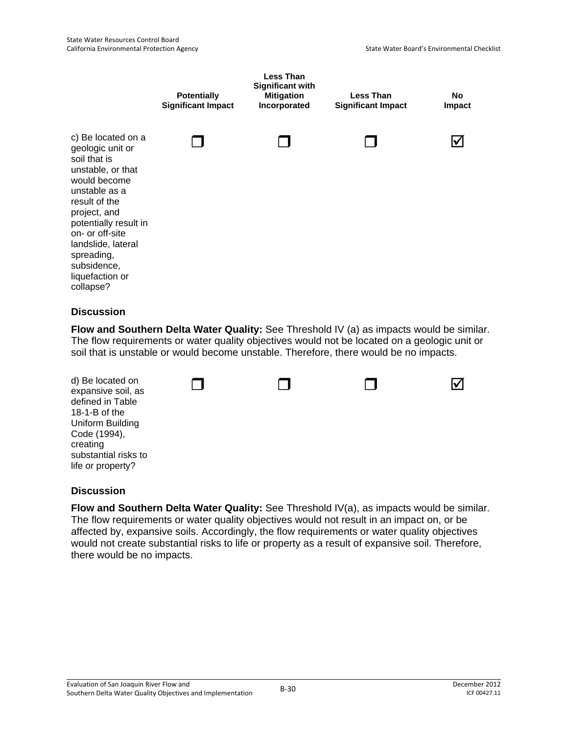| | Potentially Significant Impact | Less Than Significant with Mitigation Incorporated | Less Than Significant Impact | No Impact |
|---|---|---|---|---|
| c) Be located on a geologic unit or soil that is unstable, or that would become unstable as a result of the project, and potentially result in on- or off-site landslide, lateral spreading, subsidence, liquefaction or collapse? | ☐ | ☐ | ☐ | ☑ |

### Discussion

**Flow and Southern Delta Water Quality:** See Threshold IV (a) as impacts would be similar. The flow requirements or water quality objectives would not be located on a geologic unit or soil that is unstable or would become unstable. Therefore, there would be no impacts.

| | Potentially Significant Impact | Less Than Significant with Mitigation Incorporated | Less Than Significant Impact | No Impact |
|---|---|---|---|---|
| d) Be located on expansive soil, as defined in Table 18-1-B of the Uniform Building Code (1994), creating substantial risks to life or property? | ☐ | ☐ | ☐ | ☑ |

### Discussion

**Flow and Southern Delta Water Quality:** See Threshold IV(a), as impacts would be similar. The flow requirements or water quality objectives would not result in an impact on, or be affected by, expansive soils. Accordingly, the flow requirements or water quality objectives would not create substantial risks to life or property as a result of expansive soil. Therefore, there would be no impacts.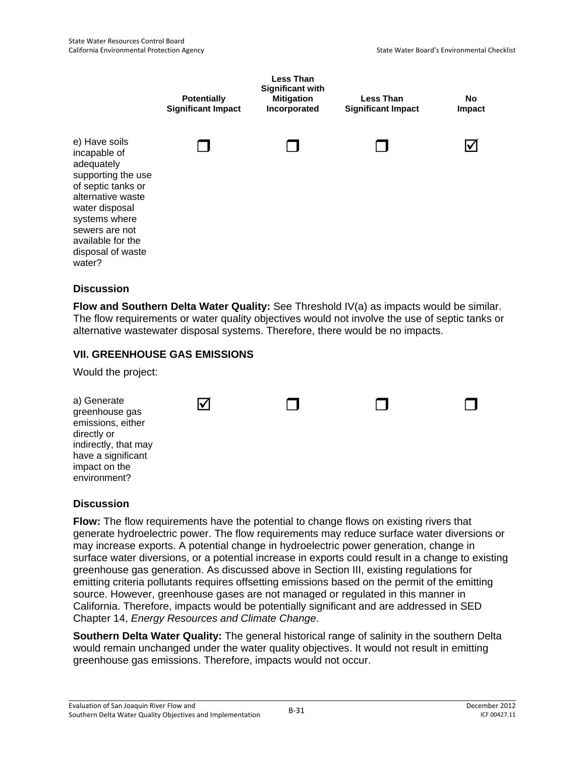| | Potentially Significant Impact | Less Than Significant with Mitigation Incorporated | Less Than Significant Impact | No Impact |
|---|---|---|---|---|
| e) Have soils incapable of adequately supporting the use of septic tanks or alternative waste water disposal systems where sewers are not available for the disposal of waste water? | ☐ | ☐ | ☐ | ☑ |

### Discussion

**Flow and Southern Delta Water Quality:** See Threshold IV(a) as impacts would be similar. The flow requirements or water quality objectives would not involve the use of septic tanks or alternative wastewater disposal systems. Therefore, there would be no impacts.

## VII. GREENHOUSE GAS EMISSIONS

Would the project:

| | Potentially Significant Impact | Less Than Significant with Mitigation Incorporated | Less Than Significant Impact | No Impact |
|---|---|---|---|---|
| a) Generate greenhouse gas emissions, either directly or indirectly, that may have a significant impact on the environment? | ☑ | ☐ | ☐ | ☐ |

### Discussion

**Flow:** The flow requirements have the potential to change flows on existing rivers that generate hydroelectric power. The flow requirements may reduce surface water diversions or may increase exports. A potential change in hydroelectric power generation, change in surface water diversions, or a potential increase in exports could result in a change to existing greenhouse gas generation. As discussed above in Section III, existing regulations for emitting criteria pollutants requires offsetting emissions based on the permit of the emitting source. However, greenhouse gases are not managed or regulated in this manner in California. Therefore, impacts would be potentially significant and are addressed in SED Chapter 14, *Energy Resources and Climate Change*.

**Southern Delta Water Quality:** The general historical range of salinity in the southern Delta would remain unchanged under the water quality objectives. It would not result in emitting greenhouse gas emissions. Therefore, impacts would not occur.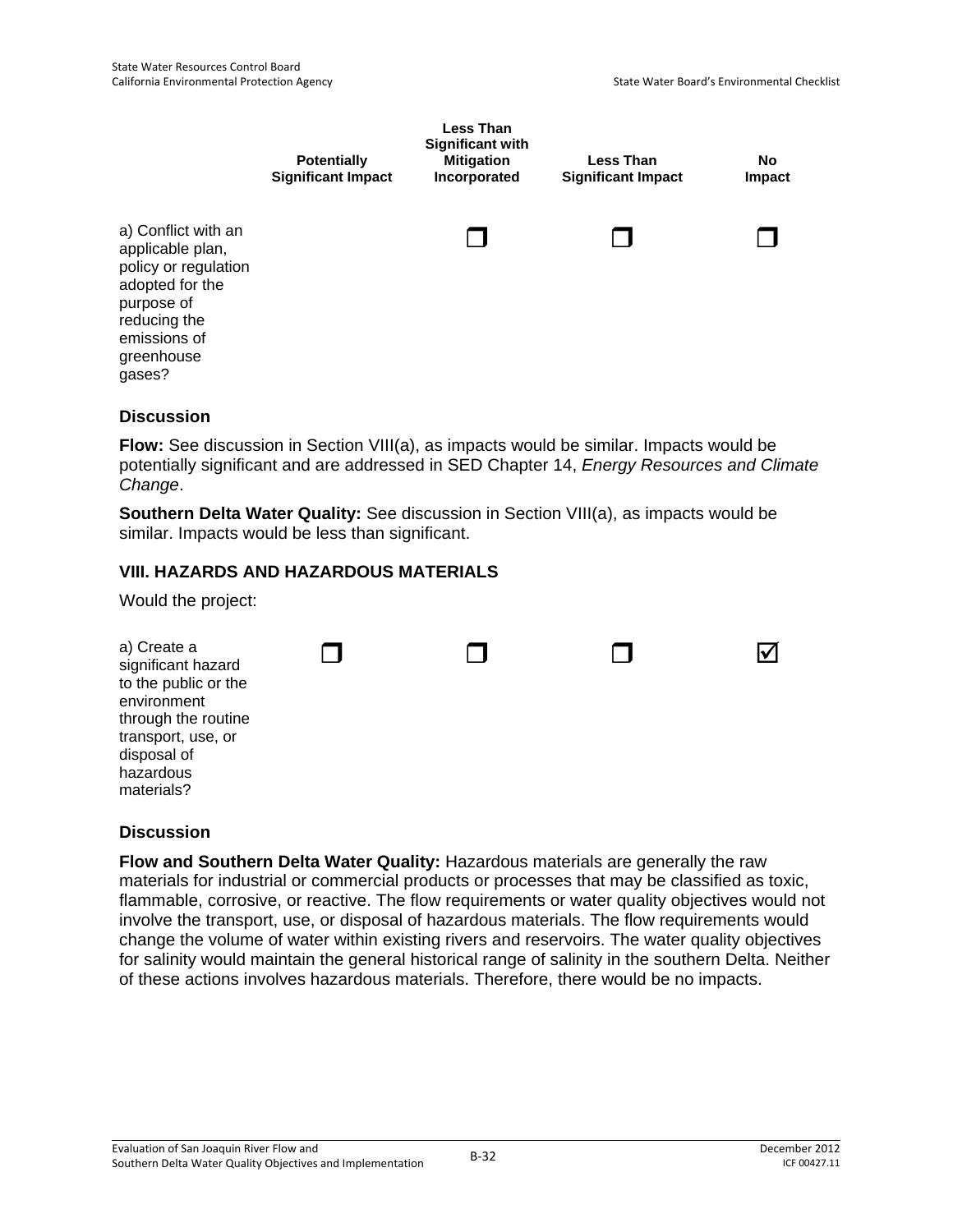| | Potentially Significant Impact | Less Than Significant with Mitigation Incorporated | Less Than Significant Impact | No Impact |
|---|---|---|---|---|
| a) Conflict with an applicable plan, policy or regulation adopted for the purpose of reducing the emissions of greenhouse gases? | | ☐ | ☐ | ☐ |

### Discussion

**Flow:** See discussion in Section VIII(a), as impacts would be similar. Impacts would be potentially significant and are addressed in SED Chapter 14, *Energy Resources and Climate Change*.

**Southern Delta Water Quality:** See discussion in Section VIII(a), as impacts would be similar. Impacts would be less than significant.

### VIII. HAZARDS AND HAZARDOUS MATERIALS

Would the project:

| | Potentially Significant Impact | Less Than Significant with Mitigation Incorporated | Less Than Significant Impact | No Impact |
|---|---|---|---|---|
| a) Create a significant hazard to the public or the environment through the routine transport, use, or disposal of hazardous materials? | ☐ | ☐ | ☐ | ☑ |

### Discussion

**Flow and Southern Delta Water Quality:** Hazardous materials are generally the raw materials for industrial or commercial products or processes that may be classified as toxic, flammable, corrosive, or reactive. The flow requirements or water quality objectives would not involve the transport, use, or disposal of hazardous materials. The flow requirements would change the volume of water within existing rivers and reservoirs. The water quality objectives for salinity would maintain the general historical range of salinity in the southern Delta. Neither of these actions involves hazardous materials. Therefore, there would be no impacts.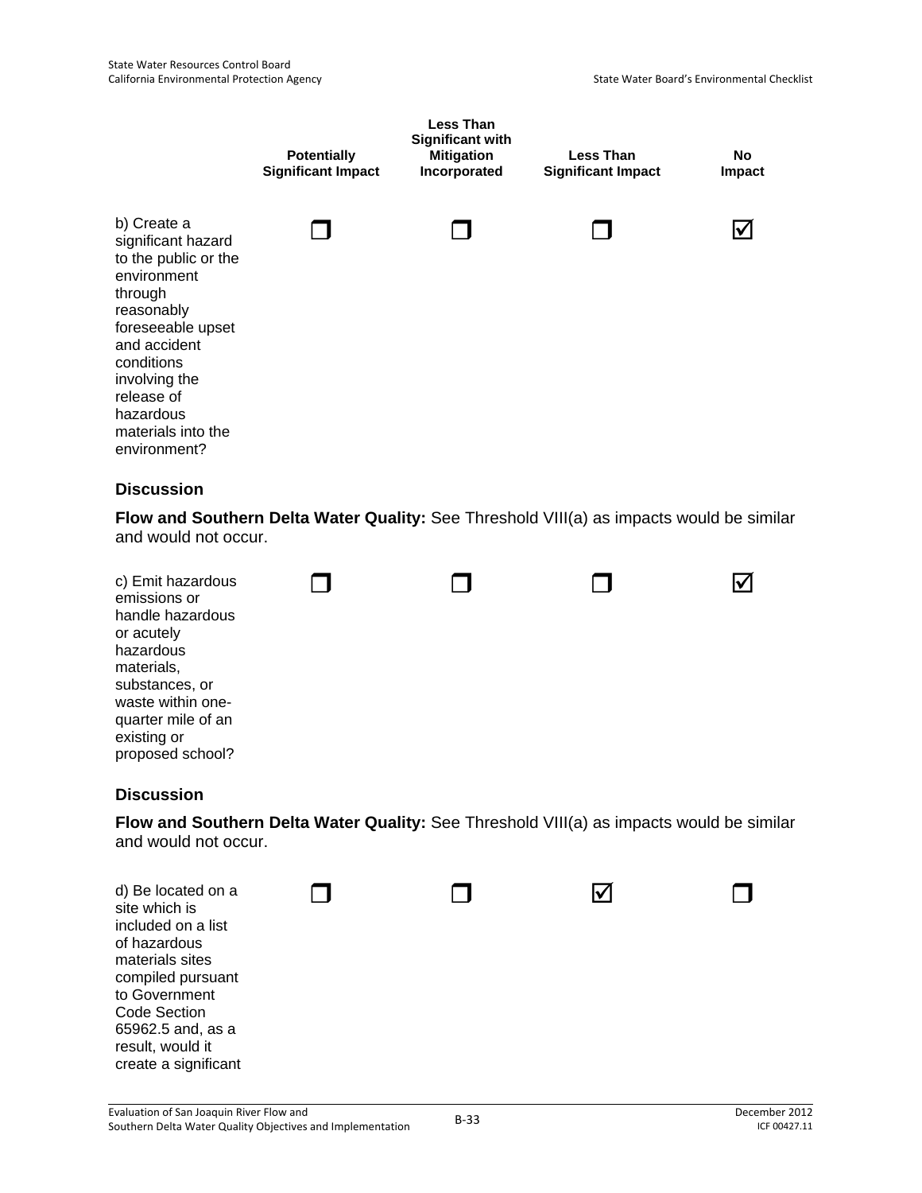| | Potentially Significant Impact | Less Than Significant with Mitigation Incorporated | Less Than Significant Impact | No Impact |
|---|---|---|---|---|
| b) Create a significant hazard to the public or the environment through reasonably foreseeable upset and accident conditions involving the release of hazardous materials into the environment? | ❒ | ❒ | ❒ | ☑ |

### Discussion

**Flow and Southern Delta Water Quality:** See Threshold VIII(a) as impacts would be similar and would not occur.

| | Potentially Significant Impact | Less Than Significant with Mitigation Incorporated | Less Than Significant Impact | No Impact |
|---|---|---|---|---|
| c) Emit hazardous emissions or handle hazardous or acutely hazardous materials, substances, or waste within one-quarter mile of an existing or proposed school? | ❒ | ❒ | ❒ | ☑ |

### Discussion

**Flow and Southern Delta Water Quality:** See Threshold VIII(a) as impacts would be similar and would not occur.

| | Potentially Significant Impact | Less Than Significant with Mitigation Incorporated | Less Than Significant Impact | No Impact |
|---|---|---|---|---|
| d) Be located on a site which is included on a list of hazardous materials sites compiled pursuant to Government Code Section 65962.5 and, as a result, would it create a significant | ❒ | ❒ | ☑ | ❒ |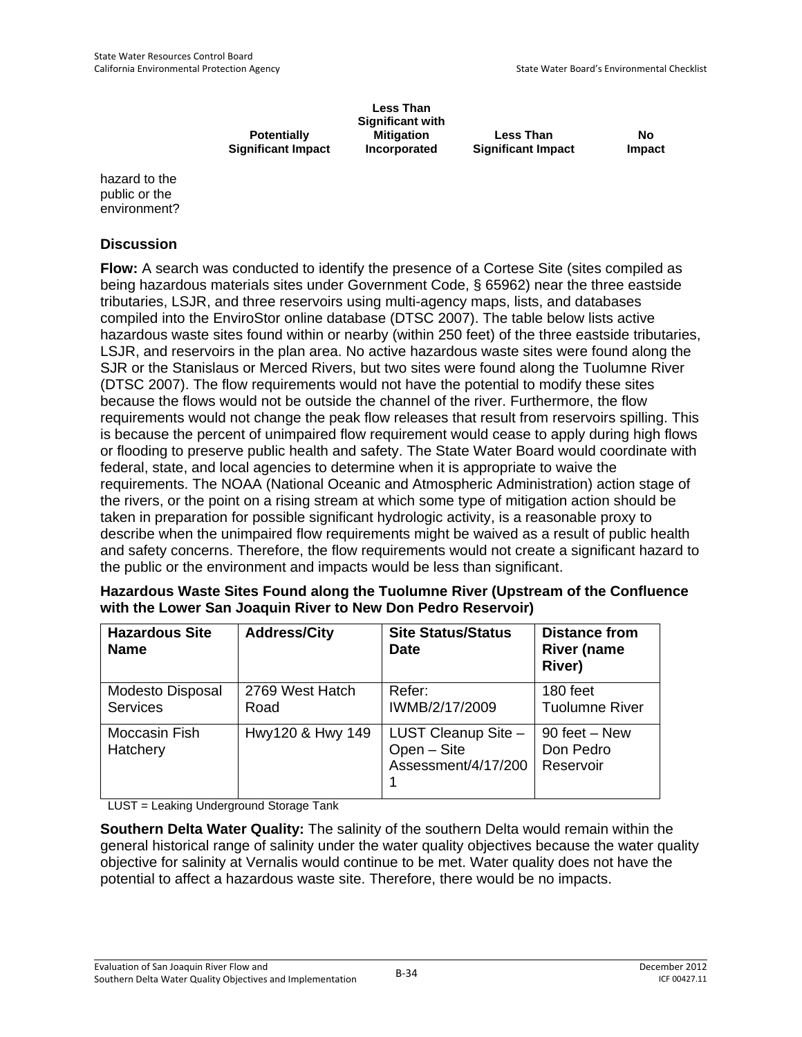| | Potentially Significant Impact | Less Than Significant with Mitigation Incorporated | Less Than Significant Impact | No Impact |
|---|---|---|---|---|
| hazard to the public or the environment? | | | | |

## Discussion

**Flow:** A search was conducted to identify the presence of a Cortese Site (sites compiled as being hazardous materials sites under Government Code, § 65962) near the three eastside tributaries, LSJR, and three reservoirs using multi-agency maps, lists, and databases compiled into the EnviroStor online database (DTSC 2007). The table below lists active hazardous waste sites found within or nearby (within 250 feet) of the three eastside tributaries, LSJR, and reservoirs in the plan area. No active hazardous waste sites were found along the SJR or the Stanislaus or Merced Rivers, but two sites were found along the Tuolumne River (DTSC 2007). The flow requirements would not have the potential to modify these sites because the flows would not be outside the channel of the river. Furthermore, the flow requirements would not change the peak flow releases that result from reservoirs spilling. This is because the percent of unimpaired flow requirement would cease to apply during high flows or flooding to preserve public health and safety. The State Water Board would coordinate with federal, state, and local agencies to determine when it is appropriate to waive the requirements. The NOAA (National Oceanic and Atmospheric Administration) action stage of the rivers, or the point on a rising stream at which some type of mitigation action should be taken in preparation for possible significant hydrologic activity, is a reasonable proxy to describe when the unimpaired flow requirements might be waived as a result of public health and safety concerns. Therefore, the flow requirements would not create a significant hazard to the public or the environment and impacts would be less than significant.

**Hazardous Waste Sites Found along the Tuolumne River (Upstream of the Confluence with the Lower San Joaquin River to New Don Pedro Reservoir)**

| Hazardous Site Name | Address/City | Site Status/Status Date | Distance from River (name River) |
|---|---|---|---|
| Modesto Disposal Services | 2769 West Hatch Road | Refer: IWMB/2/17/2009 | 180 feet Tuolumne River |
| Moccasin Fish Hatchery | Hwy120 & Hwy 149 | LUST Cleanup Site – Open – Site Assessment/4/17/2001 | 90 feet – New Don Pedro Reservoir |

LUST = Leaking Underground Storage Tank

**Southern Delta Water Quality:** The salinity of the southern Delta would remain within the general historical range of salinity under the water quality objectives because the water quality objective for salinity at Vernalis would continue to be met. Water quality does not have the potential to affect a hazardous waste site. Therefore, there would be no impacts.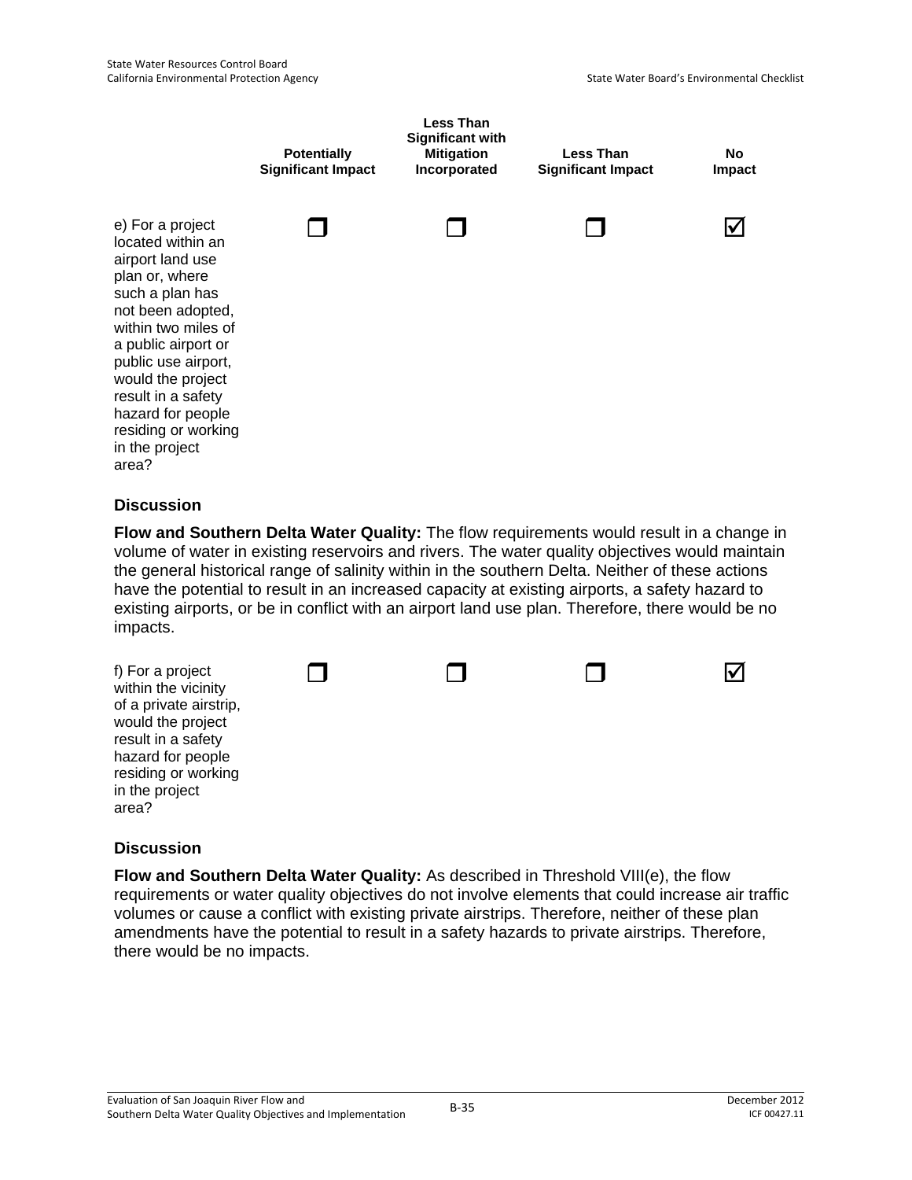| | Potentially Significant Impact | Less Than Significant with Mitigation Incorporated | Less Than Significant Impact | No Impact |
|---|---|---|---|---|
| e) For a project located within an airport land use plan or, where such a plan has not been adopted, within two miles of a public airport or public use airport, would the project result in a safety hazard for people residing or working in the project area? | ☐ | ☐ | ☐ | ☑ |

### Discussion

**Flow and Southern Delta Water Quality:** The flow requirements would result in a change in volume of water in existing reservoirs and rivers. The water quality objectives would maintain the general historical range of salinity within in the southern Delta. Neither of these actions have the potential to result in an increased capacity at existing airports, a safety hazard to existing airports, or be in conflict with an airport land use plan. Therefore, there would be no impacts.

| | Potentially Significant Impact | Less Than Significant with Mitigation Incorporated | Less Than Significant Impact | No Impact |
|---|---|---|---|---|
| f) For a project within the vicinity of a private airstrip, would the project result in a safety hazard for people residing or working in the project area? | ☐ | ☐ | ☐ | ☑ |

### Discussion

**Flow and Southern Delta Water Quality:** As described in Threshold VIII(e), the flow requirements or water quality objectives do not involve elements that could increase air traffic volumes or cause a conflict with existing private airstrips. Therefore, neither of these plan amendments have the potential to result in a safety hazards to private airstrips. Therefore, there would be no impacts.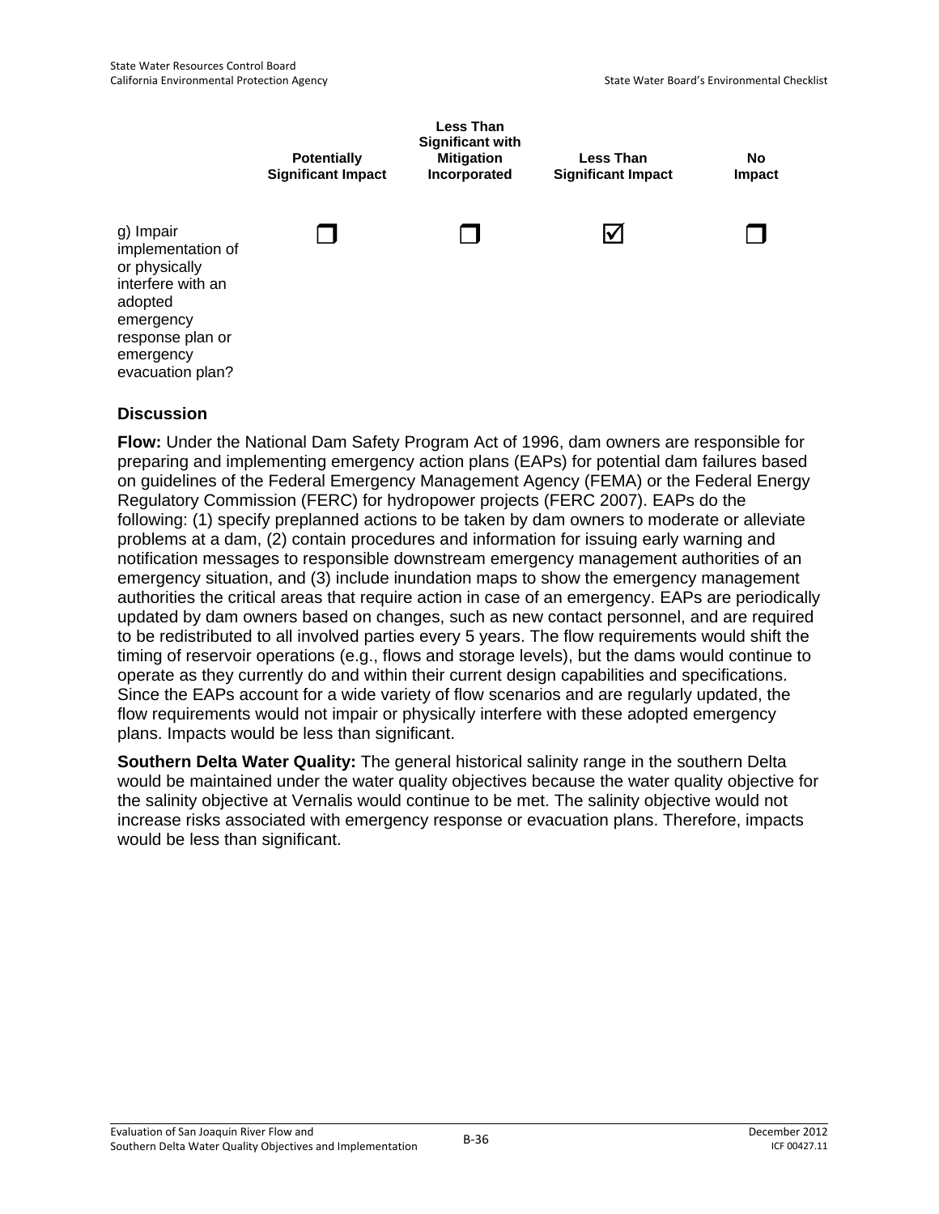| | Potentially Significant Impact | Less Than Significant with Mitigation Incorporated | Less Than Significant Impact | No Impact |
|---|---|---|---|---|
| g) Impair implementation of or physically interfere with an adopted emergency response plan or emergency evacuation plan? | ❒ | ❒ | ☑ | ❒ |

### Discussion

**Flow:** Under the National Dam Safety Program Act of 1996, dam owners are responsible for preparing and implementing emergency action plans (EAPs) for potential dam failures based on guidelines of the Federal Emergency Management Agency (FEMA) or the Federal Energy Regulatory Commission (FERC) for hydropower projects (FERC 2007). EAPs do the following: (1) specify preplanned actions to be taken by dam owners to moderate or alleviate problems at a dam, (2) contain procedures and information for issuing early warning and notification messages to responsible downstream emergency management authorities of an emergency situation, and (3) include inundation maps to show the emergency management authorities the critical areas that require action in case of an emergency. EAPs are periodically updated by dam owners based on changes, such as new contact personnel, and are required to be redistributed to all involved parties every 5 years. The flow requirements would shift the timing of reservoir operations (e.g., flows and storage levels), but the dams would continue to operate as they currently do and within their current design capabilities and specifications. Since the EAPs account for a wide variety of flow scenarios and are regularly updated, the flow requirements would not impair or physically interfere with these adopted emergency plans. Impacts would be less than significant.

**Southern Delta Water Quality:** The general historical salinity range in the southern Delta would be maintained under the water quality objectives because the water quality objective for the salinity objective at Vernalis would continue to be met. The salinity objective would not increase risks associated with emergency response or evacuation plans. Therefore, impacts would be less than significant.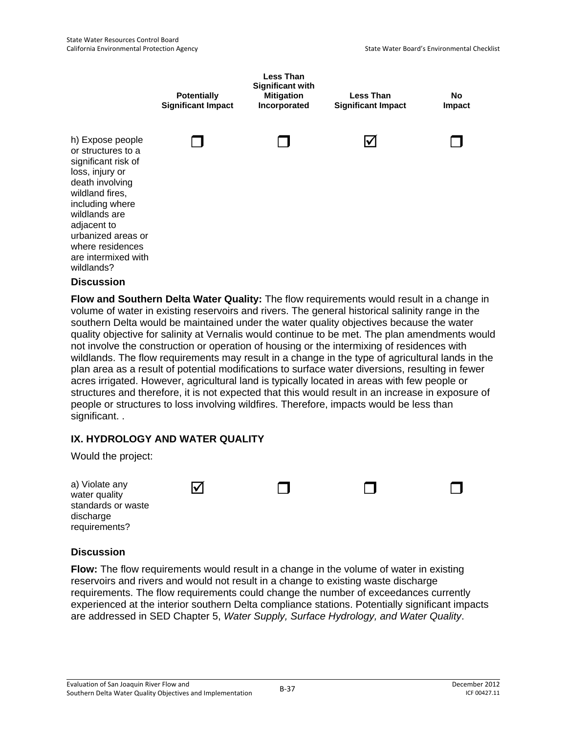| | Potentially Significant Impact | Less Than Significant with Mitigation Incorporated | Less Than Significant Impact | No Impact |
|---|---|---|---|---|
| h) Expose people or structures to a significant risk of loss, injury or death involving wildland fires, including where wildlands are adjacent to urbanized areas or where residences are intermixed with wildlands? | ☐ | ☐ | ☑ | ☐ |

### Discussion

**Flow and Southern Delta Water Quality:** The flow requirements would result in a change in volume of water in existing reservoirs and rivers. The general historical salinity range in the southern Delta would be maintained under the water quality objectives because the water quality objective for salinity at Vernalis would continue to be met. The plan amendments would not involve the construction or operation of housing or the intermixing of residences with wildlands. The flow requirements may result in a change in the type of agricultural lands in the plan area as a result of potential modifications to surface water diversions, resulting in fewer acres irrigated. However, agricultural land is typically located in areas with few people or structures and therefore, it is not expected that this would result in an increase in exposure of people or structures to loss involving wildfires. Therefore, impacts would be less than significant. .

## IX. HYDROLOGY AND WATER QUALITY

Would the project:

| | Potentially Significant Impact | Less Than Significant with Mitigation Incorporated | Less Than Significant Impact | No Impact |
|---|---|---|---|---|
| a) Violate any water quality standards or waste discharge requirements? | ☑ | ☐ | ☐ | ☐ |

### Discussion

**Flow:** The flow requirements would result in a change in the volume of water in existing reservoirs and rivers and would not result in a change to existing waste discharge requirements. The flow requirements could change the number of exceedances currently experienced at the interior southern Delta compliance stations. Potentially significant impacts are addressed in SED Chapter 5, *Water Supply, Surface Hydrology, and Water Quality*.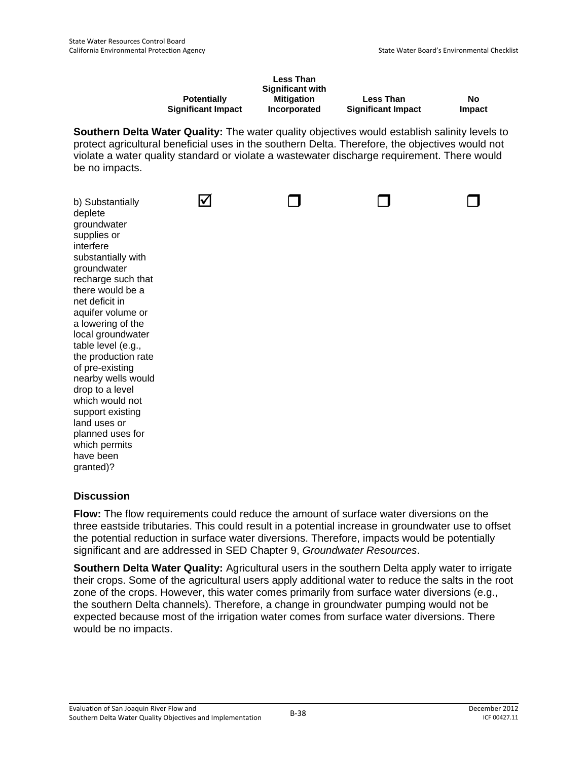| | Potentially Significant Impact | Less Than Significant with Mitigation Incorporated | Less Than Significant Impact | No Impact |
|---|---|---|---|---|

**Southern Delta Water Quality:** The water quality objectives would establish salinity levels to protect agricultural beneficial uses in the southern Delta. Therefore, the objectives would not violate a water quality standard or violate a wastewater discharge requirement. There would be no impacts.

| | Potentially Significant Impact | Less Than Significant with Mitigation Incorporated | Less Than Significant Impact | No Impact |
|---|---|---|---|---|
| b) Substantially deplete groundwater supplies or interfere substantially with groundwater recharge such that there would be a net deficit in aquifer volume or a lowering of the local groundwater table level (e.g., the production rate of pre-existing nearby wells would drop to a level which would not support existing land uses or planned uses for which permits have been granted)? | ☑ | ☐ | ☐ | ☐ |

### Discussion

**Flow:** The flow requirements could reduce the amount of surface water diversions on the three eastside tributaries. This could result in a potential increase in groundwater use to offset the potential reduction in surface water diversions. Therefore, impacts would be potentially significant and are addressed in SED Chapter 9, *Groundwater Resources*.

**Southern Delta Water Quality:** Agricultural users in the southern Delta apply water to irrigate their crops. Some of the agricultural users apply additional water to reduce the salts in the root zone of the crops. However, this water comes primarily from surface water diversions (e.g., the southern Delta channels). Therefore, a change in groundwater pumping would not be expected because most of the irrigation water comes from surface water diversions. There would be no impacts.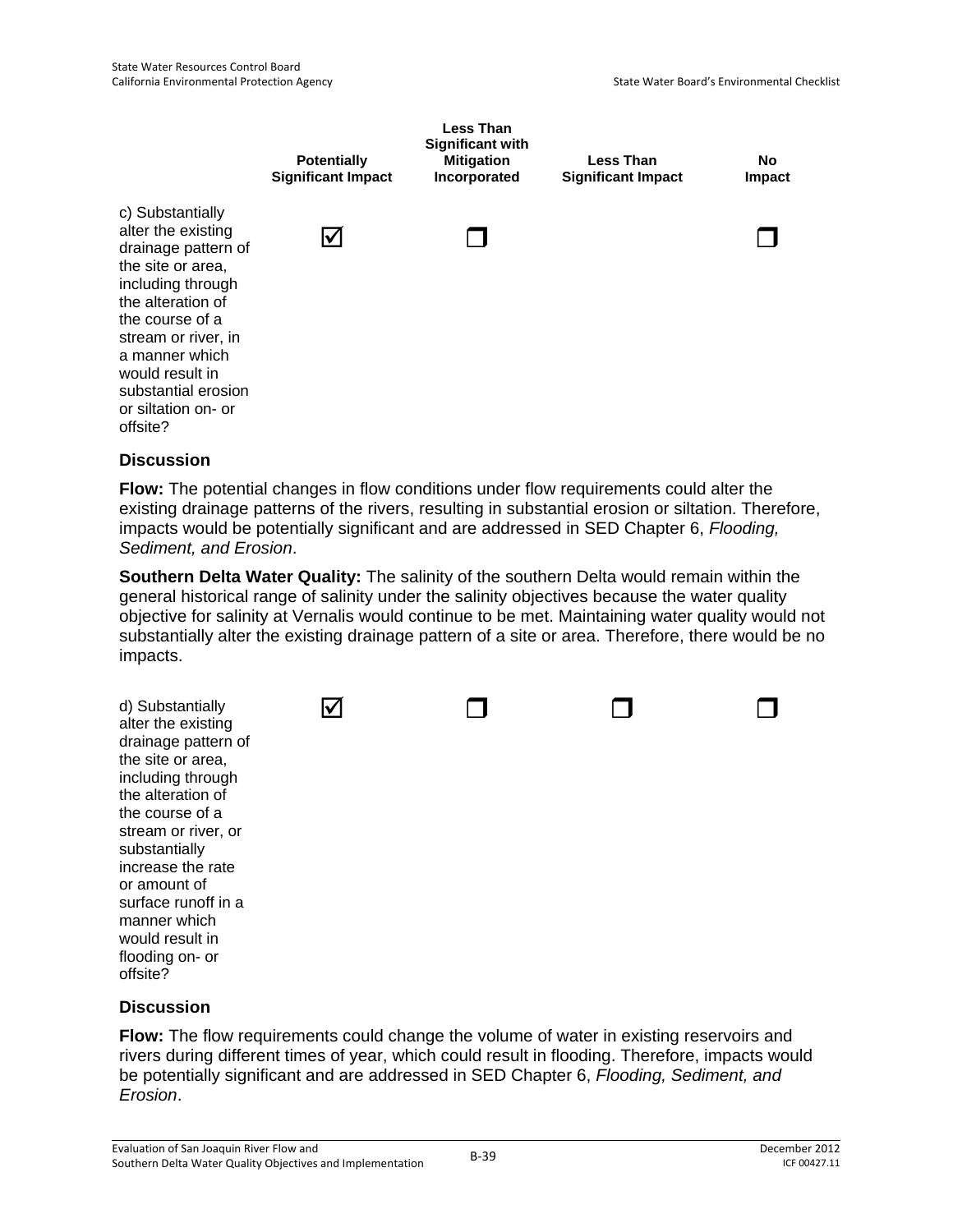| | Potentially Significant Impact | Less Than Significant with Mitigation Incorporated | Less Than Significant Impact | No Impact |
|---|---|---|---|---|
| c) Substantially alter the existing drainage pattern of the site or area, including through the alteration of the course of a stream or river, in a manner which would result in substantial erosion or siltation on- or offsite? | ☑ | ☐ | | ☐ |

### Discussion

**Flow:** The potential changes in flow conditions under flow requirements could alter the existing drainage patterns of the rivers, resulting in substantial erosion or siltation. Therefore, impacts would be potentially significant and are addressed in SED Chapter 6, *Flooding, Sediment, and Erosion*.

**Southern Delta Water Quality:** The salinity of the southern Delta would remain within the general historical range of salinity under the salinity objectives because the water quality objective for salinity at Vernalis would continue to be met. Maintaining water quality would not substantially alter the existing drainage pattern of a site or area. Therefore, there would be no impacts.

| | Potentially Significant Impact | Less Than Significant with Mitigation Incorporated | Less Than Significant Impact | No Impact |
|---|---|---|---|---|
| d) Substantially alter the existing drainage pattern of the site or area, including through the alteration of the course of a stream or river, or substantially increase the rate or amount of surface runoff in a manner which would result in flooding on- or offsite? | ☑ | ☐ | ☐ | ☐ |

### Discussion

**Flow:** The flow requirements could change the volume of water in existing reservoirs and rivers during different times of year, which could result in flooding. Therefore, impacts would be potentially significant and are addressed in SED Chapter 6, *Flooding, Sediment, and Erosion*.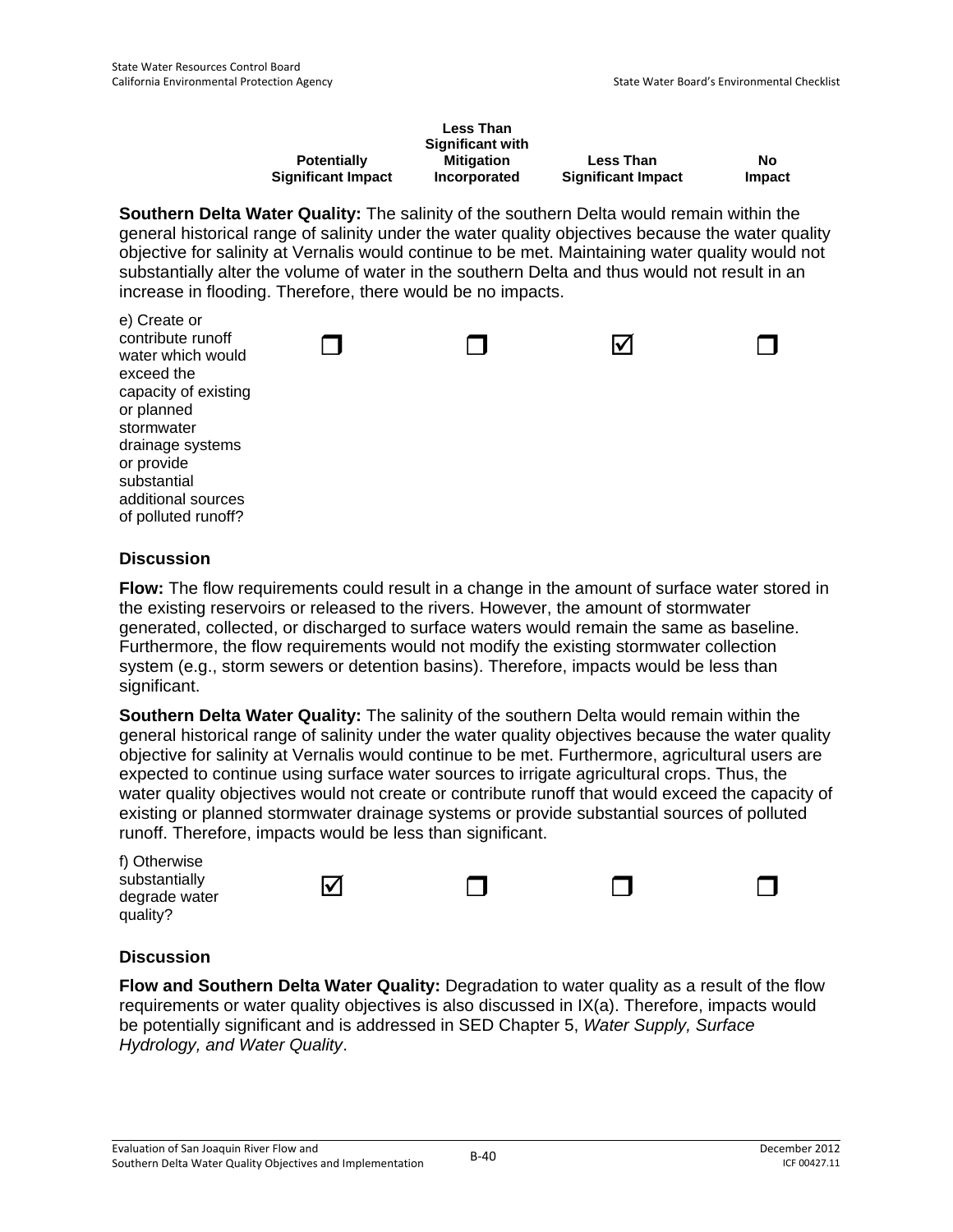| | Potentially Significant Impact | Less Than Significant with Mitigation Incorporated | Less Than Significant Impact | No Impact |
|---|---|---|---|---|

**Southern Delta Water Quality:** The salinity of the southern Delta would remain within the general historical range of salinity under the water quality objectives because the water quality objective for salinity at Vernalis would continue to be met. Maintaining water quality would not substantially alter the volume of water in the southern Delta and thus would not result in an increase in flooding. Therefore, there would be no impacts.

| | Potentially Significant Impact | Less Than Significant with Mitigation Incorporated | Less Than Significant Impact | No Impact |
|---|---|---|---|---|
| e) Create or contribute runoff water which would exceed the capacity of existing or planned stormwater drainage systems or provide substantial additional sources of polluted runoff? | ☐ | ☐ | ☑ | ☐ |

### Discussion

**Flow:** The flow requirements could result in a change in the amount of surface water stored in the existing reservoirs or released to the rivers. However, the amount of stormwater generated, collected, or discharged to surface waters would remain the same as baseline. Furthermore, the flow requirements would not modify the existing stormwater collection system (e.g., storm sewers or detention basins). Therefore, impacts would be less than significant.

**Southern Delta Water Quality:** The salinity of the southern Delta would remain within the general historical range of salinity under the water quality objectives because the water quality objective for salinity at Vernalis would continue to be met. Furthermore, agricultural users are expected to continue using surface water sources to irrigate agricultural crops. Thus, the water quality objectives would not create or contribute runoff that would exceed the capacity of existing or planned stormwater drainage systems or provide substantial sources of polluted runoff. Therefore, impacts would be less than significant.

| | Potentially Significant Impact | Less Than Significant with Mitigation Incorporated | Less Than Significant Impact | No Impact |
|---|---|---|---|---|
| f) Otherwise substantially degrade water quality? | ☑ | ☐ | ☐ | ☐ |

### Discussion

**Flow and Southern Delta Water Quality:** Degradation to water quality as a result of the flow requirements or water quality objectives is also discussed in IX(a). Therefore, impacts would be potentially significant and is addressed in SED Chapter 5, *Water Supply, Surface Hydrology, and Water Quality*.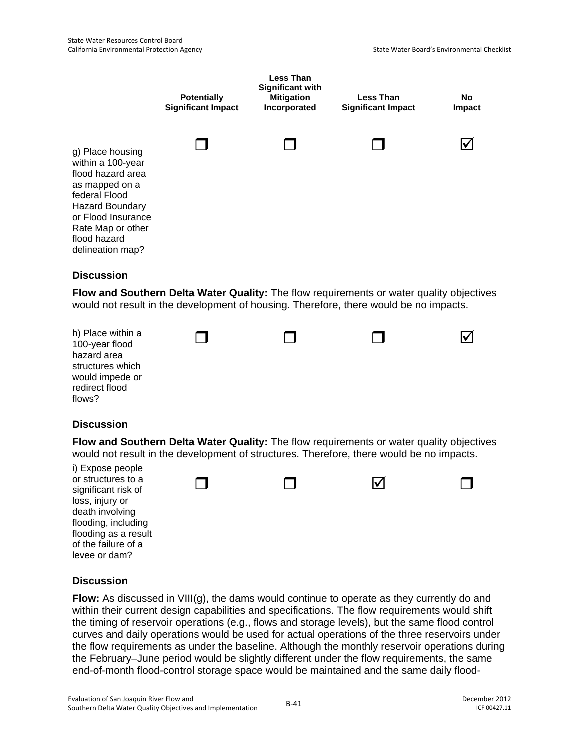| | Potentially Significant Impact | Less Than Significant with Mitigation Incorporated | Less Than Significant Impact | No Impact |
|---|---|---|---|---|
| g) Place housing within a 100-year flood hazard area as mapped on a federal Flood Hazard Boundary or Flood Insurance Rate Map or other flood hazard delineation map? | ☐ | ☐ | ☐ | ☑ |

### Discussion

**Flow and Southern Delta Water Quality:** The flow requirements or water quality objectives would not result in the development of housing. Therefore, there would be no impacts.

| | Potentially Significant Impact | Less Than Significant with Mitigation Incorporated | Less Than Significant Impact | No Impact |
|---|---|---|---|---|
| h) Place within a 100-year flood hazard area structures which would impede or redirect flood flows? | ☐ | ☐ | ☐ | ☑ |

### Discussion

**Flow and Southern Delta Water Quality:** The flow requirements or water quality objectives would not result in the development of structures. Therefore, there would be no impacts.

| | Potentially Significant Impact | Less Than Significant with Mitigation Incorporated | Less Than Significant Impact | No Impact |
|---|---|---|---|---|
| i) Expose people or structures to a significant risk of loss, injury or death involving flooding, including flooding as a result of the failure of a levee or dam? | ☐ | ☐ | ☑ | ☐ |

### Discussion

**Flow:** As discussed in VIII(g), the dams would continue to operate as they currently do and within their current design capabilities and specifications. The flow requirements would shift the timing of reservoir operations (e.g., flows and storage levels), but the same flood control curves and daily operations would be used for actual operations of the three reservoirs under the flow requirements as under the baseline. Although the monthly reservoir operations during the February–June period would be slightly different under the flow requirements, the same end-of-month flood-control storage space would be maintained and the same daily flood-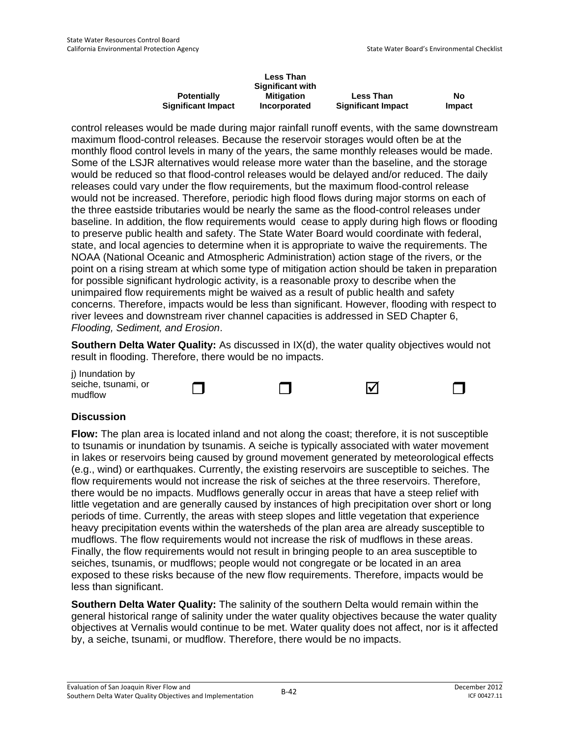| | Potentially Significant Impact | Less Than Significant with Mitigation Incorporated | Less Than Significant Impact | No Impact |
|---|---|---|---|---|

control releases would be made during major rainfall runoff events, with the same downstream maximum flood-control releases. Because the reservoir storages would often be at the monthly flood control levels in many of the years, the same monthly releases would be made. Some of the LSJR alternatives would release more water than the baseline, and the storage would be reduced so that flood-control releases would be delayed and/or reduced. The daily releases could vary under the flow requirements, but the maximum flood-control release would not be increased. Therefore, periodic high flood flows during major storms on each of the three eastside tributaries would be nearly the same as the flood-control releases under baseline. In addition, the flow requirements would cease to apply during high flows or flooding to preserve public health and safety. The State Water Board would coordinate with federal, state, and local agencies to determine when it is appropriate to waive the requirements. The NOAA (National Oceanic and Atmospheric Administration) action stage of the rivers, or the point on a rising stream at which some type of mitigation action should be taken in preparation for possible significant hydrologic activity, is a reasonable proxy to describe when the unimpaired flow requirements might be waived as a result of public health and safety concerns. Therefore, impacts would be less than significant. However, flooding with respect to river levees and downstream river channel capacities is addressed in SED Chapter 6, *Flooding, Sediment, and Erosion*.

**Southern Delta Water Quality:** As discussed in IX(d), the water quality objectives would not result in flooding. Therefore, there would be no impacts.

| | Potentially Significant Impact | Less Than Significant with Mitigation Incorporated | Less Than Significant Impact | No Impact |
|---|---|---|---|---|
| j) Inundation by seiche, tsunami, or mudflow | ☐ | ☐ | ☑ | ☐ |

### Discussion

**Flow:** The plan area is located inland and not along the coast; therefore, it is not susceptible to tsunamis or inundation by tsunamis. A seiche is typically associated with water movement in lakes or reservoirs being caused by ground movement generated by meteorological effects (e.g., wind) or earthquakes. Currently, the existing reservoirs are susceptible to seiches. The flow requirements would not increase the risk of seiches at the three reservoirs. Therefore, there would be no impacts. Mudflows generally occur in areas that have a steep relief with little vegetation and are generally caused by instances of high precipitation over short or long periods of time. Currently, the areas with steep slopes and little vegetation that experience heavy precipitation events within the watersheds of the plan area are already susceptible to mudflows. The flow requirements would not increase the risk of mudflows in these areas. Finally, the flow requirements would not result in bringing people to an area susceptible to seiches, tsunamis, or mudflows; people would not congregate or be located in an area exposed to these risks because of the new flow requirements. Therefore, impacts would be less than significant.

**Southern Delta Water Quality:** The salinity of the southern Delta would remain within the general historical range of salinity under the water quality objectives because the water quality objectives at Vernalis would continue to be met. Water quality does not affect, nor is it affected by, a seiche, tsunami, or mudflow. Therefore, there would be no impacts.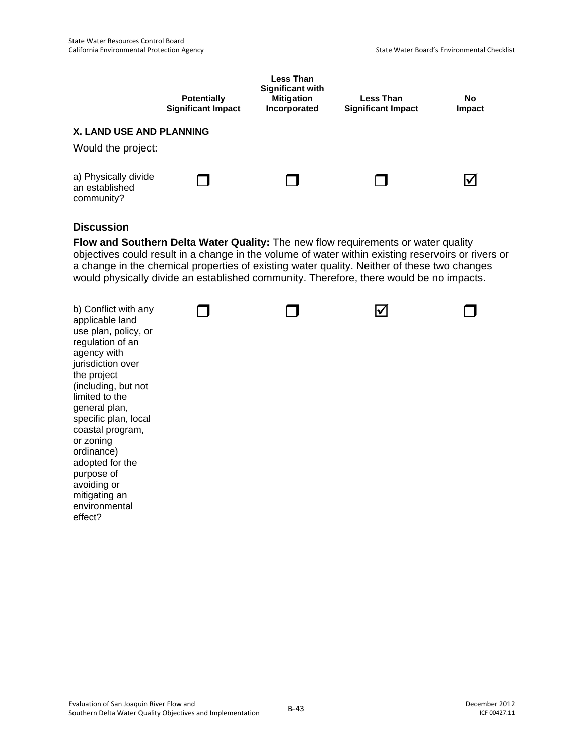| | Potentially Significant Impact | Less Than Significant with Mitigation Incorporated | Less Than Significant Impact | No Impact |
|---|---|---|---|---|

**X. LAND USE AND PLANNING**

Would the project:

| | Potentially Significant Impact | Less Than Significant with Mitigation Incorporated | Less Than Significant Impact | No Impact |
|---|---|---|---|---|
| a) Physically divide an established community? | ☐ | ☐ | ☐ | ☑ |

### Discussion

**Flow and Southern Delta Water Quality:** The new flow requirements or water quality objectives could result in a change in the volume of water within existing reservoirs or rivers or a change in the chemical properties of existing water quality. Neither of these two changes would physically divide an established community. Therefore, there would be no impacts.

| | Potentially Significant Impact | Less Than Significant with Mitigation Incorporated | Less Than Significant Impact | No Impact |
|---|---|---|---|---|
| b) Conflict with any applicable land use plan, policy, or regulation of an agency with jurisdiction over the project (including, but not limited to the general plan, specific plan, local coastal program, or zoning ordinance) adopted for the purpose of avoiding or mitigating an environmental effect? | ☐ | ☐ | ☑ | ☐ |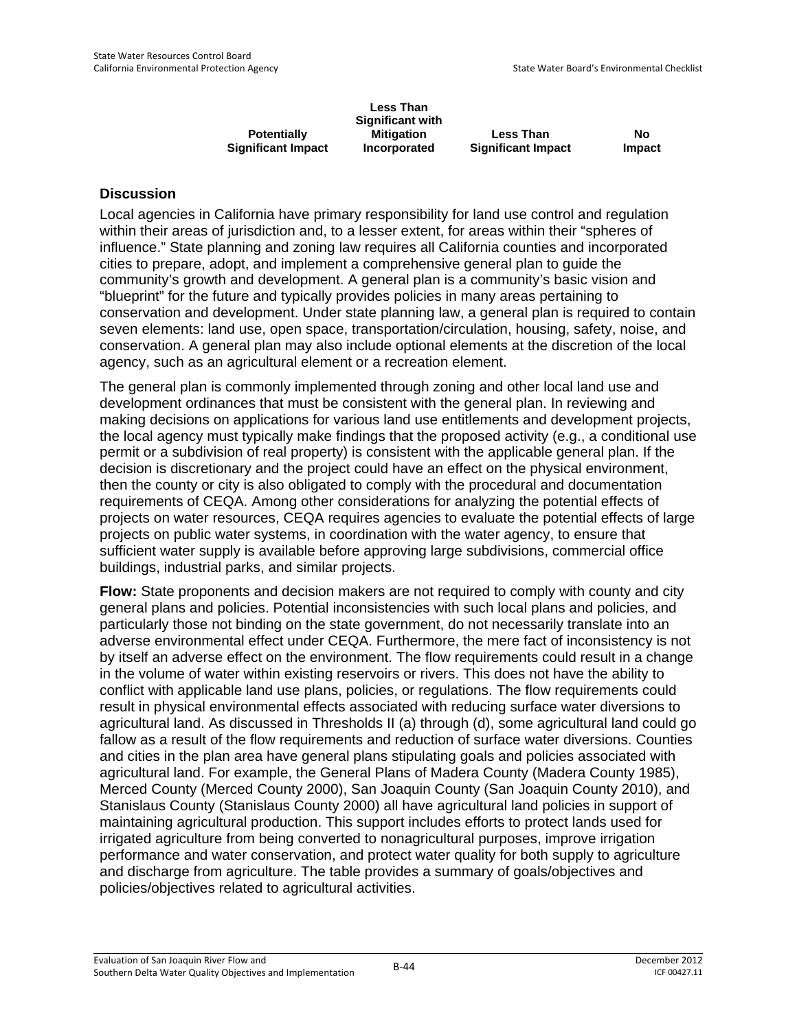| Potentially Significant Impact | Less Than Significant with Mitigation Incorporated | Less Than Significant Impact | No Impact |
|---|---|---|---|

### Discussion

Local agencies in California have primary responsibility for land use control and regulation within their areas of jurisdiction and, to a lesser extent, for areas within their "spheres of influence." State planning and zoning law requires all California counties and incorporated cities to prepare, adopt, and implement a comprehensive general plan to guide the community's growth and development. A general plan is a community's basic vision and "blueprint" for the future and typically provides policies in many areas pertaining to conservation and development. Under state planning law, a general plan is required to contain seven elements: land use, open space, transportation/circulation, housing, safety, noise, and conservation. A general plan may also include optional elements at the discretion of the local agency, such as an agricultural element or a recreation element.

The general plan is commonly implemented through zoning and other local land use and development ordinances that must be consistent with the general plan. In reviewing and making decisions on applications for various land use entitlements and development projects, the local agency must typically make findings that the proposed activity (e.g., a conditional use permit or a subdivision of real property) is consistent with the applicable general plan. If the decision is discretionary and the project could have an effect on the physical environment, then the county or city is also obligated to comply with the procedural and documentation requirements of CEQA. Among other considerations for analyzing the potential effects of projects on water resources, CEQA requires agencies to evaluate the potential effects of large projects on public water systems, in coordination with the water agency, to ensure that sufficient water supply is available before approving large subdivisions, commercial office buildings, industrial parks, and similar projects.

**Flow:** State proponents and decision makers are not required to comply with county and city general plans and policies. Potential inconsistencies with such local plans and policies, and particularly those not binding on the state government, do not necessarily translate into an adverse environmental effect under CEQA. Furthermore, the mere fact of inconsistency is not by itself an adverse effect on the environment. The flow requirements could result in a change in the volume of water within existing reservoirs or rivers. This does not have the ability to conflict with applicable land use plans, policies, or regulations. The flow requirements could result in physical environmental effects associated with reducing surface water diversions to agricultural land. As discussed in Thresholds II (a) through (d), some agricultural land could go fallow as a result of the flow requirements and reduction of surface water diversions. Counties and cities in the plan area have general plans stipulating goals and policies associated with agricultural land. For example, the General Plans of Madera County (Madera County 1985), Merced County (Merced County 2000), San Joaquin County (San Joaquin County 2010), and Stanislaus County (Stanislaus County 2000) all have agricultural land policies in support of maintaining agricultural production. This support includes efforts to protect lands used for irrigated agriculture from being converted to nonagricultural purposes, improve irrigation performance and water conservation, and protect water quality for both supply to agriculture and discharge from agriculture. The table provides a summary of goals/objectives and policies/objectives related to agricultural activities.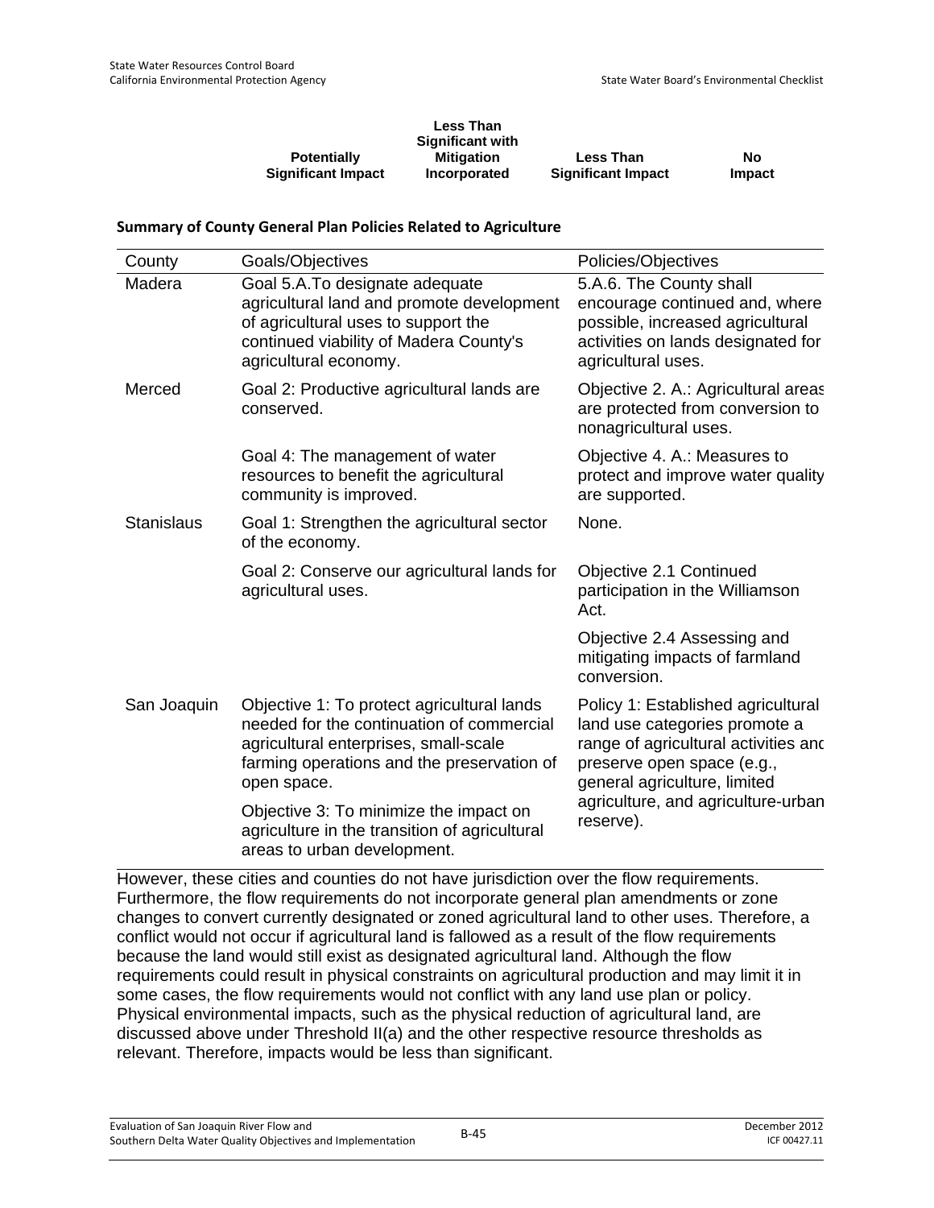| Potentially Significant Impact | Less Than Significant with Mitigation Incorporated | Less Than Significant Impact | No Impact |
|---|---|---|---|

**Summary of County General Plan Policies Related to Agriculture**

| County | Goals/Objectives | Policies/Objectives |
|---|---|---|
| Madera | Goal 5.A.To designate adequate agricultural land and promote development of agricultural uses to support the continued viability of Madera County's agricultural economy. | 5.A.6. The County shall encourage continued and, where possible, increased agricultural activities on lands designated for agricultural uses. |
| Merced | Goal 2: Productive agricultural lands are conserved. | Objective 2. A.: Agricultural areas are protected from conversion to nonagricultural uses. |
| | Goal 4: The management of water resources to benefit the agricultural community is improved. | Objective 4. A.: Measures to protect and improve water quality are supported. |
| Stanislaus | Goal 1: Strengthen the agricultural sector of the economy. | None. |
| | Goal 2: Conserve our agricultural lands for agricultural uses. | Objective 2.1 Continued participation in the Williamson Act. |
| | | Objective 2.4 Assessing and mitigating impacts of farmland conversion. |
| San Joaquin | Objective 1: To protect agricultural lands needed for the continuation of commercial agricultural enterprises, small-scale farming operations and the preservation of open space.<br><br>Objective 3: To minimize the impact on agriculture in the transition of agricultural areas to urban development. | Policy 1: Established agricultural land use categories promote a range of agricultural activities and preserve open space (e.g., general agriculture, limited agriculture, and agriculture-urban reserve). |

However, these cities and counties do not have jurisdiction over the flow requirements. Furthermore, the flow requirements do not incorporate general plan amendments or zone changes to convert currently designated or zoned agricultural land to other uses. Therefore, a conflict would not occur if agricultural land is fallowed as a result of the flow requirements because the land would still exist as designated agricultural land. Although the flow requirements could result in physical constraints on agricultural production and may limit it in some cases, the flow requirements would not conflict with any land use plan or policy. Physical environmental impacts, such as the physical reduction of agricultural land, are discussed above under Threshold II(a) and the other respective resource thresholds as relevant. Therefore, impacts would be less than significant.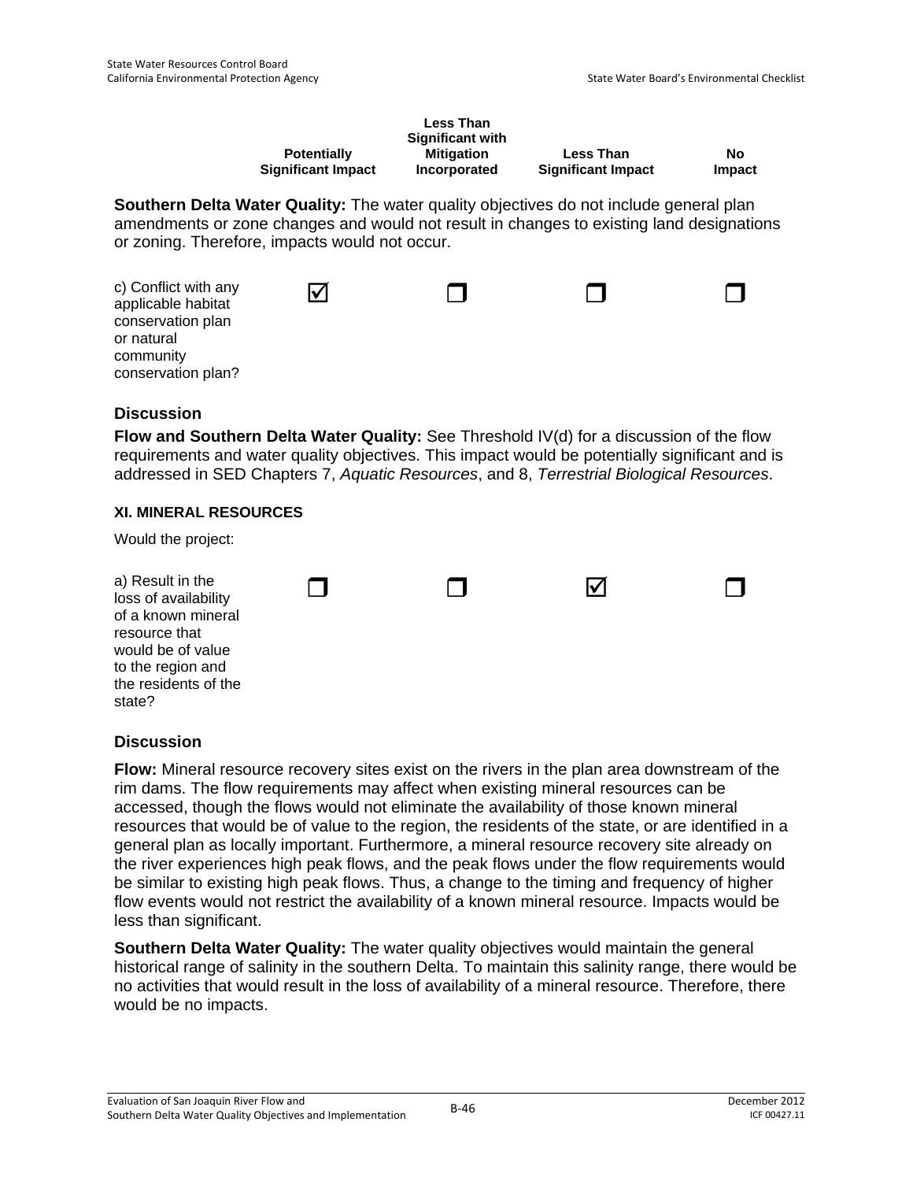| | Potentially Significant Impact | Less Than Significant with Mitigation Incorporated | Less Than Significant Impact | No Impact |
|---|---|---|---|---|

**Southern Delta Water Quality:** The water quality objectives do not include general plan amendments or zone changes and would not result in changes to existing land designations or zoning. Therefore, impacts would not occur.

| | Potentially Significant Impact | Less Than Significant with Mitigation Incorporated | Less Than Significant Impact | No Impact |
|---|---|---|---|---|
| c) Conflict with any applicable habitat conservation plan or natural community conservation plan? | ☑ | ❒ | ❒ | ❒ |

### Discussion

**Flow and Southern Delta Water Quality:** See Threshold IV(d) for a discussion of the flow requirements and water quality objectives. This impact would be potentially significant and is addressed in SED Chapters 7, *Aquatic Resources*, and 8, *Terrestrial Biological Resources*.

#### XI. MINERAL RESOURCES

Would the project:

| | Potentially Significant Impact | Less Than Significant with Mitigation Incorporated | Less Than Significant Impact | No Impact |
|---|---|---|---|---|
| a) Result in the loss of availability of a known mineral resource that would be of value to the region and the residents of the state? | ❒ | ❒ | ☑ | ❒ |

### Discussion

**Flow:** Mineral resource recovery sites exist on the rivers in the plan area downstream of the rim dams. The flow requirements may affect when existing mineral resources can be accessed, though the flows would not eliminate the availability of those known mineral resources that would be of value to the region, the residents of the state, or are identified in a general plan as locally important. Furthermore, a mineral resource recovery site already on the river experiences high peak flows, and the peak flows under the flow requirements would be similar to existing high peak flows. Thus, a change to the timing and frequency of higher flow events would not restrict the availability of a known mineral resource. Impacts would be less than significant.

**Southern Delta Water Quality:** The water quality objectives would maintain the general historical range of salinity in the southern Delta. To maintain this salinity range, there would be no activities that would result in the loss of availability of a mineral resource. Therefore, there would be no impacts.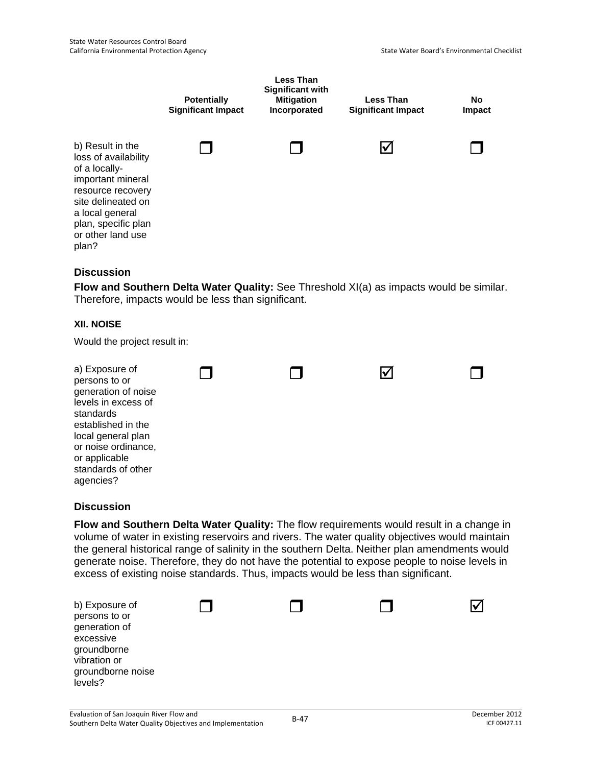| | Potentially Significant Impact | Less Than Significant with Mitigation Incorporated | Less Than Significant Impact | No Impact |
|---|---|---|---|---|
| b) Result in the loss of availability of a locally-important mineral resource recovery site delineated on a local general plan, specific plan or other land use plan? | ❒ | ❒ | ☑ | ❒ |

### Discussion

**Flow and Southern Delta Water Quality:** See Threshold XI(a) as impacts would be similar. Therefore, impacts would be less than significant.

#### XII. NOISE

Would the project result in:

| | Potentially Significant Impact | Less Than Significant with Mitigation Incorporated | Less Than Significant Impact | No Impact |
|---|---|---|---|---|
| a) Exposure of persons to or generation of noise levels in excess of standards established in the local general plan or noise ordinance, or applicable standards of other agencies? | ❒ | ❒ | ☑ | ❒ |

### Discussion

**Flow and Southern Delta Water Quality:** The flow requirements would result in a change in volume of water in existing reservoirs and rivers. The water quality objectives would maintain the general historical range of salinity in the southern Delta. Neither plan amendments would generate noise. Therefore, they do not have the potential to expose people to noise levels in excess of existing noise standards. Thus, impacts would be less than significant.

| | Potentially Significant Impact | Less Than Significant with Mitigation Incorporated | Less Than Significant Impact | No Impact |
|---|---|---|---|---|
| b) Exposure of persons to or generation of excessive groundborne vibration or groundborne noise levels? | ❒ | ❒ | ❒ | ☑ |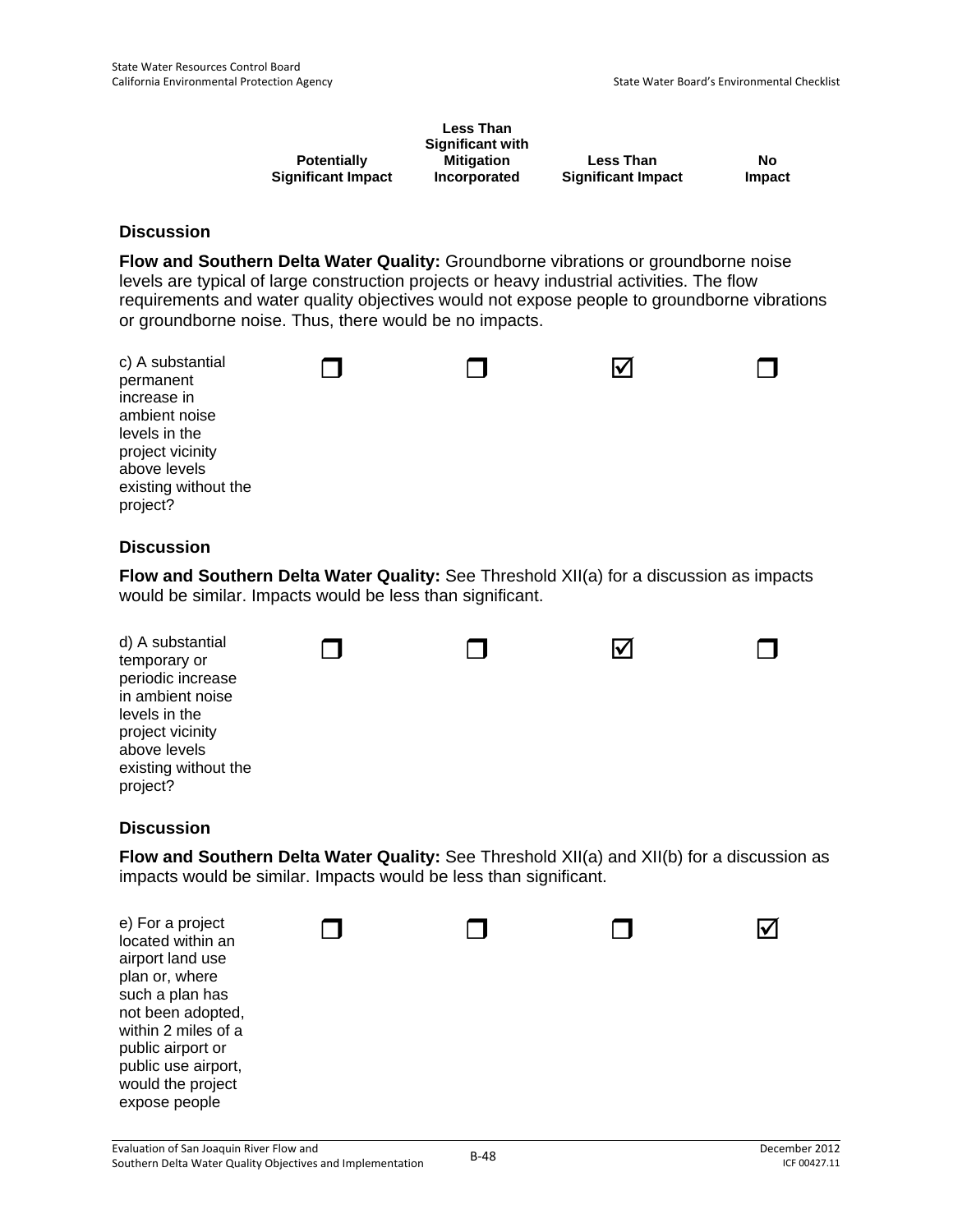| | Potentially Significant Impact | Less Than Significant with Mitigation Incorporated | Less Than Significant Impact | No Impact |
|---|---|---|---|---|

**Discussion**

**Flow and Southern Delta Water Quality:** Groundborne vibrations or groundborne noise levels are typical of large construction projects or heavy industrial activities. The flow requirements and water quality objectives would not expose people to groundborne vibrations or groundborne noise. Thus, there would be no impacts.

| | Potentially Significant Impact | Less Than Significant with Mitigation Incorporated | Less Than Significant Impact | No Impact |
|---|---|---|---|---|
| c) A substantial permanent increase in ambient noise levels in the project vicinity above levels existing without the project? | ☐ | ☐ | ☑ | ☐ |

**Discussion**

**Flow and Southern Delta Water Quality:** See Threshold XII(a) for a discussion as impacts would be similar. Impacts would be less than significant.

| | Potentially Significant Impact | Less Than Significant with Mitigation Incorporated | Less Than Significant Impact | No Impact |
|---|---|---|---|---|
| d) A substantial temporary or periodic increase in ambient noise levels in the project vicinity above levels existing without the project? | ☐ | ☐ | ☑ | ☐ |

**Discussion**

**Flow and Southern Delta Water Quality:** See Threshold XII(a) and XII(b) for a discussion as impacts would be similar. Impacts would be less than significant.

| | Potentially Significant Impact | Less Than Significant with Mitigation Incorporated | Less Than Significant Impact | No Impact |
|---|---|---|---|---|
| e) For a project located within an airport land use plan or, where such a plan has not been adopted, within 2 miles of a public airport or public use airport, would the project expose people | ☐ | ☐ | ☐ | ☑ |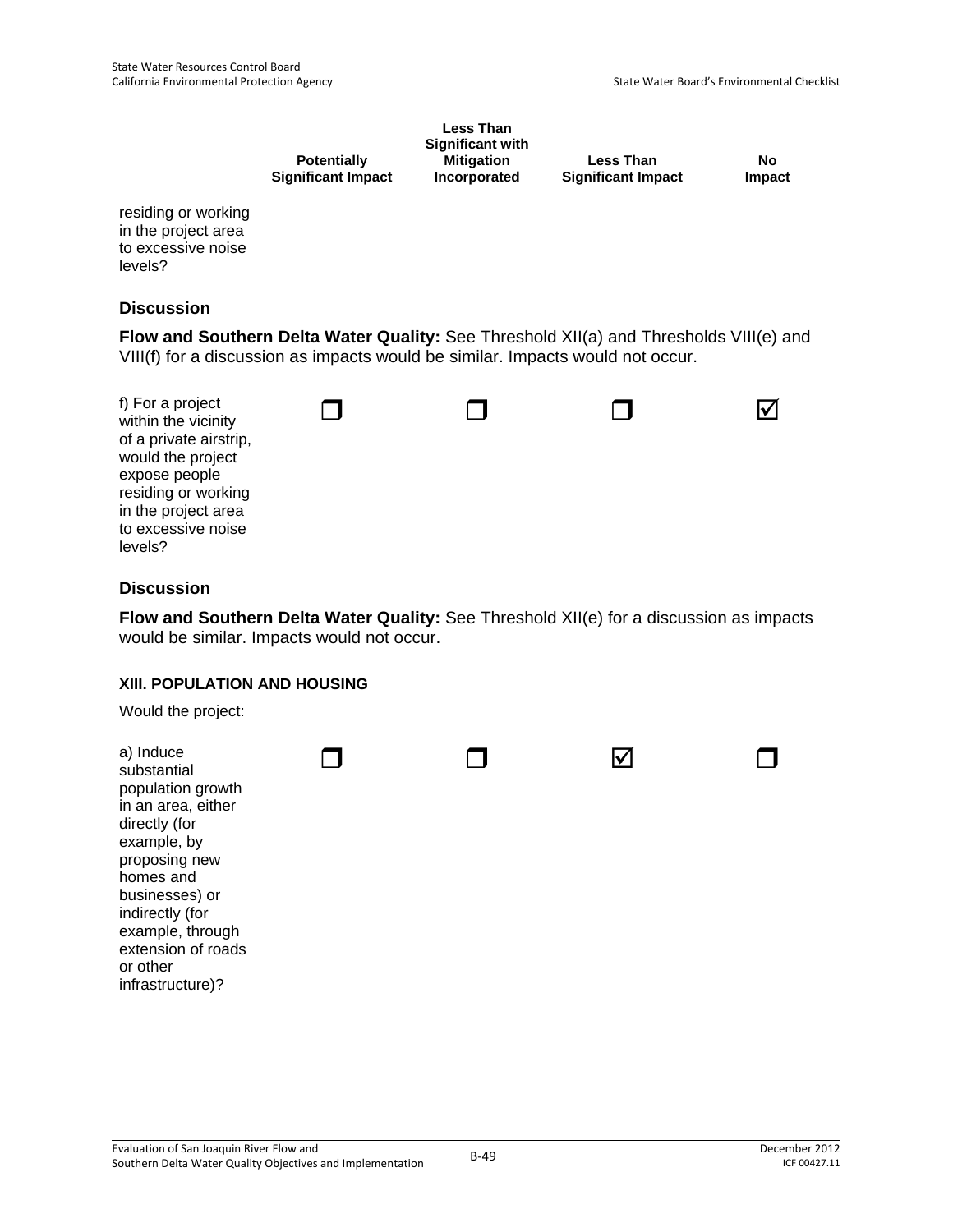| | Potentially Significant Impact | Less Than Significant with Mitigation Incorporated | Less Than Significant Impact | No Impact |
|---|---|---|---|---|
| residing or working in the project area to excessive noise levels? | | | | |

### Discussion

**Flow and Southern Delta Water Quality:** See Threshold XII(a) and Thresholds VIII(e) and VIII(f) for a discussion as impacts would be similar. Impacts would not occur.

| | Potentially Significant Impact | Less Than Significant with Mitigation Incorporated | Less Than Significant Impact | No Impact |
|---|---|---|---|---|
| f) For a project within the vicinity of a private airstrip, would the project expose people residing or working in the project area to excessive noise levels? | ☐ | ☐ | ☐ | ☑ |

### Discussion

**Flow and Southern Delta Water Quality:** See Threshold XII(e) for a discussion as impacts would be similar. Impacts would not occur.

#### XIII. POPULATION AND HOUSING

Would the project:

| | Potentially Significant Impact | Less Than Significant with Mitigation Incorporated | Less Than Significant Impact | No Impact |
|---|---|---|---|---|
| a) Induce substantial population growth in an area, either directly (for example, by proposing new homes and businesses) or indirectly (for example, through extension of roads or other infrastructure)? | ☐ | ☐ | ☑ | ☐ |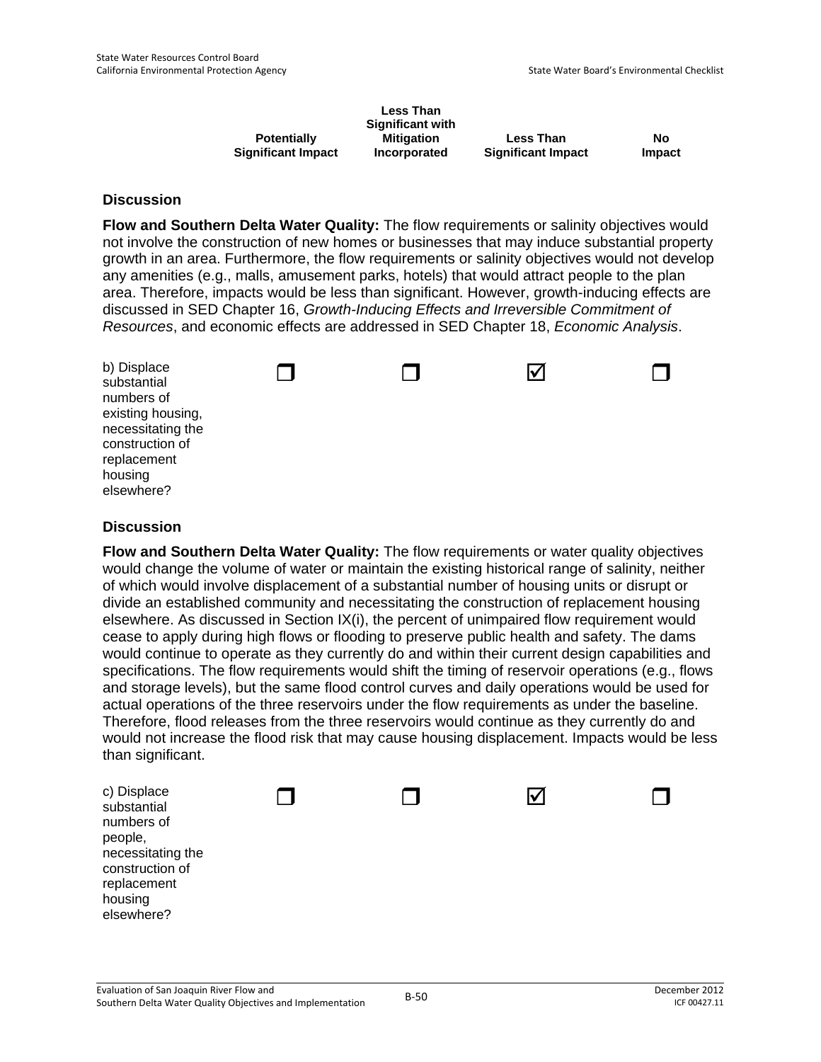| | Potentially Significant Impact | Less Than Significant with Mitigation Incorporated | Less Than Significant Impact | No Impact |
|---|---|---|---|---|

### Discussion

**Flow and Southern Delta Water Quality:** The flow requirements or salinity objectives would not involve the construction of new homes or businesses that may induce substantial property growth in an area. Furthermore, the flow requirements or salinity objectives would not develop any amenities (e.g., malls, amusement parks, hotels) that would attract people to the plan area. Therefore, impacts would be less than significant. However, growth-inducing effects are discussed in SED Chapter 16, *Growth-Inducing Effects and Irreversible Commitment of Resources*, and economic effects are addressed in SED Chapter 18, *Economic Analysis*.

| | Potentially Significant Impact | Less Than Significant with Mitigation Incorporated | Less Than Significant Impact | No Impact |
|---|---|---|---|---|
| b) Displace substantial numbers of existing housing, necessitating the construction of replacement housing elsewhere? | ❐ | ❐ | ☑ | ❐ |

### Discussion

**Flow and Southern Delta Water Quality:** The flow requirements or water quality objectives would change the volume of water or maintain the existing historical range of salinity, neither of which would involve displacement of a substantial number of housing units or disrupt or divide an established community and necessitating the construction of replacement housing elsewhere. As discussed in Section IX(i), the percent of unimpaired flow requirement would cease to apply during high flows or flooding to preserve public health and safety. The dams would continue to operate as they currently do and within their current design capabilities and specifications. The flow requirements would shift the timing of reservoir operations (e.g., flows and storage levels), but the same flood control curves and daily operations would be used for actual operations of the three reservoirs under the flow requirements as under the baseline. Therefore, flood releases from the three reservoirs would continue as they currently do and would not increase the flood risk that may cause housing displacement. Impacts would be less than significant.

| | Potentially Significant Impact | Less Than Significant with Mitigation Incorporated | Less Than Significant Impact | No Impact |
|---|---|---|---|---|
| c) Displace substantial numbers of people, necessitating the construction of replacement housing elsewhere? | ❐ | ❐ | ☑ | ❐ |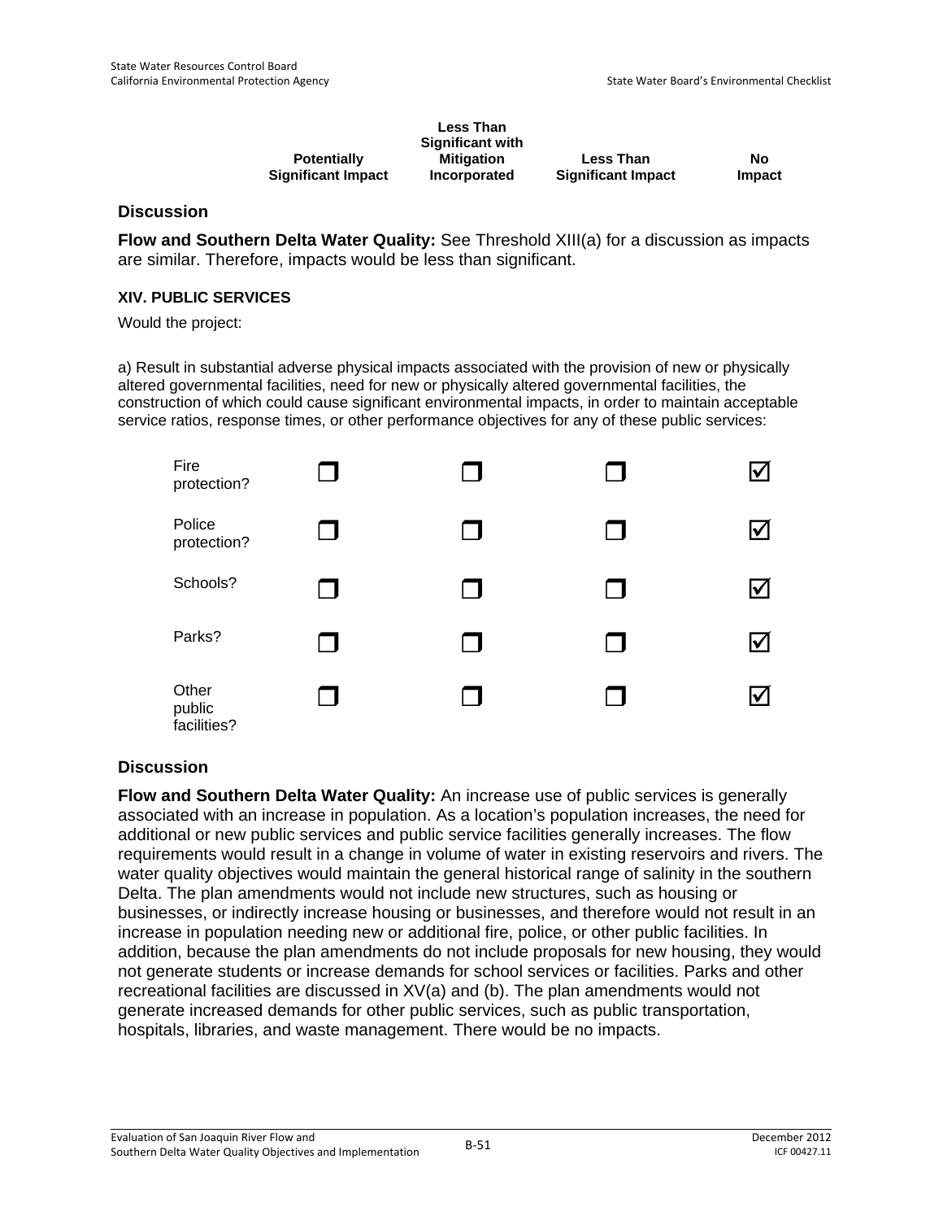| | Potentially Significant Impact | Less Than Significant with Mitigation Incorporated | Less Than Significant Impact | No Impact |
|---|---|---|---|---|

### Discussion

**Flow and Southern Delta Water Quality:** See Threshold XIII(a) for a discussion as impacts are similar. Therefore, impacts would be less than significant.

#### XIV. PUBLIC SERVICES

Would the project:

a) Result in substantial adverse physical impacts associated with the provision of new or physically altered governmental facilities, need for new or physically altered governmental facilities, the construction of which could cause significant environmental impacts, in order to maintain acceptable service ratios, response times, or other performance objectives for any of these public services:

| | Potentially Significant Impact | Less Than Significant with Mitigation Incorporated | Less Than Significant Impact | No Impact |
|---|---|---|---|---|
| Fire protection? | ☐ | ☐ | ☐ | ☑ |
| Police protection? | ☐ | ☐ | ☐ | ☑ |
| Schools? | ☐ | ☐ | ☐ | ☑ |
| Parks? | ☐ | ☐ | ☐ | ☑ |
| Other public facilities? | ☐ | ☐ | ☐ | ☑ |

### Discussion

**Flow and Southern Delta Water Quality:** An increase use of public services is generally associated with an increase in population. As a location's population increases, the need for additional or new public services and public service facilities generally increases. The flow requirements would result in a change in volume of water in existing reservoirs and rivers. The water quality objectives would maintain the general historical range of salinity in the southern Delta. The plan amendments would not include new structures, such as housing or businesses, or indirectly increase housing or businesses, and therefore would not result in an increase in population needing new or additional fire, police, or other public facilities. In addition, because the plan amendments do not include proposals for new housing, they would not generate students or increase demands for school services or facilities. Parks and other recreational facilities are discussed in XV(a) and (b). The plan amendments would not generate increased demands for other public services, such as public transportation, hospitals, libraries, and waste management. There would be no impacts.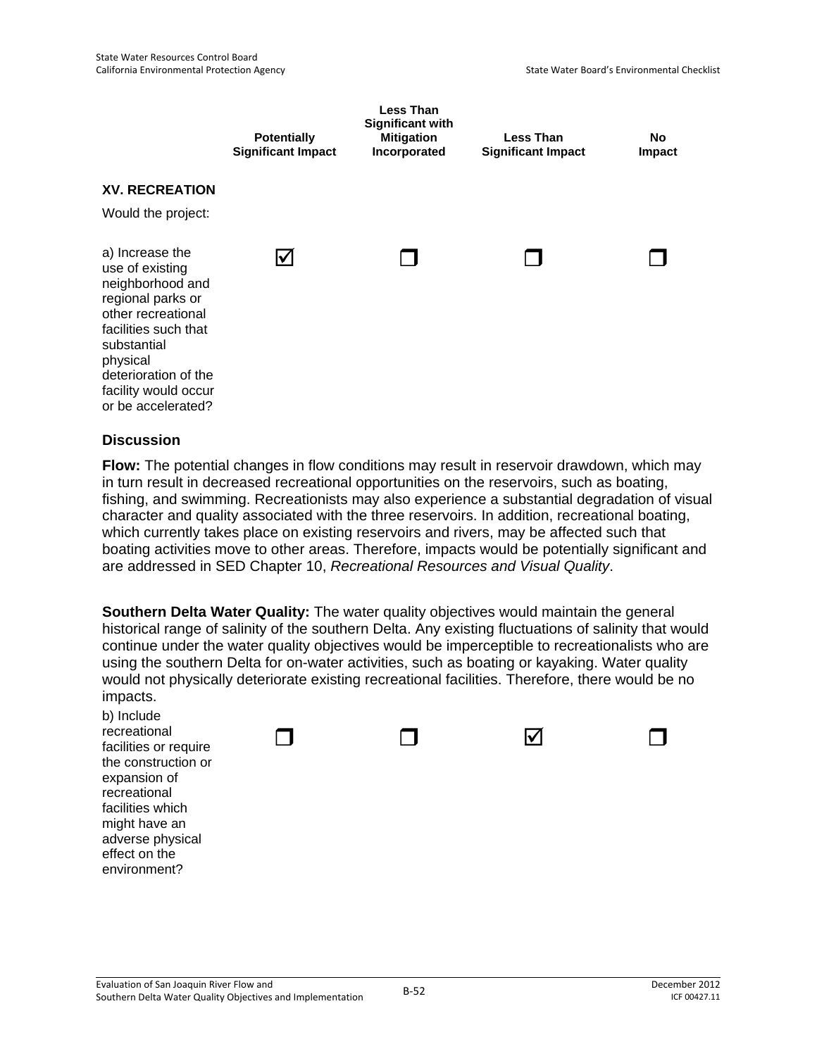| | Potentially Significant Impact | Less Than Significant with Mitigation Incorporated | Less Than Significant Impact | No Impact |
|---|---|---|---|---|
| **XV. RECREATION** | | | | |
| Would the project: | | | | |
| a) Increase the use of existing neighborhood and regional parks or other recreational facilities such that substantial physical deterioration of the facility would occur or be accelerated? | ☑ | ❐ | ❐ | ❐ |

### Discussion

**Flow:** The potential changes in flow conditions may result in reservoir drawdown, which may in turn result in decreased recreational opportunities on the reservoirs, such as boating, fishing, and swimming. Recreationists may also experience a substantial degradation of visual character and quality associated with the three reservoirs. In addition, recreational boating, which currently takes place on existing reservoirs and rivers, may be affected such that boating activities move to other areas. Therefore, impacts would be potentially significant and are addressed in SED Chapter 10, *Recreational Resources and Visual Quality*.

**Southern Delta Water Quality:** The water quality objectives would maintain the general historical range of salinity of the southern Delta. Any existing fluctuations of salinity that would continue under the water quality objectives would be imperceptible to recreationalists who are using the southern Delta for on-water activities, such as boating or kayaking. Water quality would not physically deteriorate existing recreational facilities. Therefore, there would be no impacts.

| | Potentially Significant Impact | Less Than Significant with Mitigation Incorporated | Less Than Significant Impact | No Impact |
|---|---|---|---|---|
| b) Include recreational facilities or require the construction or expansion of recreational facilities which might have an adverse physical effect on the environment? | ❐ | ❐ | ☑ | ❐ |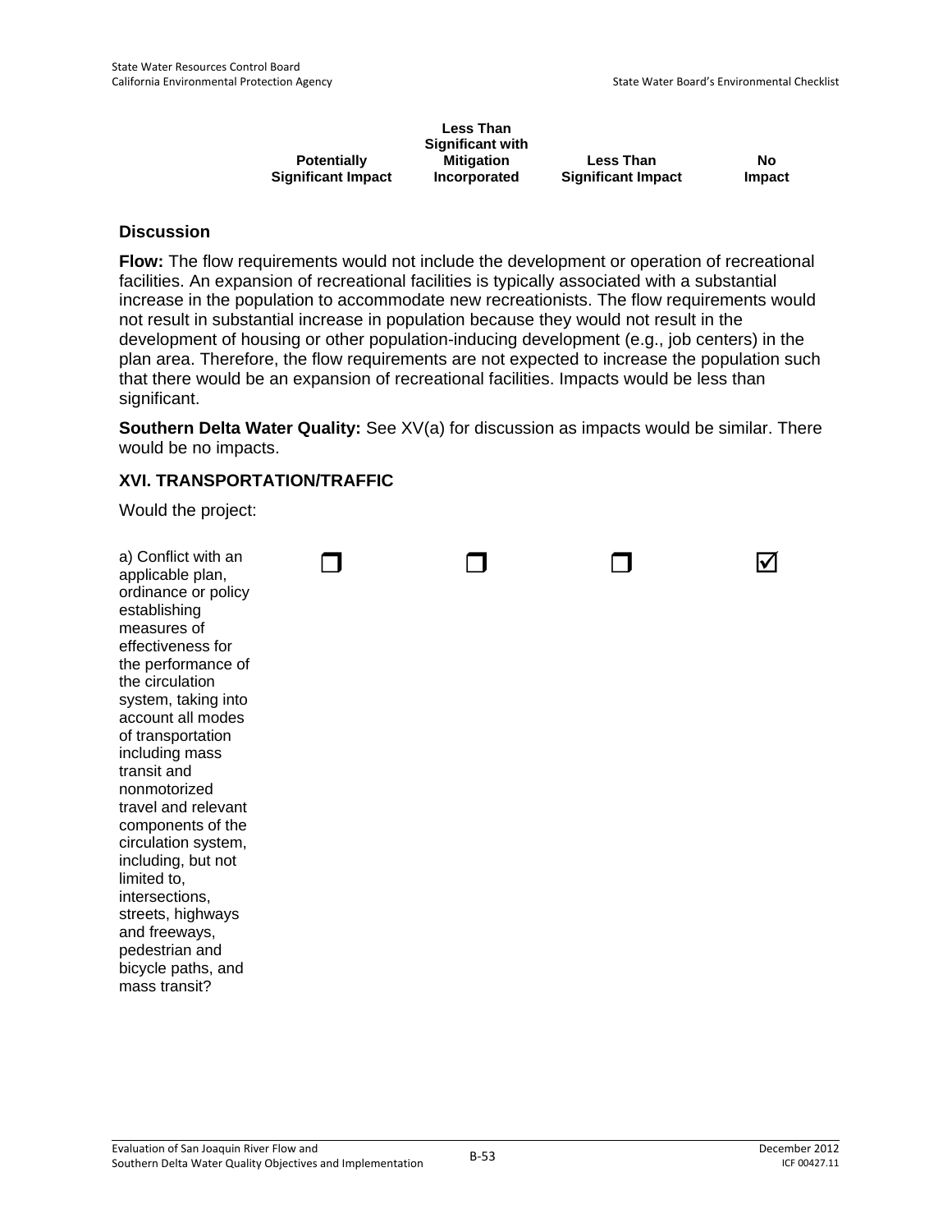| | Potentially Significant Impact | Less Than Significant with Mitigation Incorporated | Less Than Significant Impact | No Impact |
|---|---|---|---|---|

### Discussion

**Flow:** The flow requirements would not include the development or operation of recreational facilities. An expansion of recreational facilities is typically associated with a substantial increase in the population to accommodate new recreationists. The flow requirements would not result in substantial increase in population because they would not result in the development of housing or other population-inducing development (e.g., job centers) in the plan area. Therefore, the flow requirements are not expected to increase the population such that there would be an expansion of recreational facilities. Impacts would be less than significant.

**Southern Delta Water Quality:** See XV(a) for discussion as impacts would be similar. There would be no impacts.

### XVI. TRANSPORTATION/TRAFFIC

Would the project:

| | Potentially Significant Impact | Less Than Significant with Mitigation Incorporated | Less Than Significant Impact | No Impact |
|---|---|---|---|---|
| a) Conflict with an applicable plan, ordinance or policy establishing measures of effectiveness for the performance of the circulation system, taking into account all modes of transportation including mass transit and nonmotorized travel and relevant components of the circulation system, including, but not limited to, intersections, streets, highways and freeways, pedestrian and bicycle paths, and mass transit? | ☐ | ☐ | ☐ | ☑ |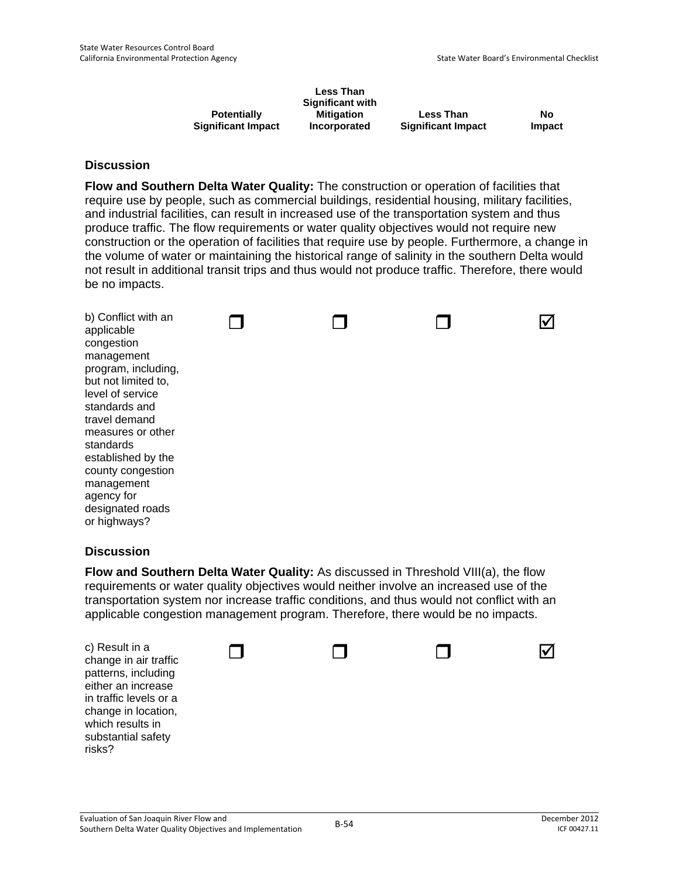| | Potentially Significant Impact | Less Than Significant with Mitigation Incorporated | Less Than Significant Impact | No Impact |
|---|---|---|---|---|

### Discussion

**Flow and Southern Delta Water Quality:** The construction or operation of facilities that require use by people, such as commercial buildings, residential housing, military facilities, and industrial facilities, can result in increased use of the transportation system and thus produce traffic. The flow requirements or water quality objectives would not require new construction or the operation of facilities that require use by people. Furthermore, a change in the volume of water or maintaining the historical range of salinity in the southern Delta would not result in additional transit trips and thus would not produce traffic. Therefore, there would be no impacts.

| | Potentially Significant Impact | Less Than Significant with Mitigation Incorporated | Less Than Significant Impact | No Impact |
|---|---|---|---|---|
| b) Conflict with an applicable congestion management program, including, but not limited to, level of service standards and travel demand measures or other standards established by the county congestion management agency for designated roads or highways? | ❐ | ❐ | ❐ | ☑ |

### Discussion

**Flow and Southern Delta Water Quality:** As discussed in Threshold VIII(a), the flow requirements or water quality objectives would neither involve an increased use of the transportation system nor increase traffic conditions, and thus would not conflict with an applicable congestion management program. Therefore, there would be no impacts.

| | Potentially Significant Impact | Less Than Significant with Mitigation Incorporated | Less Than Significant Impact | No Impact |
|---|---|---|---|---|
| c) Result in a change in air traffic patterns, including either an increase in traffic levels or a change in location, which results in substantial safety risks? | ❐ | ❐ | ❐ | ☑ |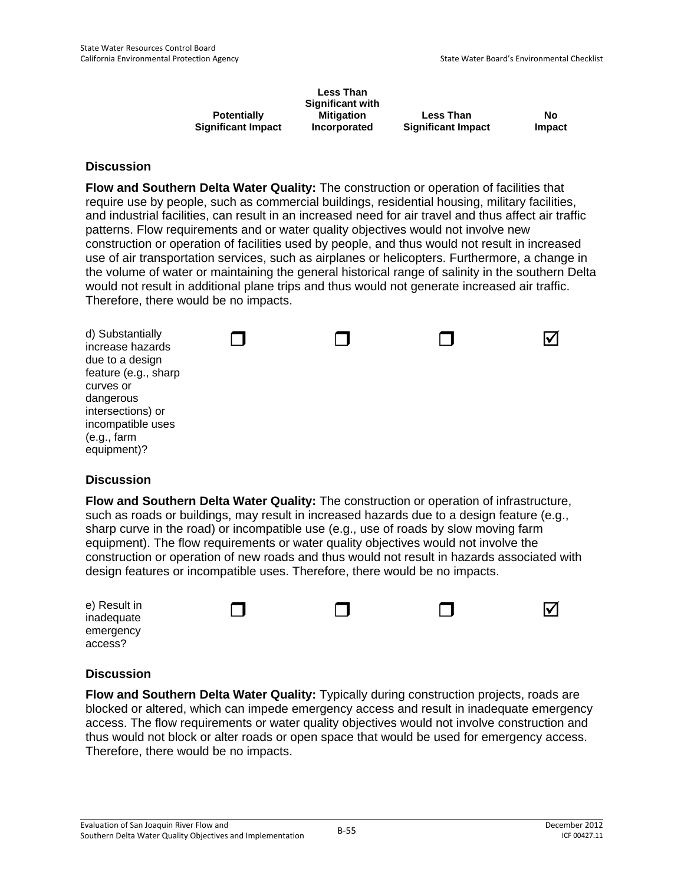| | Potentially Significant Impact | Less Than Significant with Mitigation Incorporated | Less Than Significant Impact | No Impact |
|---|---|---|---|---|

### Discussion

**Flow and Southern Delta Water Quality:** The construction or operation of facilities that require use by people, such as commercial buildings, residential housing, military facilities, and industrial facilities, can result in an increased need for air travel and thus affect air traffic patterns. Flow requirements and or water quality objectives would not involve new construction or operation of facilities used by people, and thus would not result in increased use of air transportation services, such as airplanes or helicopters. Furthermore, a change in the volume of water or maintaining the general historical range of salinity in the southern Delta would not result in additional plane trips and thus would not generate increased air traffic. Therefore, there would be no impacts.

| | Potentially Significant Impact | Less Than Significant with Mitigation Incorporated | Less Than Significant Impact | No Impact |
|---|---|---|---|---|
| d) Substantially increase hazards due to a design feature (e.g., sharp curves or dangerous intersections) or incompatible uses (e.g., farm equipment)? | ☐ | ☐ | ☐ | ☑ |

### Discussion

**Flow and Southern Delta Water Quality:** The construction or operation of infrastructure, such as roads or buildings, may result in increased hazards due to a design feature (e.g., sharp curve in the road) or incompatible use (e.g., use of roads by slow moving farm equipment). The flow requirements or water quality objectives would not involve the construction or operation of new roads and thus would not result in hazards associated with design features or incompatible uses. Therefore, there would be no impacts.

| | Potentially Significant Impact | Less Than Significant with Mitigation Incorporated | Less Than Significant Impact | No Impact |
|---|---|---|---|---|
| e) Result in inadequate emergency access? | ☐ | ☐ | ☐ | ☑ |

### Discussion

**Flow and Southern Delta Water Quality:** Typically during construction projects, roads are blocked or altered, which can impede emergency access and result in inadequate emergency access. The flow requirements or water quality objectives would not involve construction and thus would not block or alter roads or open space that would be used for emergency access. Therefore, there would be no impacts.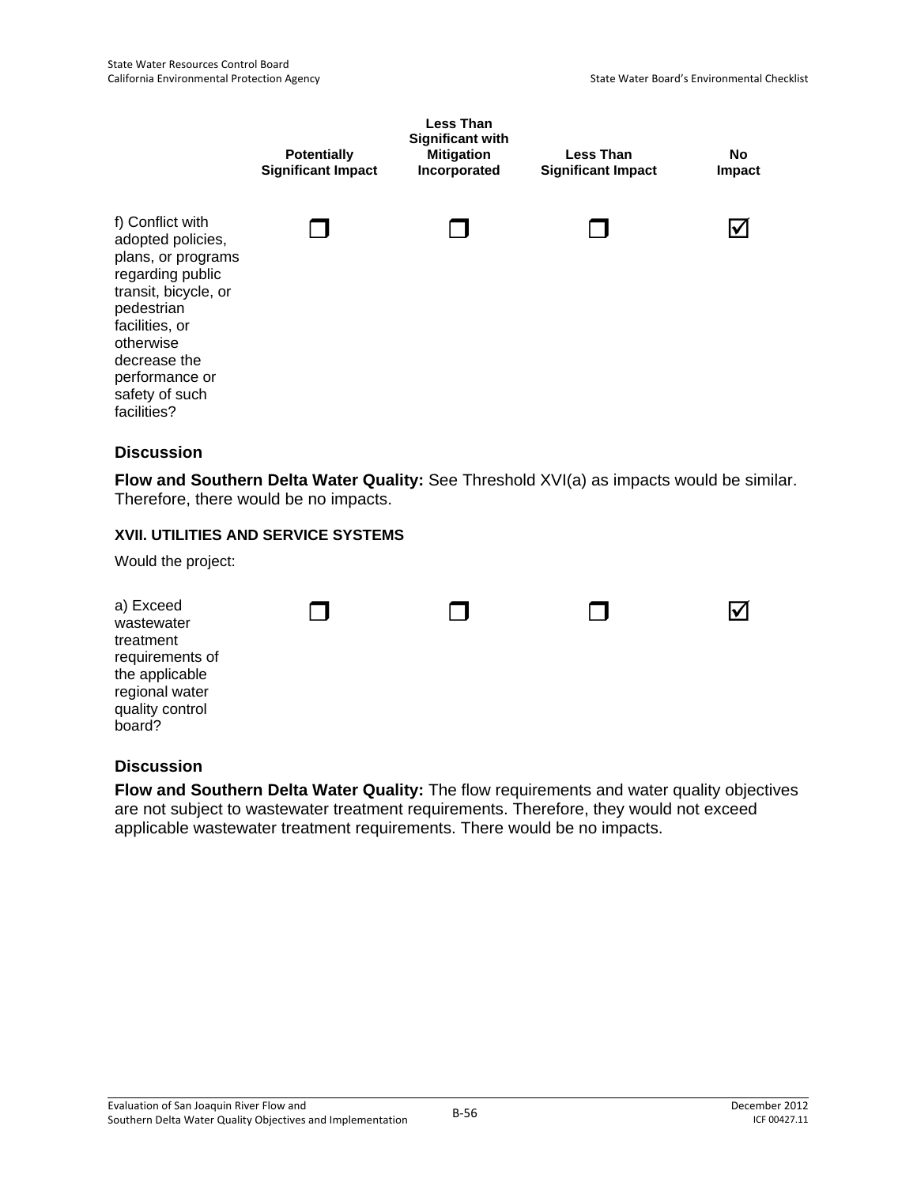| | Potentially Significant Impact | Less Than Significant with Mitigation Incorporated | Less Than Significant Impact | No Impact |
|---|---|---|---|---|
| f) Conflict with adopted policies, plans, or programs regarding public transit, bicycle, or pedestrian facilities, or otherwise decrease the performance or safety of such facilities? | ☐ | ☐ | ☐ | ☑ |

### Discussion

**Flow and Southern Delta Water Quality:** See Threshold XVI(a) as impacts would be similar. Therefore, there would be no impacts.

#### XVII. UTILITIES AND SERVICE SYSTEMS

Would the project:

| | Potentially Significant Impact | Less Than Significant with Mitigation Incorporated | Less Than Significant Impact | No Impact |
|---|---|---|---|---|
| a) Exceed wastewater treatment requirements of the applicable regional water quality control board? | ☐ | ☐ | ☐ | ☑ |

### Discussion

**Flow and Southern Delta Water Quality:** The flow requirements and water quality objectives are not subject to wastewater treatment requirements. Therefore, they would not exceed applicable wastewater treatment requirements. There would be no impacts.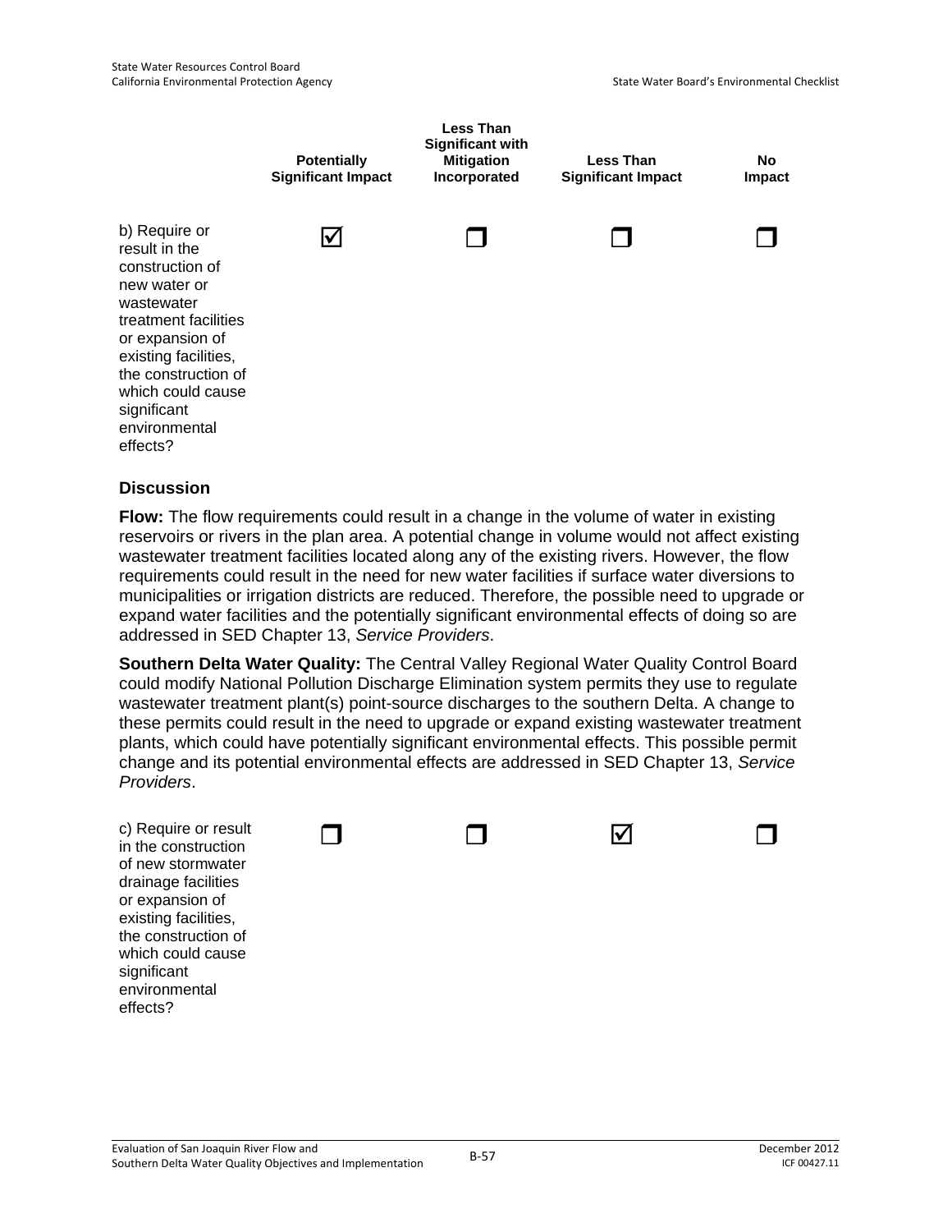| | Potentially Significant Impact | Less Than Significant with Mitigation Incorporated | Less Than Significant Impact | No Impact |
|---|---|---|---|---|
| b) Require or result in the construction of new water or wastewater treatment facilities or expansion of existing facilities, the construction of which could cause significant environmental effects? | ☑ | ❒ | ❒ | ❒ |

**Discussion**

**Flow:** The flow requirements could result in a change in the volume of water in existing reservoirs or rivers in the plan area. A potential change in volume would not affect existing wastewater treatment facilities located along any of the existing rivers. However, the flow requirements could result in the need for new water facilities if surface water diversions to municipalities or irrigation districts are reduced. Therefore, the possible need to upgrade or expand water facilities and the potentially significant environmental effects of doing so are addressed in SED Chapter 13, *Service Providers*.

**Southern Delta Water Quality:** The Central Valley Regional Water Quality Control Board could modify National Pollution Discharge Elimination system permits they use to regulate wastewater treatment plant(s) point-source discharges to the southern Delta. A change to these permits could result in the need to upgrade or expand existing wastewater treatment plants, which could have potentially significant environmental effects. This possible permit change and its potential environmental effects are addressed in SED Chapter 13, *Service Providers*.

| | Potentially Significant Impact | Less Than Significant with Mitigation Incorporated | Less Than Significant Impact | No Impact |
|---|---|---|---|---|
| c) Require or result in the construction of new stormwater drainage facilities or expansion of existing facilities, the construction of which could cause significant environmental effects? | ❒ | ❒ | ☑ | ❒ |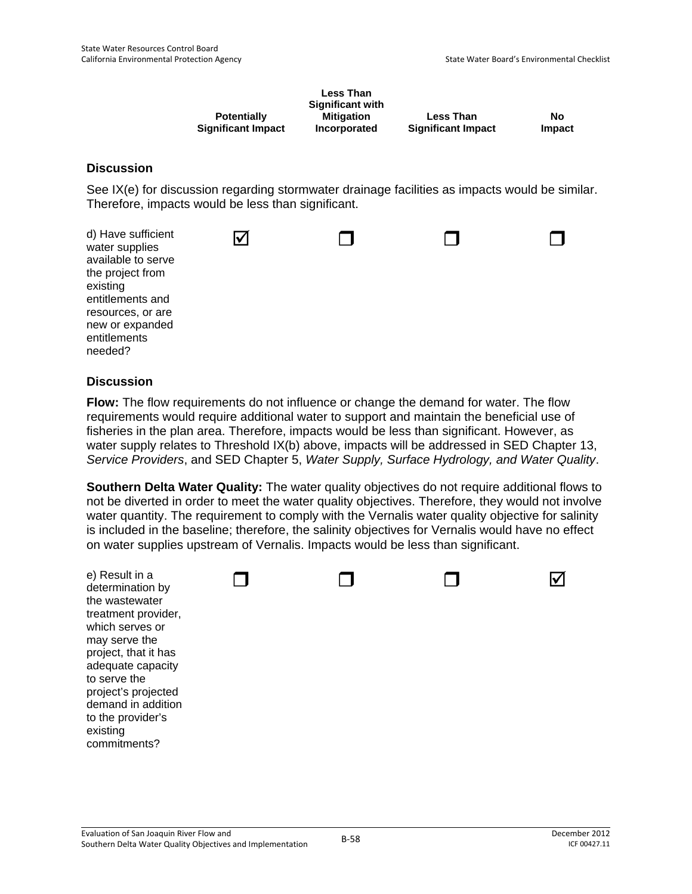| | Potentially Significant Impact | Less Than Significant with Mitigation Incorporated | Less Than Significant Impact | No Impact |
|---|---|---|---|---|

**Discussion**

See IX(e) for discussion regarding stormwater drainage facilities as impacts would be similar. Therefore, impacts would be less than significant.

| | Potentially Significant Impact | Less Than Significant with Mitigation Incorporated | Less Than Significant Impact | No Impact |
|---|---|---|---|---|
| d) Have sufficient water supplies available to serve the project from existing entitlements and resources, or are new or expanded entitlements needed? | ☑ | ❐ | ❐ | ❐ |

**Discussion**

**Flow:** The flow requirements do not influence or change the demand for water. The flow requirements would require additional water to support and maintain the beneficial use of fisheries in the plan area. Therefore, impacts would be less than significant. However, as water supply relates to Threshold IX(b) above, impacts will be addressed in SED Chapter 13, *Service Providers*, and SED Chapter 5, *Water Supply, Surface Hydrology, and Water Quality*.

**Southern Delta Water Quality:** The water quality objectives do not require additional flows to not be diverted in order to meet the water quality objectives. Therefore, they would not involve water quantity. The requirement to comply with the Vernalis water quality objective for salinity is included in the baseline; therefore, the salinity objectives for Vernalis would have no effect on water supplies upstream of Vernalis. Impacts would be less than significant.

| | Potentially Significant Impact | Less Than Significant with Mitigation Incorporated | Less Than Significant Impact | No Impact |
|---|---|---|---|---|
| e) Result in a determination by the wastewater treatment provider, which serves or may serve the project, that it has adequate capacity to serve the project's projected demand in addition to the provider's existing commitments? | ❐ | ❐ | ❐ | ☑ |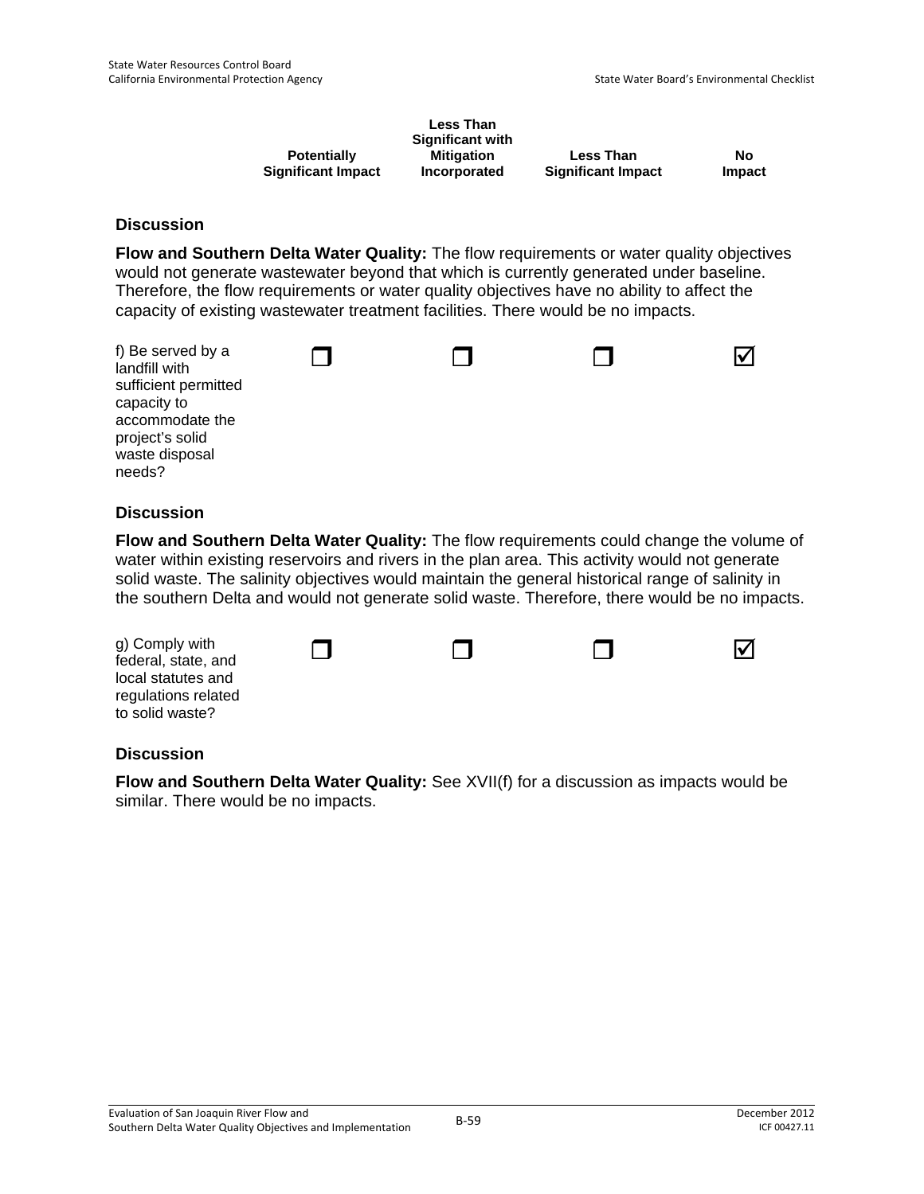| | Potentially Significant Impact | Less Than Significant with Mitigation Incorporated | Less Than Significant Impact | No Impact |
|---|---|---|---|---|

### Discussion

**Flow and Southern Delta Water Quality:** The flow requirements or water quality objectives would not generate wastewater beyond that which is currently generated under baseline. Therefore, the flow requirements or water quality objectives have no ability to affect the capacity of existing wastewater treatment facilities. There would be no impacts.

| | Potentially Significant Impact | Less Than Significant with Mitigation Incorporated | Less Than Significant Impact | No Impact |
|---|---|---|---|---|
| f) Be served by a landfill with sufficient permitted capacity to accommodate the project's solid waste disposal needs? | ☐ | ☐ | ☐ | ☑ |

### Discussion

**Flow and Southern Delta Water Quality:** The flow requirements could change the volume of water within existing reservoirs and rivers in the plan area. This activity would not generate solid waste. The salinity objectives would maintain the general historical range of salinity in the southern Delta and would not generate solid waste. Therefore, there would be no impacts.

| | Potentially Significant Impact | Less Than Significant with Mitigation Incorporated | Less Than Significant Impact | No Impact |
|---|---|---|---|---|
| g) Comply with federal, state, and local statutes and regulations related to solid waste? | ☐ | ☐ | ☐ | ☑ |

### Discussion

**Flow and Southern Delta Water Quality:** See XVII(f) for a discussion as impacts would be similar. There would be no impacts.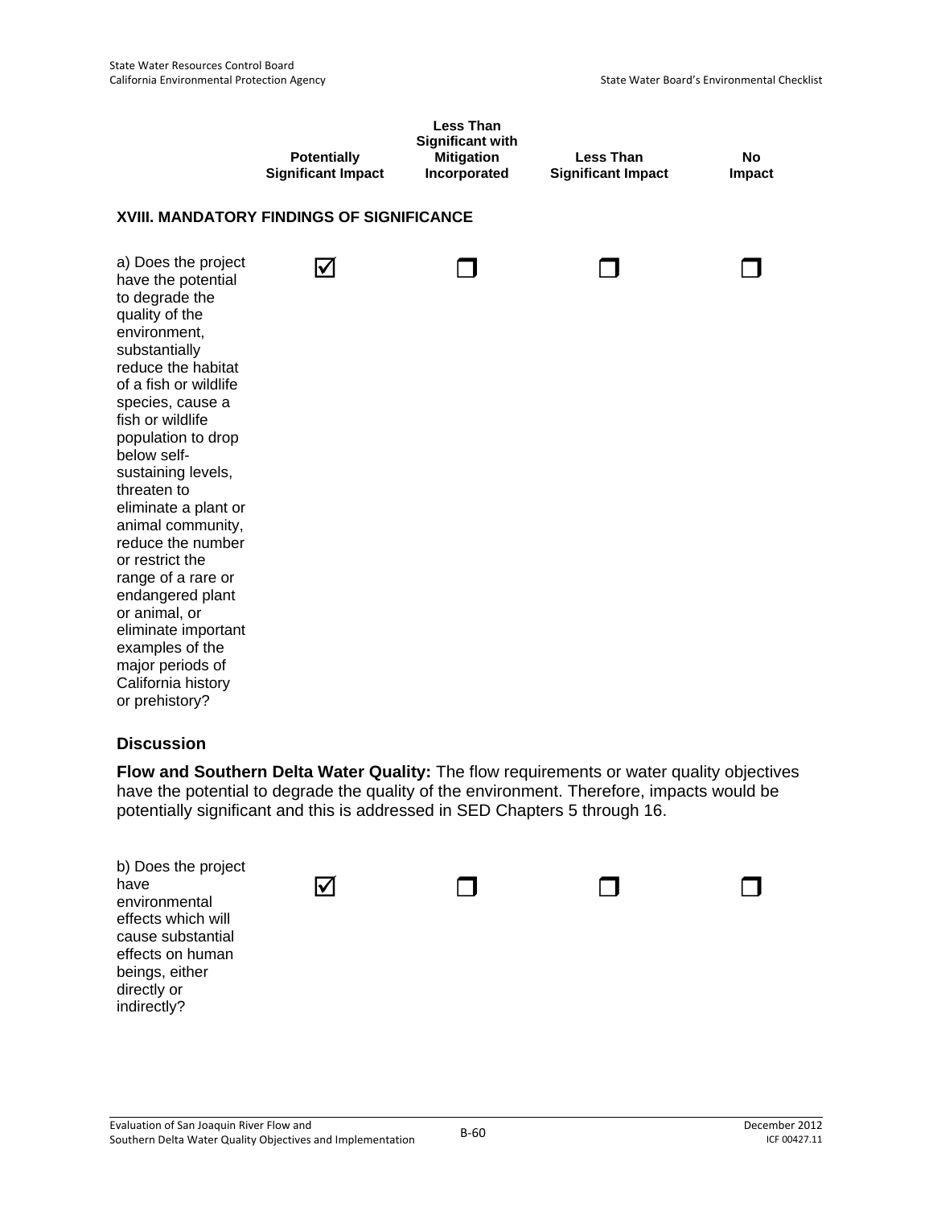| | Potentially Significant Impact | Less Than Significant with Mitigation Incorporated | Less Than Significant Impact | No Impact |
|---|---|---|---|---|

### XVIII. MANDATORY FINDINGS OF SIGNIFICANCE

| | Potentially Significant Impact | Less Than Significant with Mitigation Incorporated | Less Than Significant Impact | No Impact |
|---|---|---|---|---|
| a) Does the project have the potential to degrade the quality of the environment, substantially reduce the habitat of a fish or wildlife species, cause a fish or wildlife population to drop below self-sustaining levels, threaten to eliminate a plant or animal community, reduce the number or restrict the range of a rare or endangered plant or animal, or eliminate important examples of the major periods of California history or prehistory? | ☑ | ☐ | ☐ | ☐ |

### Discussion

**Flow and Southern Delta Water Quality:** The flow requirements or water quality objectives have the potential to degrade the quality of the environment. Therefore, impacts would be potentially significant and this is addressed in SED Chapters 5 through 16.

| | Potentially Significant Impact | Less Than Significant with Mitigation Incorporated | Less Than Significant Impact | No Impact |
|---|---|---|---|---|
| b) Does the project have environmental effects which will cause substantial effects on human beings, either directly or indirectly? | ☑ | ☐ | ☐ | ☐ |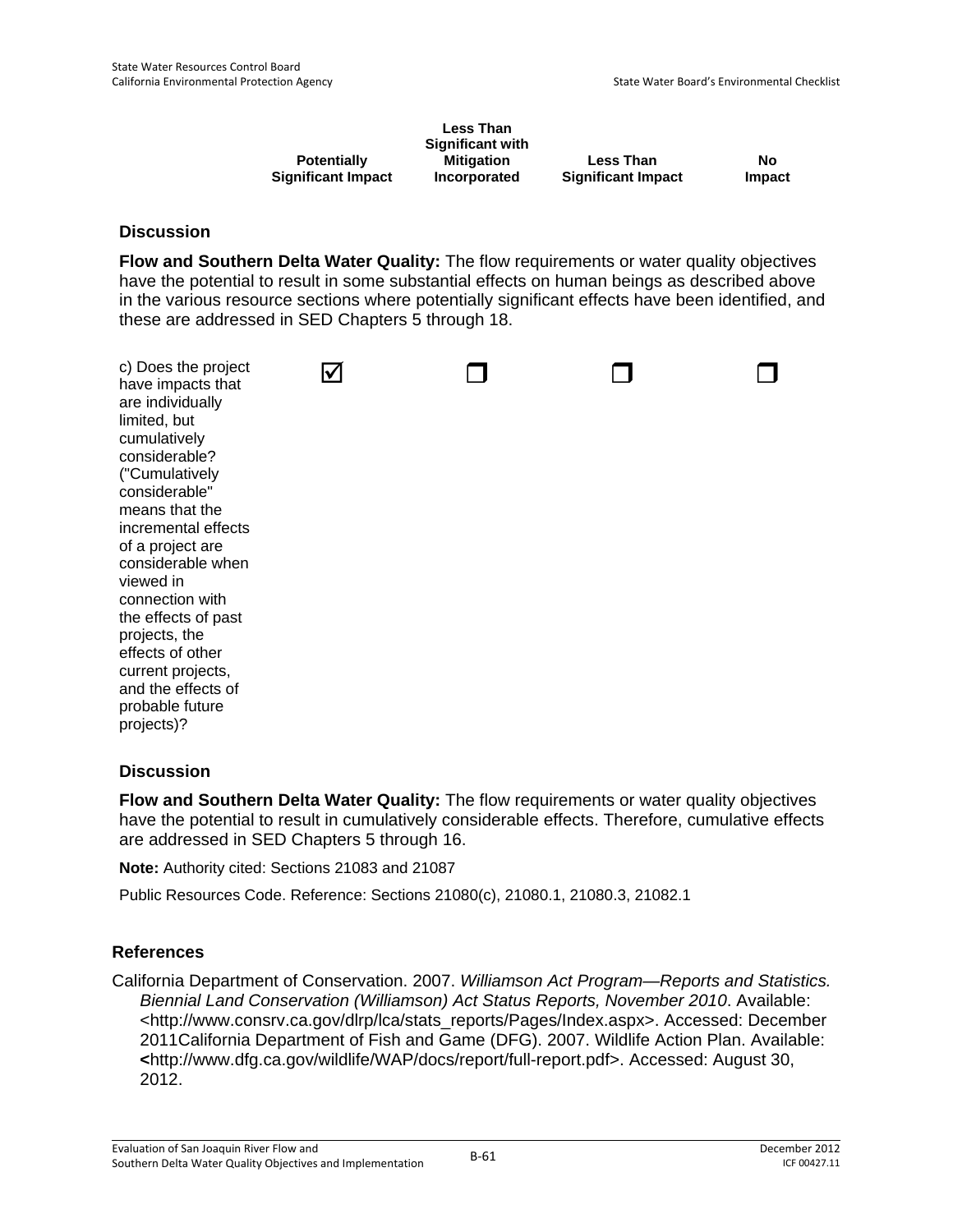| | Potentially Significant Impact | Less Than Significant with Mitigation Incorporated | Less Than Significant Impact | No Impact |
|---|---|---|---|---|

### Discussion

**Flow and Southern Delta Water Quality:** The flow requirements or water quality objectives have the potential to result in some substantial effects on human beings as described above in the various resource sections where potentially significant effects have been identified, and these are addressed in SED Chapters 5 through 18.

| | Potentially Significant Impact | Less Than Significant with Mitigation Incorporated | Less Than Significant Impact | No Impact |
|---|---|---|---|---|
| c) Does the project have impacts that are individually limited, but cumulatively considerable? ("Cumulatively considerable" means that the incremental effects of a project are considerable when viewed in connection with the effects of past projects, the effects of other current projects, and the effects of probable future projects)? | ☑ | ❒ | ❒ | ❒ |

### Discussion

**Flow and Southern Delta Water Quality:** The flow requirements or water quality objectives have the potential to result in cumulatively considerable effects. Therefore, cumulative effects are addressed in SED Chapters 5 through 16.

**Note:** Authority cited: Sections 21083 and 21087

Public Resources Code. Reference: Sections 21080(c), 21080.1, 21080.3, 21082.1

## References

California Department of Conservation. 2007. *Williamson Act Program—Reports and Statistics. Biennial Land Conservation (Williamson) Act Status Reports, November 2010*. Available: <http://www.consrv.ca.gov/dlrp/lca/stats_reports/Pages/Index.aspx>. Accessed: December 2011California Department of Fish and Game (DFG). 2007. Wildlife Action Plan. Available: <http://www.dfg.ca.gov/wildlife/WAP/docs/report/full-report.pdf>. Accessed: August 30, 2012.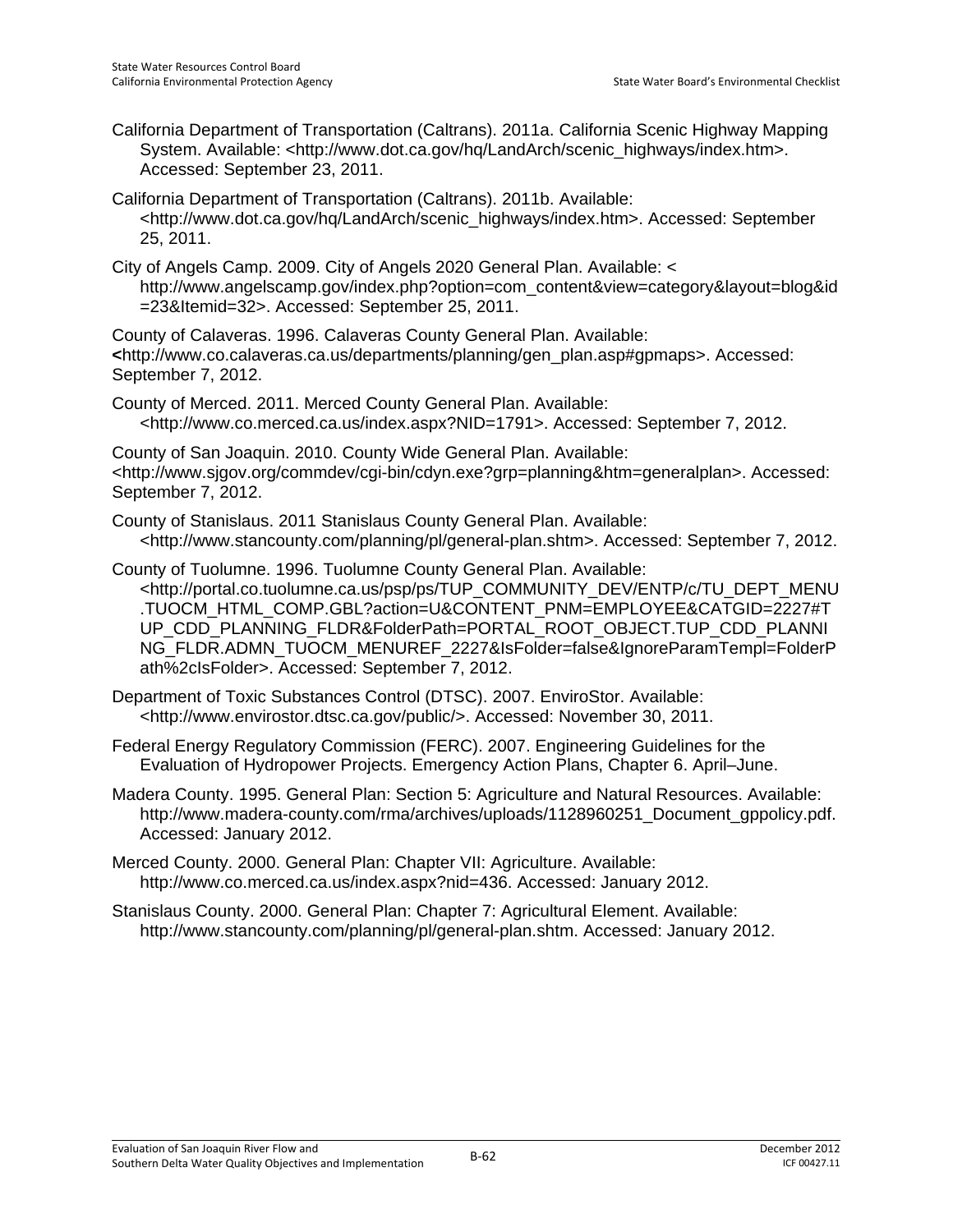California Department of Transportation (Caltrans). 2011a. California Scenic Highway Mapping System. Available: <http://www.dot.ca.gov/hq/LandArch/scenic_highways/index.htm>. Accessed: September 23, 2011.

California Department of Transportation (Caltrans). 2011b. Available: <http://www.dot.ca.gov/hq/LandArch/scenic_highways/index.htm>. Accessed: September 25, 2011.

City of Angels Camp. 2009. City of Angels 2020 General Plan. Available: < http://www.angelscamp.gov/index.php?option=com_content&view=category&layout=blog&id=23&Itemid=32>. Accessed: September 25, 2011.

County of Calaveras. 1996. Calaveras County General Plan. Available: **<**http://www.co.calaveras.ca.us/departments/planning/gen_plan.asp#gpmaps>. Accessed: September 7, 2012.

County of Merced. 2011. Merced County General Plan. Available: <http://www.co.merced.ca.us/index.aspx?NID=1791>. Accessed: September 7, 2012.

County of San Joaquin. 2010. County Wide General Plan. Available: <http://www.sjgov.org/commdev/cgi-bin/cdyn.exe?grp=planning&htm=generalplan>. Accessed: September 7, 2012.

County of Stanislaus. 2011 Stanislaus County General Plan. Available: <http://www.stancounty.com/planning/pl/general-plan.shtm>. Accessed: September 7, 2012.

County of Tuolumne. 1996. Tuolumne County General Plan. Available: <http://portal.co.tuolumne.ca.us/psp/ps/TUP_COMMUNITY_DEV/ENTP/c/TU_DEPT_MENU.TUOCM_HTML_COMP.GBL?action=U&CONTENT_PNM=EMPLOYEE&CATGID=2227#TUP_CDD_PLANNING_FLDR&FolderPath=PORTAL_ROOT_OBJECT.TUP_CDD_PLANNING_FLDR.ADMN_TUOCM_MENUREF_2227&IsFolder=false&IgnoreParamTempl=FolderPath%2cIsFolder>. Accessed: September 7, 2012.

Department of Toxic Substances Control (DTSC). 2007. EnviroStor. Available: <http://www.envirostor.dtsc.ca.gov/public/>. Accessed: November 30, 2011.

Federal Energy Regulatory Commission (FERC). 2007. Engineering Guidelines for the Evaluation of Hydropower Projects. Emergency Action Plans, Chapter 6. April–June.

Madera County. 1995. General Plan: Section 5: Agriculture and Natural Resources. Available: http://www.madera-county.com/rma/archives/uploads/1128960251_Document_gppolicy.pdf. Accessed: January 2012.

Merced County. 2000. General Plan: Chapter VII: Agriculture. Available: http://www.co.merced.ca.us/index.aspx?nid=436. Accessed: January 2012.

Stanislaus County. 2000. General Plan: Chapter 7: Agricultural Element. Available: http://www.stancounty.com/planning/pl/general-plan.shtm. Accessed: January 2012.